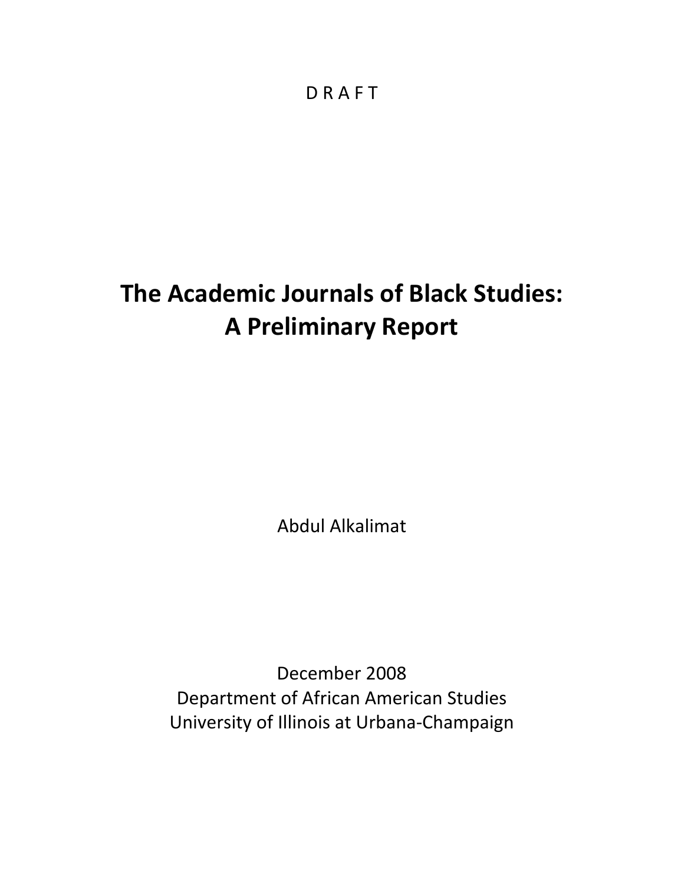D R A F T

# The Academic Journals of Black Studies: A Preliminary Report

Abdul Alkalimat

December 2008
Department of African American Studies
University of Illinois at Urbana-Champaign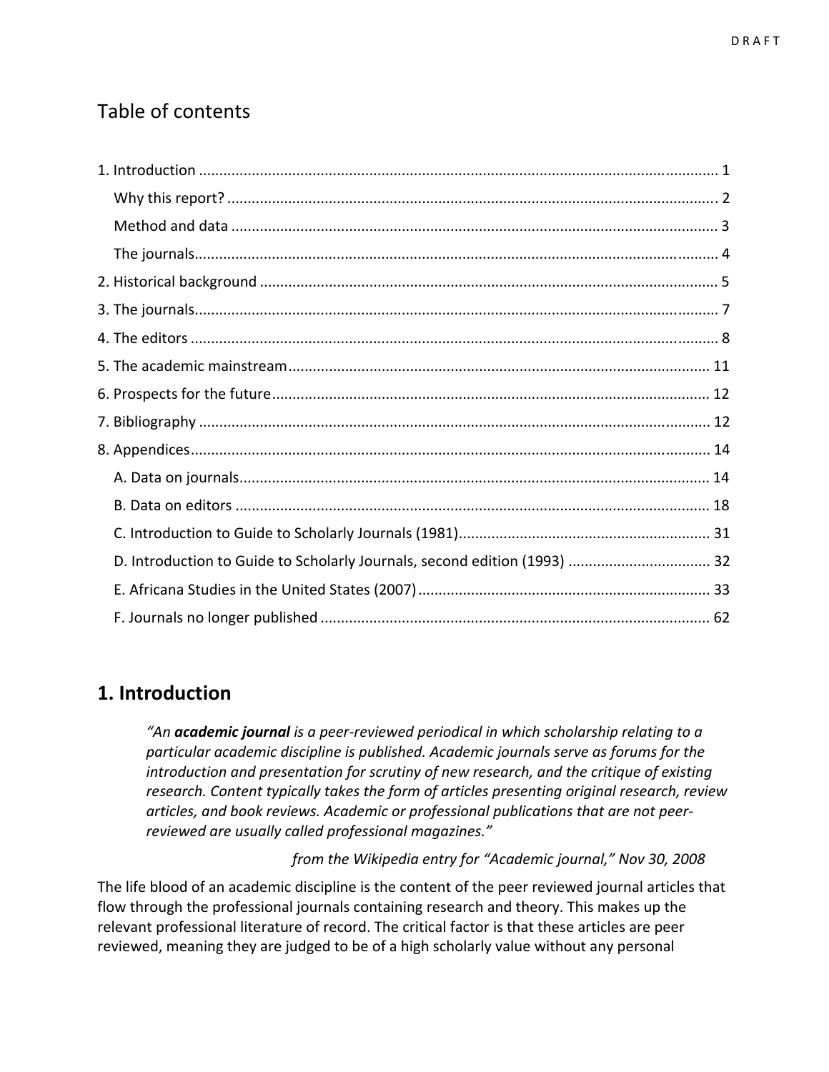## Table of contents

1. Introduction ..... 1
   - Why this report? ..... 2
   - Method and data ..... 3
   - The journals ..... 4
2. Historical background ..... 5
3. The journals ..... 7
4. The editors ..... 8
5. The academic mainstream ..... 11
6. Prospects for the future ..... 12
7. Bibliography ..... 12
8. Appendices ..... 14
   - A. Data on journals ..... 14
   - B. Data on editors ..... 18
   - C. Introduction to Guide to Scholarly Journals (1981) ..... 31
   - D. Introduction to Guide to Scholarly Journals, second edition (1993) ..... 32
   - E. Africana Studies in the United States (2007) ..... 33
   - F. Journals no longer published ..... 62

## 1. Introduction

> *"An **academic journal** is a peer-reviewed periodical in which scholarship relating to a particular academic discipline is published. Academic journals serve as forums for the introduction and presentation for scrutiny of new research, and the critique of existing research. Content typically takes the form of articles presenting original research, review articles, and book reviews. Academic or professional publications that are not peer-reviewed are usually called professional magazines."*
>
> *from the Wikipedia entry for "Academic journal," Nov 30, 2008*

The life blood of an academic discipline is the content of the peer reviewed journal articles that flow through the professional journals containing research and theory. This makes up the relevant professional literature of record. The critical factor is that these articles are peer reviewed, meaning they are judged to be of a high scholarly value without any personal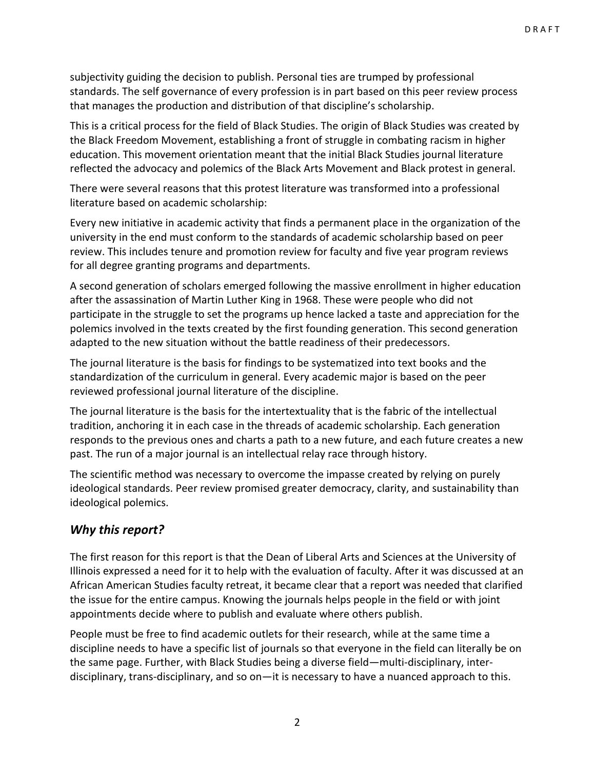subjectivity guiding the decision to publish. Personal ties are trumped by professional standards. The self governance of every profession is in part based on this peer review process that manages the production and distribution of that discipline's scholarship.

This is a critical process for the field of Black Studies. The origin of Black Studies was created by the Black Freedom Movement, establishing a front of struggle in combating racism in higher education. This movement orientation meant that the initial Black Studies journal literature reflected the advocacy and polemics of the Black Arts Movement and Black protest in general.

There were several reasons that this protest literature was transformed into a professional literature based on academic scholarship:

Every new initiative in academic activity that finds a permanent place in the organization of the university in the end must conform to the standards of academic scholarship based on peer review. This includes tenure and promotion review for faculty and five year program reviews for all degree granting programs and departments.

A second generation of scholars emerged following the massive enrollment in higher education after the assassination of Martin Luther King in 1968. These were people who did not participate in the struggle to set the programs up hence lacked a taste and appreciation for the polemics involved in the texts created by the first founding generation. This second generation adapted to the new situation without the battle readiness of their predecessors.

The journal literature is the basis for findings to be systematized into text books and the standardization of the curriculum in general. Every academic major is based on the peer reviewed professional journal literature of the discipline.

The journal literature is the basis for the intertextuality that is the fabric of the intellectual tradition, anchoring it in each case in the threads of academic scholarship. Each generation responds to the previous ones and charts a path to a new future, and each future creates a new past. The run of a major journal is an intellectual relay race through history.

The scientific method was necessary to overcome the impasse created by relying on purely ideological standards. Peer review promised greater democracy, clarity, and sustainability than ideological polemics.

## *Why this report?*

The first reason for this report is that the Dean of Liberal Arts and Sciences at the University of Illinois expressed a need for it to help with the evaluation of faculty. After it was discussed at an African American Studies faculty retreat, it became clear that a report was needed that clarified the issue for the entire campus. Knowing the journals helps people in the field or with joint appointments decide where to publish and evaluate where others publish.

People must be free to find academic outlets for their research, while at the same time a discipline needs to have a specific list of journals so that everyone in the field can literally be on the same page. Further, with Black Studies being a diverse field—multi-disciplinary, inter-disciplinary, trans-disciplinary, and so on—it is necessary to have a nuanced approach to this.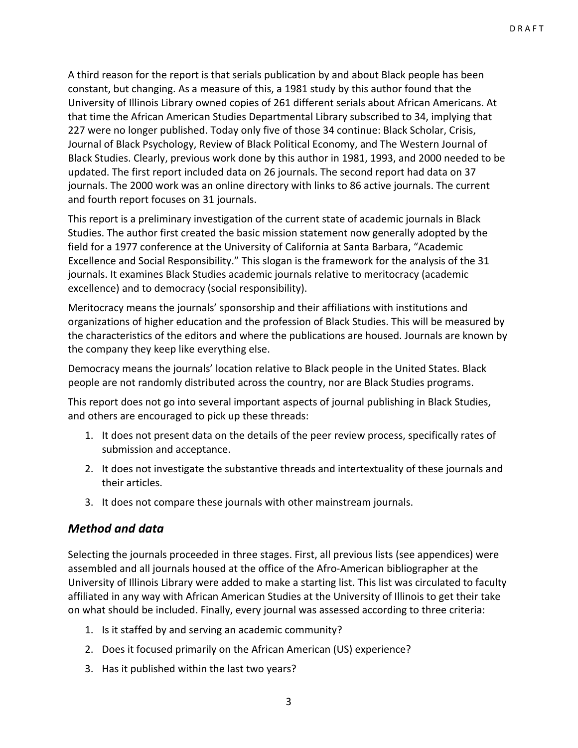A third reason for the report is that serials publication by and about Black people has been constant, but changing. As a measure of this, a 1981 study by this author found that the University of Illinois Library owned copies of 261 different serials about African Americans. At that time the African American Studies Departmental Library subscribed to 34, implying that 227 were no longer published. Today only five of those 34 continue: Black Scholar, Crisis, Journal of Black Psychology, Review of Black Political Economy, and The Western Journal of Black Studies. Clearly, previous work done by this author in 1981, 1993, and 2000 needed to be updated. The first report included data on 26 journals. The second report had data on 37 journals. The 2000 work was an online directory with links to 86 active journals. The current and fourth report focuses on 31 journals.

This report is a preliminary investigation of the current state of academic journals in Black Studies. The author first created the basic mission statement now generally adopted by the field for a 1977 conference at the University of California at Santa Barbara, "Academic Excellence and Social Responsibility." This slogan is the framework for the analysis of the 31 journals. It examines Black Studies academic journals relative to meritocracy (academic excellence) and to democracy (social responsibility).

Meritocracy means the journals' sponsorship and their affiliations with institutions and organizations of higher education and the profession of Black Studies. This will be measured by the characteristics of the editors and where the publications are housed. Journals are known by the company they keep like everything else.

Democracy means the journals' location relative to Black people in the United States. Black people are not randomly distributed across the country, nor are Black Studies programs.

This report does not go into several important aspects of journal publishing in Black Studies, and others are encouraged to pick up these threads:

1. It does not present data on the details of the peer review process, specifically rates of submission and acceptance.
2. It does not investigate the substantive threads and intertextuality of these journals and their articles.
3. It does not compare these journals with other mainstream journals.

## *Method and data*

Selecting the journals proceeded in three stages. First, all previous lists (see appendices) were assembled and all journals housed at the office of the Afro-American bibliographer at the University of Illinois Library were added to make a starting list. This list was circulated to faculty affiliated in any way with African American Studies at the University of Illinois to get their take on what should be included. Finally, every journal was assessed according to three criteria:

1. Is it staffed by and serving an academic community?
2. Does it focused primarily on the African American (US) experience?
3. Has it published within the last two years?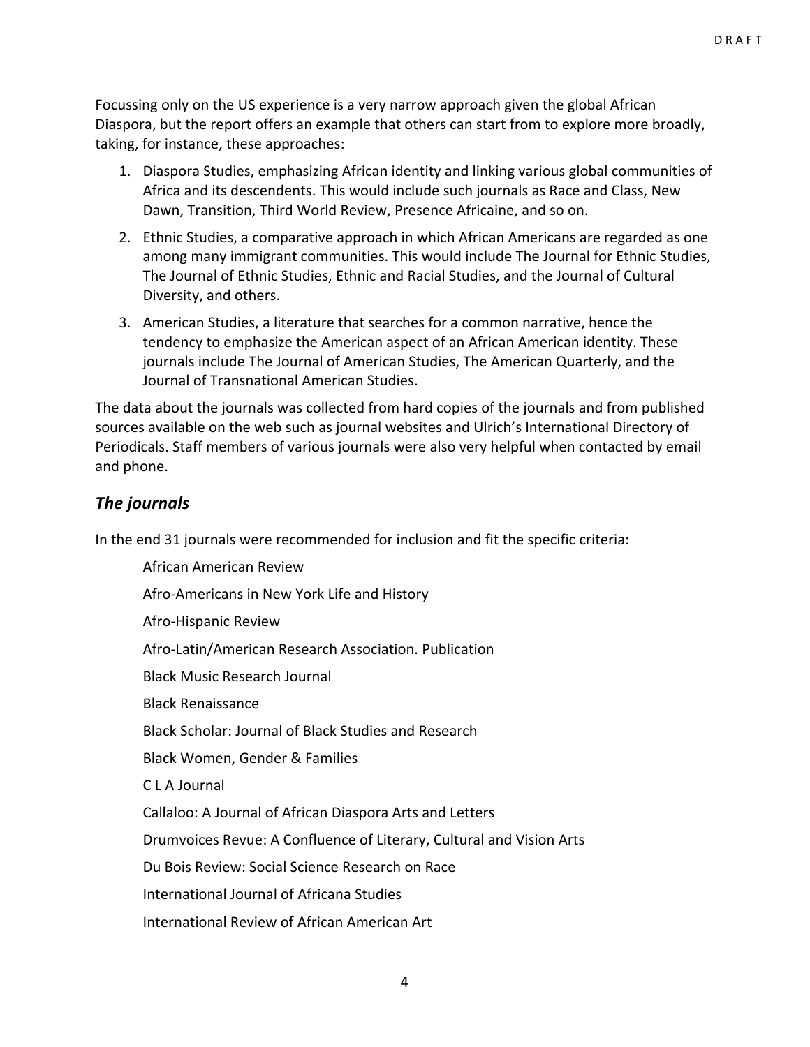Focussing only on the US experience is a very narrow approach given the global African Diaspora, but the report offers an example that others can start from to explore more broadly, taking, for instance, these approaches:

1. Diaspora Studies, emphasizing African identity and linking various global communities of Africa and its descendents. This would include such journals as Race and Class, New Dawn, Transition, Third World Review, Presence Africaine, and so on.
2. Ethnic Studies, a comparative approach in which African Americans are regarded as one among many immigrant communities. This would include The Journal for Ethnic Studies, The Journal of Ethnic Studies, Ethnic and Racial Studies, and the Journal of Cultural Diversity, and others.
3. American Studies, a literature that searches for a common narrative, hence the tendency to emphasize the American aspect of an African American identity. These journals include The Journal of American Studies, The American Quarterly, and the Journal of Transnational American Studies.

The data about the journals was collected from hard copies of the journals and from published sources available on the web such as journal websites and Ulrich's International Directory of Periodicals. Staff members of various journals were also very helpful when contacted by email and phone.

## *The journals*

In the end 31 journals were recommended for inclusion and fit the specific criteria:

African American Review

Afro-Americans in New York Life and History

Afro-Hispanic Review

Afro-Latin/American Research Association. Publication

Black Music Research Journal

Black Renaissance

Black Scholar: Journal of Black Studies and Research

Black Women, Gender & Families

C L A Journal

Callaloo: A Journal of African Diaspora Arts and Letters

Drumvoices Revue: A Confluence of Literary, Cultural and Vision Arts

Du Bois Review: Social Science Research on Race

International Journal of Africana Studies

International Review of African American Art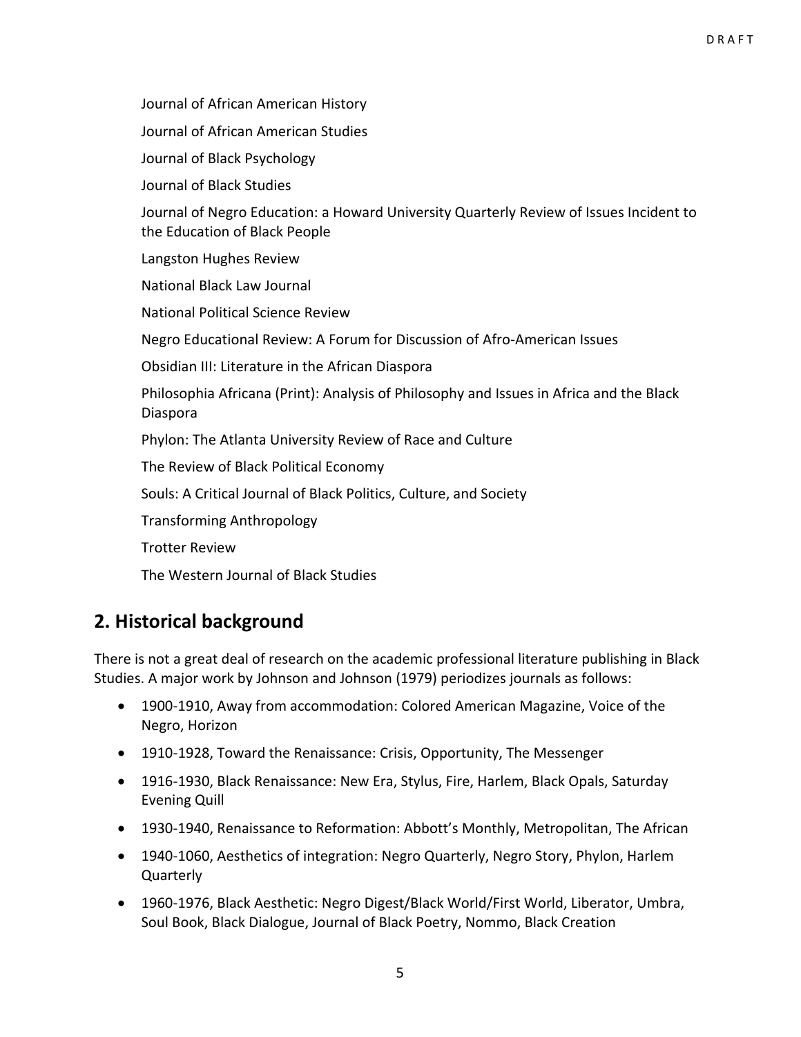Journal of African American History

Journal of African American Studies

Journal of Black Psychology

Journal of Black Studies

Journal of Negro Education: a Howard University Quarterly Review of Issues Incident to the Education of Black People

Langston Hughes Review

National Black Law Journal

National Political Science Review

Negro Educational Review: A Forum for Discussion of Afro-American Issues

Obsidian III: Literature in the African Diaspora

Philosophia Africana (Print): Analysis of Philosophy and Issues in Africa and the Black Diaspora

Phylon: The Atlanta University Review of Race and Culture

The Review of Black Political Economy

Souls: A Critical Journal of Black Politics, Culture, and Society

Transforming Anthropology

Trotter Review

The Western Journal of Black Studies

## 2. Historical background

There is not a great deal of research on the academic professional literature publishing in Black Studies. A major work by Johnson and Johnson (1979) periodizes journals as follows:

- 1900-1910, Away from accommodation: Colored American Magazine, Voice of the Negro, Horizon
- 1910-1928, Toward the Renaissance: Crisis, Opportunity, The Messenger
- 1916-1930, Black Renaissance: New Era, Stylus, Fire, Harlem, Black Opals, Saturday Evening Quill
- 1930-1940, Renaissance to Reformation: Abbott's Monthly, Metropolitan, The African
- 1940-1060, Aesthetics of integration: Negro Quarterly, Negro Story, Phylon, Harlem Quarterly
- 1960-1976, Black Aesthetic: Negro Digest/Black World/First World, Liberator, Umbra, Soul Book, Black Dialogue, Journal of Black Poetry, Nommo, Black Creation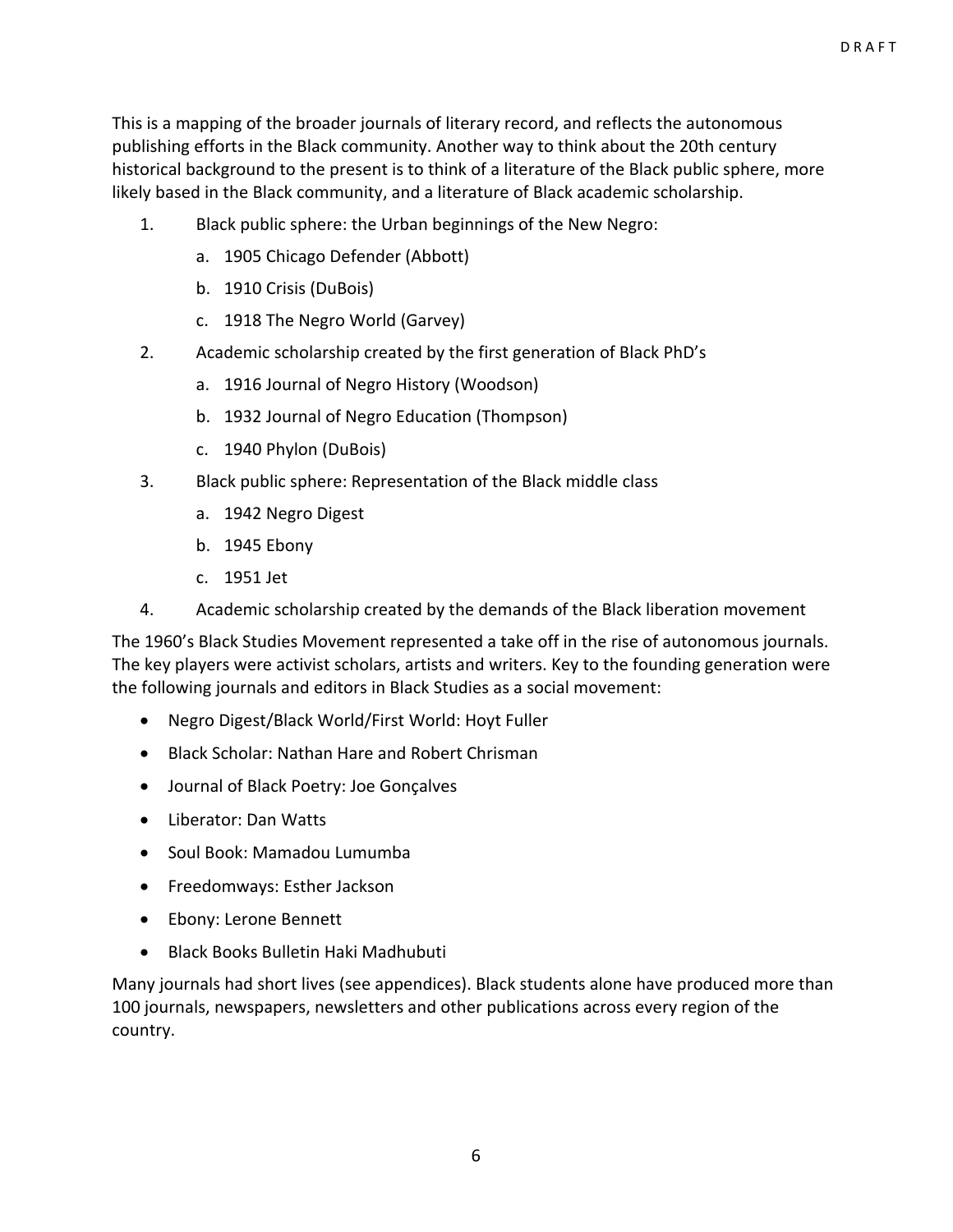This is a mapping of the broader journals of literary record, and reflects the autonomous publishing efforts in the Black community. Another way to think about the 20th century historical background to the present is to think of a literature of the Black public sphere, more likely based in the Black community, and a literature of Black academic scholarship.

1. Black public sphere: the Urban beginnings of the New Negro:
   a. 1905 Chicago Defender (Abbott)
   b. 1910 Crisis (DuBois)
   c. 1918 The Negro World (Garvey)
2. Academic scholarship created by the first generation of Black PhD's
   a. 1916 Journal of Negro History (Woodson)
   b. 1932 Journal of Negro Education (Thompson)
   c. 1940 Phylon (DuBois)
3. Black public sphere: Representation of the Black middle class
   a. 1942 Negro Digest
   b. 1945 Ebony
   c. 1951 Jet
4. Academic scholarship created by the demands of the Black liberation movement

The 1960's Black Studies Movement represented a take off in the rise of autonomous journals. The key players were activist scholars, artists and writers. Key to the founding generation were the following journals and editors in Black Studies as a social movement:

- Negro Digest/Black World/First World: Hoyt Fuller
- Black Scholar: Nathan Hare and Robert Chrisman
- Journal of Black Poetry: Joe Gonçalves
- Liberator: Dan Watts
- Soul Book: Mamadou Lumumba
- Freedomways: Esther Jackson
- Ebony: Lerone Bennett
- Black Books Bulletin Haki Madhubuti

Many journals had short lives (see appendices). Black students alone have produced more than 100 journals, newspapers, newsletters and other publications across every region of the country.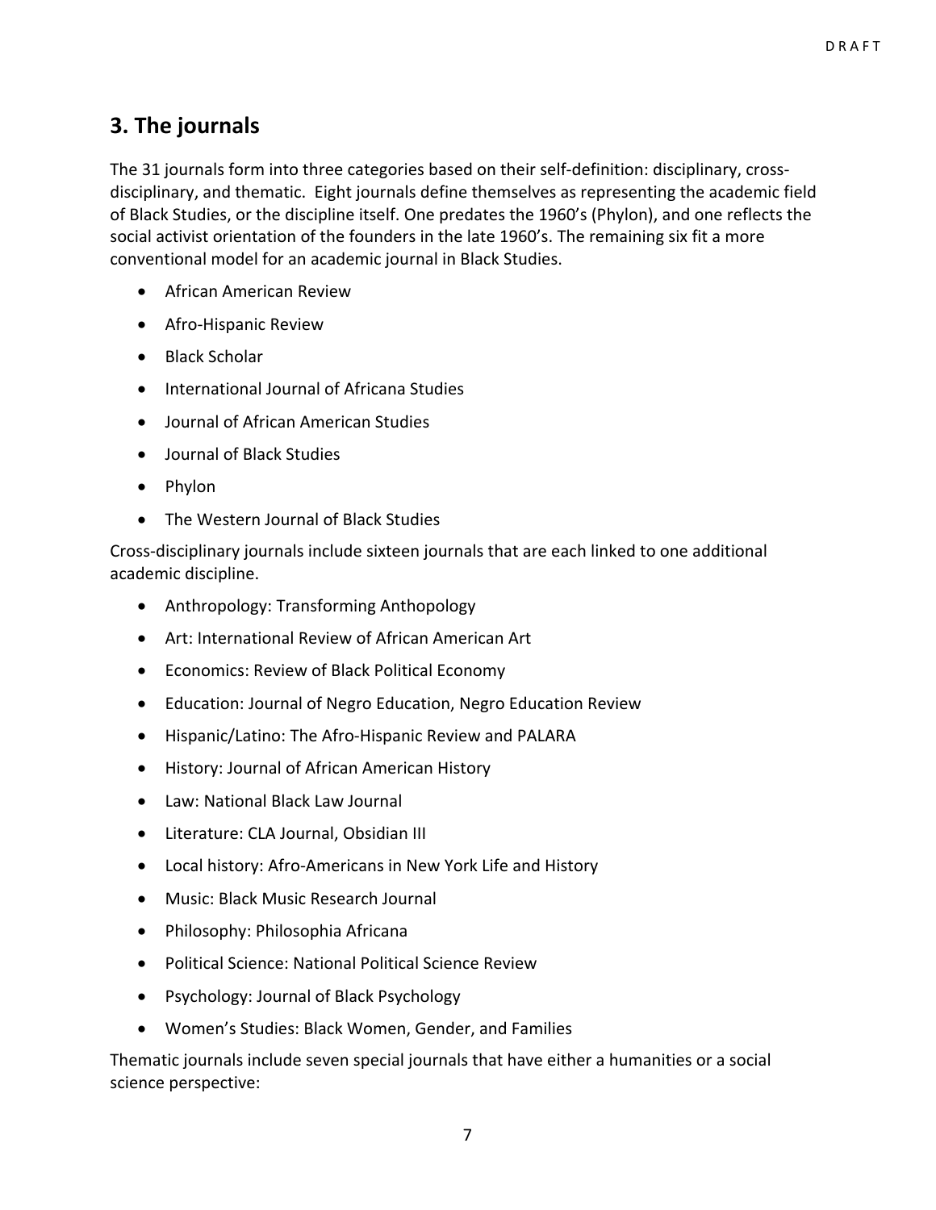## 3. The journals

The 31 journals form into three categories based on their self-definition: disciplinary, cross-disciplinary, and thematic. Eight journals define themselves as representing the academic field of Black Studies, or the discipline itself. One predates the 1960's (Phylon), and one reflects the social activist orientation of the founders in the late 1960's. The remaining six fit a more conventional model for an academic journal in Black Studies.

- African American Review
- Afro-Hispanic Review
- Black Scholar
- International Journal of Africana Studies
- Journal of African American Studies
- Journal of Black Studies
- Phylon
- The Western Journal of Black Studies

Cross-disciplinary journals include sixteen journals that are each linked to one additional academic discipline.

- Anthropology: Transforming Anthopology
- Art: International Review of African American Art
- Economics: Review of Black Political Economy
- Education: Journal of Negro Education, Negro Education Review
- Hispanic/Latino: The Afro-Hispanic Review and PALARA
- History: Journal of African American History
- Law: National Black Law Journal
- Literature: CLA Journal, Obsidian III
- Local history: Afro-Americans in New York Life and History
- Music: Black Music Research Journal
- Philosophy: Philosophia Africana
- Political Science: National Political Science Review
- Psychology: Journal of Black Psychology
- Women's Studies: Black Women, Gender, and Families

Thematic journals include seven special journals that have either a humanities or a social science perspective: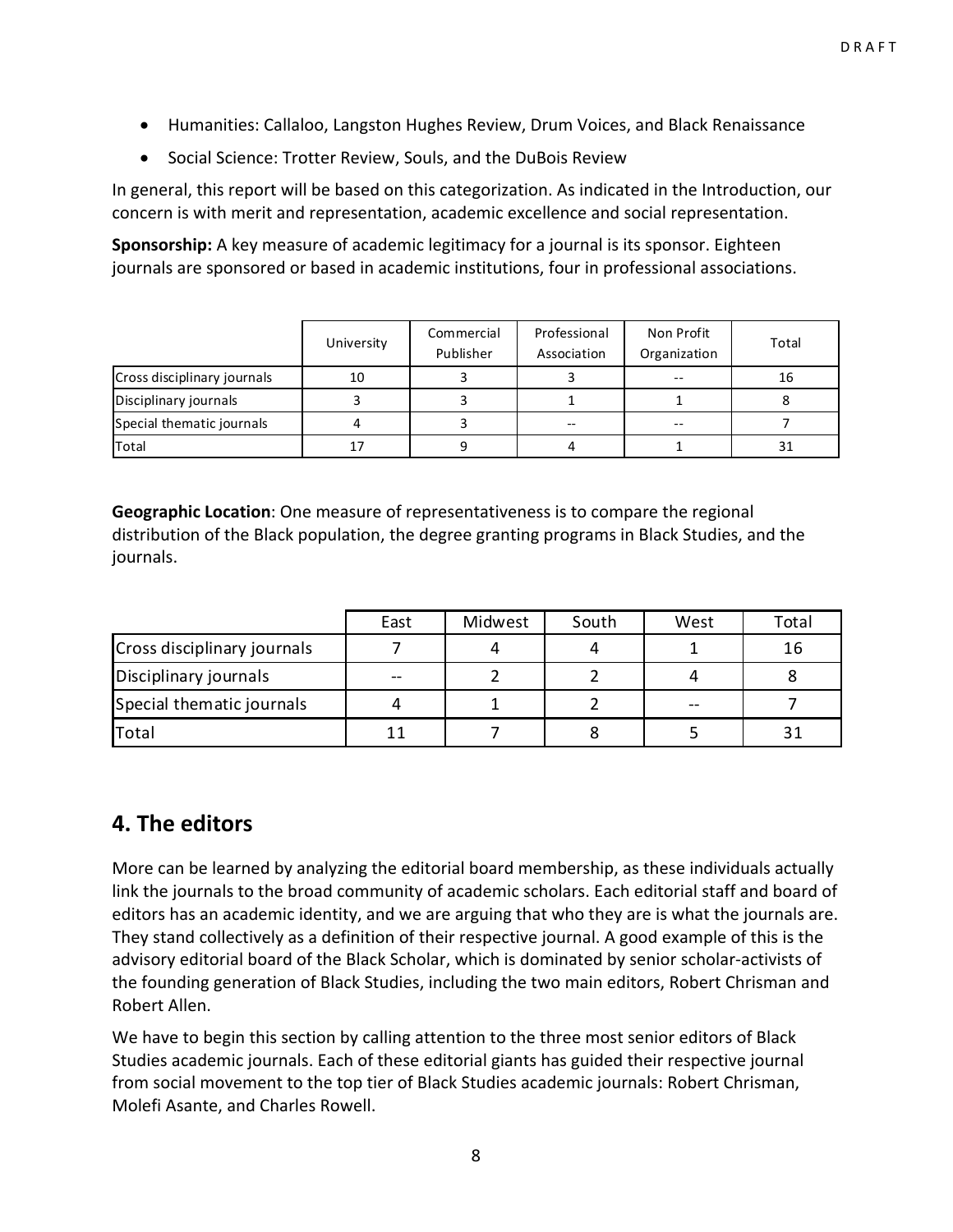- Humanities: Callaloo, Langston Hughes Review, Drum Voices, and Black Renaissance
- Social Science: Trotter Review, Souls, and the DuBois Review

In general, this report will be based on this categorization. As indicated in the Introduction, our concern is with merit and representation, academic excellence and social representation.

**Sponsorship:** A key measure of academic legitimacy for a journal is its sponsor. Eighteen journals are sponsored or based in academic institutions, four in professional associations.

| | University | Commercial Publisher | Professional Association | Non Profit Organization | Total |
|---|---|---|---|---|---|
| Cross disciplinary journals | 10 | 3 | 3 | -- | 16 |
| Disciplinary journals | 3 | 3 | 1 | 1 | 8 |
| Special thematic journals | 4 | 3 | -- | -- | 7 |
| Total | 17 | 9 | 4 | 1 | 31 |

**Geographic Location**: One measure of representativeness is to compare the regional distribution of the Black population, the degree granting programs in Black Studies, and the journals.

| | East | Midwest | South | West | Total |
|---|---|---|---|---|---|
| Cross disciplinary journals | 7 | 4 | 4 | 1 | 16 |
| Disciplinary journals | -- | 2 | 2 | 4 | 8 |
| Special thematic journals | 4 | 1 | 2 | -- | 7 |
| Total | 11 | 7 | 8 | 5 | 31 |

## 4. The editors

More can be learned by analyzing the editorial board membership, as these individuals actually link the journals to the broad community of academic scholars. Each editorial staff and board of editors has an academic identity, and we are arguing that who they are is what the journals are. They stand collectively as a definition of their respective journal. A good example of this is the advisory editorial board of the Black Scholar, which is dominated by senior scholar-activists of the founding generation of Black Studies, including the two main editors, Robert Chrisman and Robert Allen.

We have to begin this section by calling attention to the three most senior editors of Black Studies academic journals. Each of these editorial giants has guided their respective journal from social movement to the top tier of Black Studies academic journals: Robert Chrisman, Molefi Asante, and Charles Rowell.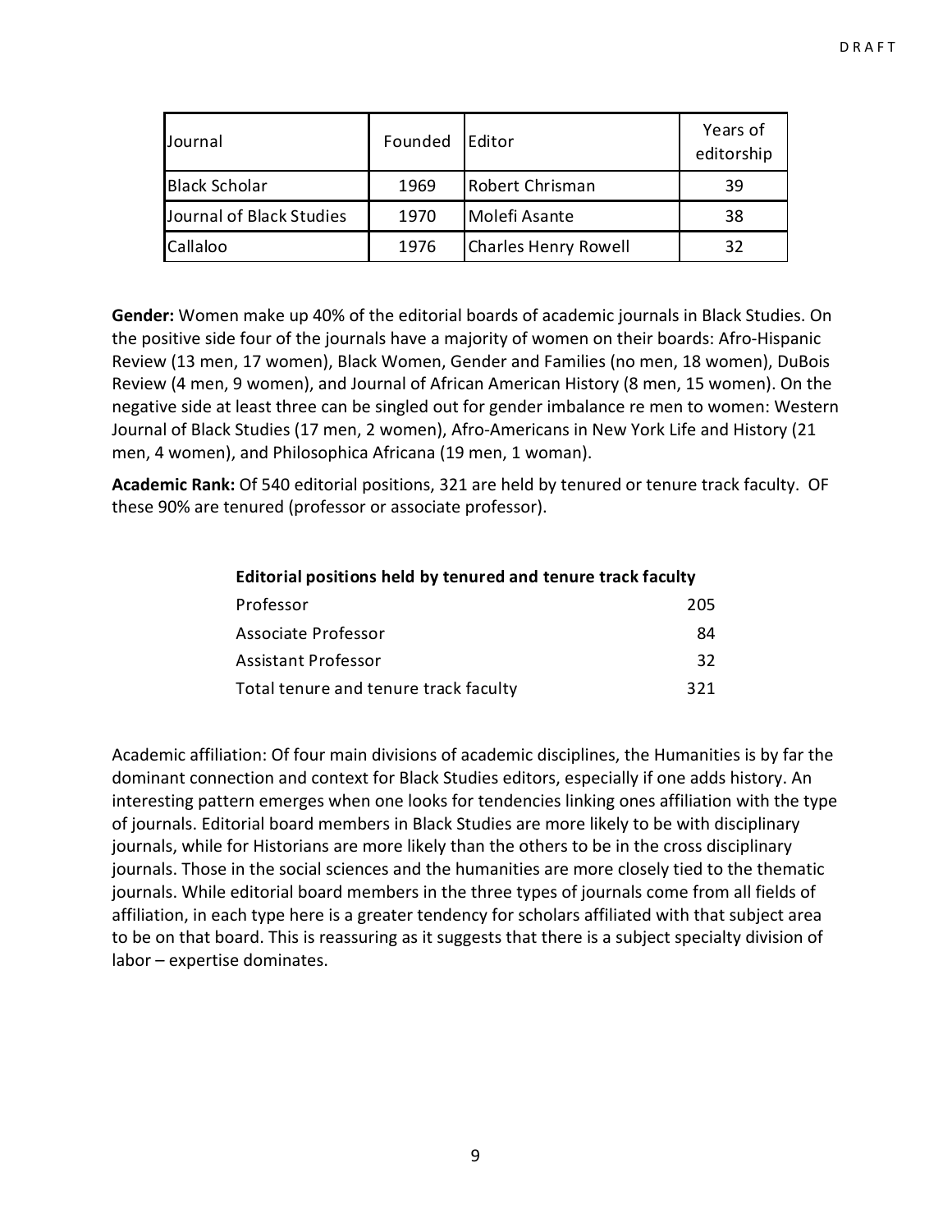| Journal | Founded | Editor | Years of editorship |
| --- | --- | --- | --- |
| Black Scholar | 1969 | Robert Chrisman | 39 |
| Journal of Black Studies | 1970 | Molefi Asante | 38 |
| Callaloo | 1976 | Charles Henry Rowell | 32 |

**Gender:** Women make up 40% of the editorial boards of academic journals in Black Studies. On the positive side four of the journals have a majority of women on their boards: Afro-Hispanic Review (13 men, 17 women), Black Women, Gender and Families (no men, 18 women), DuBois Review (4 men, 9 women), and Journal of African American History (8 men, 15 women). On the negative side at least three can be singled out for gender imbalance re men to women: Western Journal of Black Studies (17 men, 2 women), Afro-Americans in New York Life and History (21 men, 4 women), and Philosophica Africana (19 men, 1 woman).

**Academic Rank:** Of 540 editorial positions, 321 are held by tenured or tenure track faculty. OF these 90% are tenured (professor or associate professor).

| **Editorial positions held by tenured and tenure track faculty** | |
| --- | --- |
| Professor | 205 |
| Associate Professor | 84 |
| Assistant Professor | 32 |
| Total tenure and tenure track faculty | 321 |

Academic affiliation: Of four main divisions of academic disciplines, the Humanities is by far the dominant connection and context for Black Studies editors, especially if one adds history. An interesting pattern emerges when one looks for tendencies linking ones affiliation with the type of journals. Editorial board members in Black Studies are more likely to be with disciplinary journals, while for Historians are more likely than the others to be in the cross disciplinary journals. Those in the social sciences and the humanities are more closely tied to the thematic journals. While editorial board members in the three types of journals come from all fields of affiliation, in each type here is a greater tendency for scholars affiliated with that subject area to be on that board. This is reassuring as it suggests that there is a subject specialty division of labor – expertise dominates.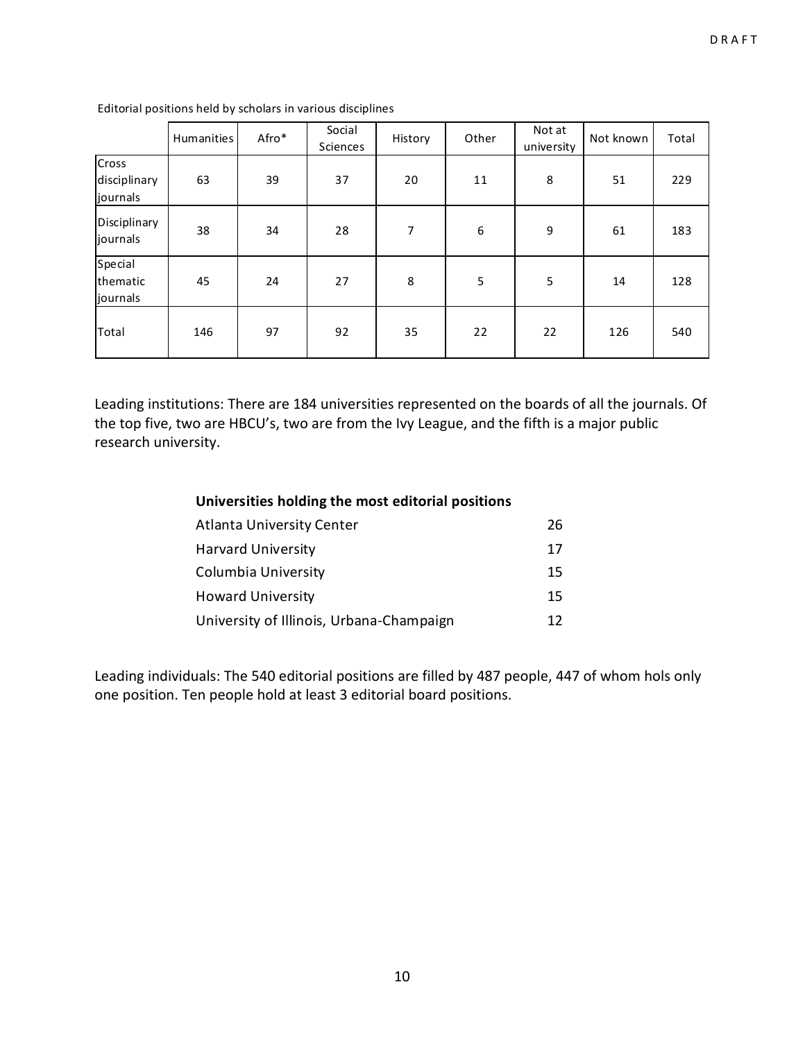Editorial positions held by scholars in various disciplines

| | Humanities | Afro* | Social Sciences | History | Other | Not at university | Not known | Total |
|---|---|---|---|---|---|---|---|---|
| Cross disciplinary journals | 63 | 39 | 37 | 20 | 11 | 8 | 51 | 229 |
| Disciplinary journals | 38 | 34 | 28 | 7 | 6 | 9 | 61 | 183 |
| Special thematic journals | 45 | 24 | 27 | 8 | 5 | 5 | 14 | 128 |
| Total | 146 | 97 | 92 | 35 | 22 | 22 | 126 | 540 |

Leading institutions: There are 184 universities represented on the boards of all the journals. Of the top five, two are HBCU's, two are from the Ivy League, and the fifth is a major public research university.

**Universities holding the most editorial positions**

| | |
|---|---|
| Atlanta University Center | 26 |
| Harvard University | 17 |
| Columbia University | 15 |
| Howard University | 15 |
| University of Illinois, Urbana-Champaign | 12 |

Leading individuals: The 540 editorial positions are filled by 487 people, 447 of whom hols only one position. Ten people hold at least 3 editorial board positions.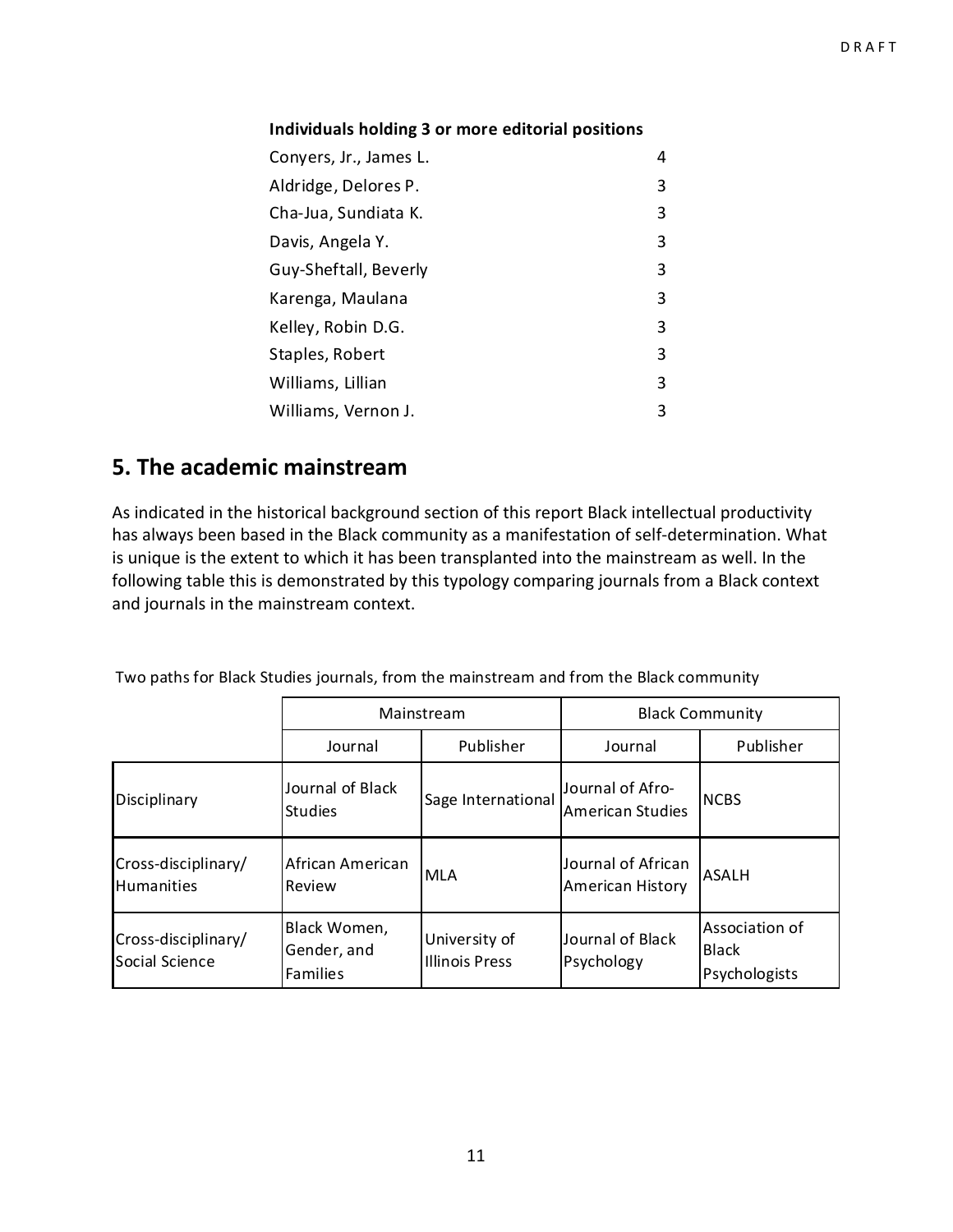**Individuals holding 3 or more editorial positions**

| | |
|---|---|
| Conyers, Jr., James L. | 4 |
| Aldridge, Delores P. | 3 |
| Cha-Jua, Sundiata K. | 3 |
| Davis, Angela Y. | 3 |
| Guy-Sheftall, Beverly | 3 |
| Karenga, Maulana | 3 |
| Kelley, Robin D.G. | 3 |
| Staples, Robert | 3 |
| Williams, Lillian | 3 |
| Williams, Vernon J. | 3 |

## 5. The academic mainstream

As indicated in the historical background section of this report Black intellectual productivity has always been based in the Black community as a manifestation of self-determination. What is unique is the extent to which it has been transplanted into the mainstream as well. In the following table this is demonstrated by this typology comparing journals from a Black context and journals in the mainstream context.

Two paths for Black Studies journals, from the mainstream and from the Black community

| | Mainstream | | Black Community | |
|---|---|---|---|---|
| | Journal | Publisher | Journal | Publisher |
| Disciplinary | Journal of Black Studies | Sage International | Journal of Afro-American Studies | NCBS |
| Cross-disciplinary/ Humanities | African American Review | MLA | Journal of African American History | ASALH |
| Cross-disciplinary/ Social Science | Black Women, Gender, and Families | University of Illinois Press | Journal of Black Psychology | Association of Black Psychologists |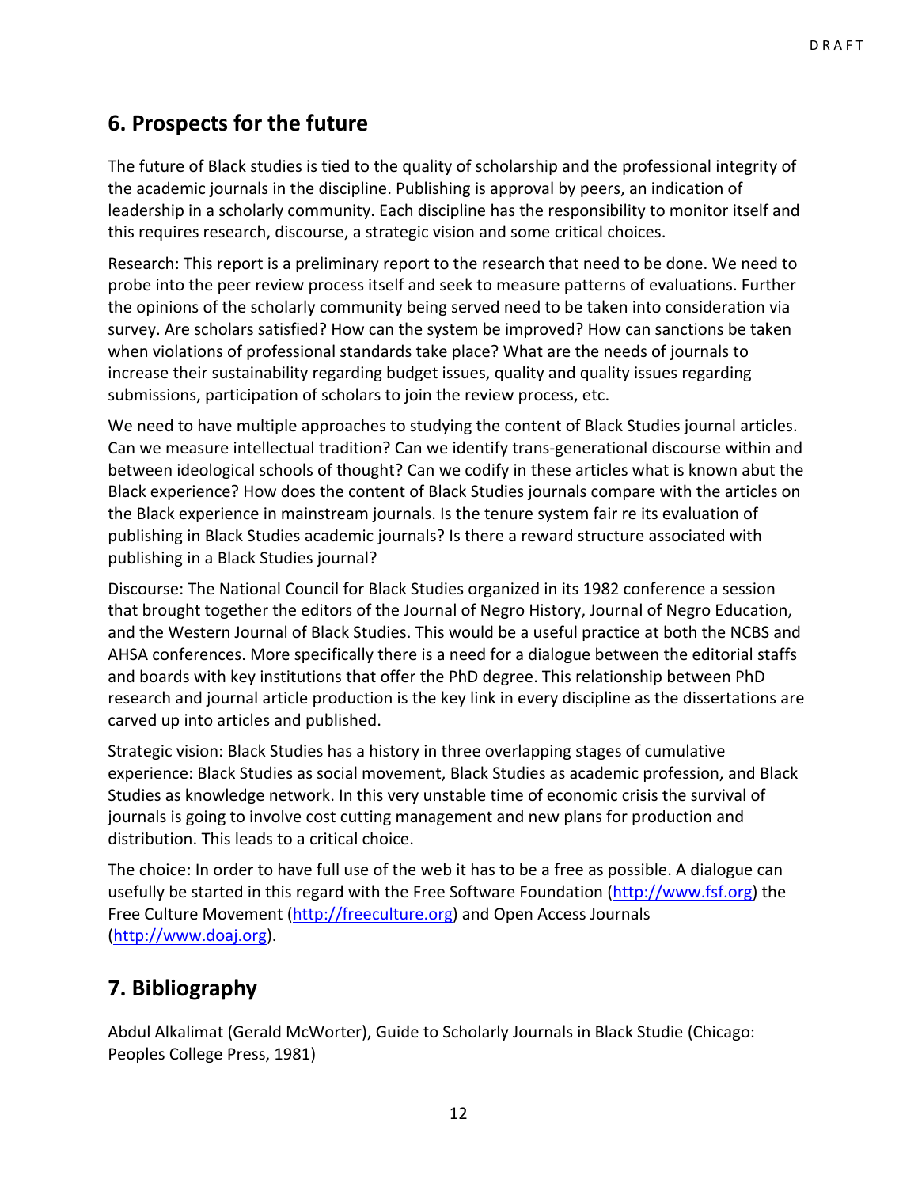## 6. Prospects for the future

The future of Black studies is tied to the quality of scholarship and the professional integrity of the academic journals in the discipline. Publishing is approval by peers, an indication of leadership in a scholarly community. Each discipline has the responsibility to monitor itself and this requires research, discourse, a strategic vision and some critical choices.

Research: This report is a preliminary report to the research that need to be done. We need to probe into the peer review process itself and seek to measure patterns of evaluations. Further the opinions of the scholarly community being served need to be taken into consideration via survey. Are scholars satisfied? How can the system be improved? How can sanctions be taken when violations of professional standards take place? What are the needs of journals to increase their sustainability regarding budget issues, quality and quality issues regarding submissions, participation of scholars to join the review process, etc.

We need to have multiple approaches to studying the content of Black Studies journal articles. Can we measure intellectual tradition? Can we identify trans-generational discourse within and between ideological schools of thought? Can we codify in these articles what is known abut the Black experience? How does the content of Black Studies journals compare with the articles on the Black experience in mainstream journals. Is the tenure system fair re its evaluation of publishing in Black Studies academic journals? Is there a reward structure associated with publishing in a Black Studies journal?

Discourse: The National Council for Black Studies organized in its 1982 conference a session that brought together the editors of the Journal of Negro History, Journal of Negro Education, and the Western Journal of Black Studies. This would be a useful practice at both the NCBS and AHSA conferences. More specifically there is a need for a dialogue between the editorial staffs and boards with key institutions that offer the PhD degree. This relationship between PhD research and journal article production is the key link in every discipline as the dissertations are carved up into articles and published.

Strategic vision: Black Studies has a history in three overlapping stages of cumulative experience: Black Studies as social movement, Black Studies as academic profession, and Black Studies as knowledge network. In this very unstable time of economic crisis the survival of journals is going to involve cost cutting management and new plans for production and distribution. This leads to a critical choice.

The choice: In order to have full use of the web it has to be a free as possible. A dialogue can usefully be started in this regard with the Free Software Foundation (http://www.fsf.org) the Free Culture Movement (http://freeculture.org) and Open Access Journals (http://www.doaj.org).

## 7. Bibliography

Abdul Alkalimat (Gerald McWorter), Guide to Scholarly Journals in Black Studie (Chicago: Peoples College Press, 1981)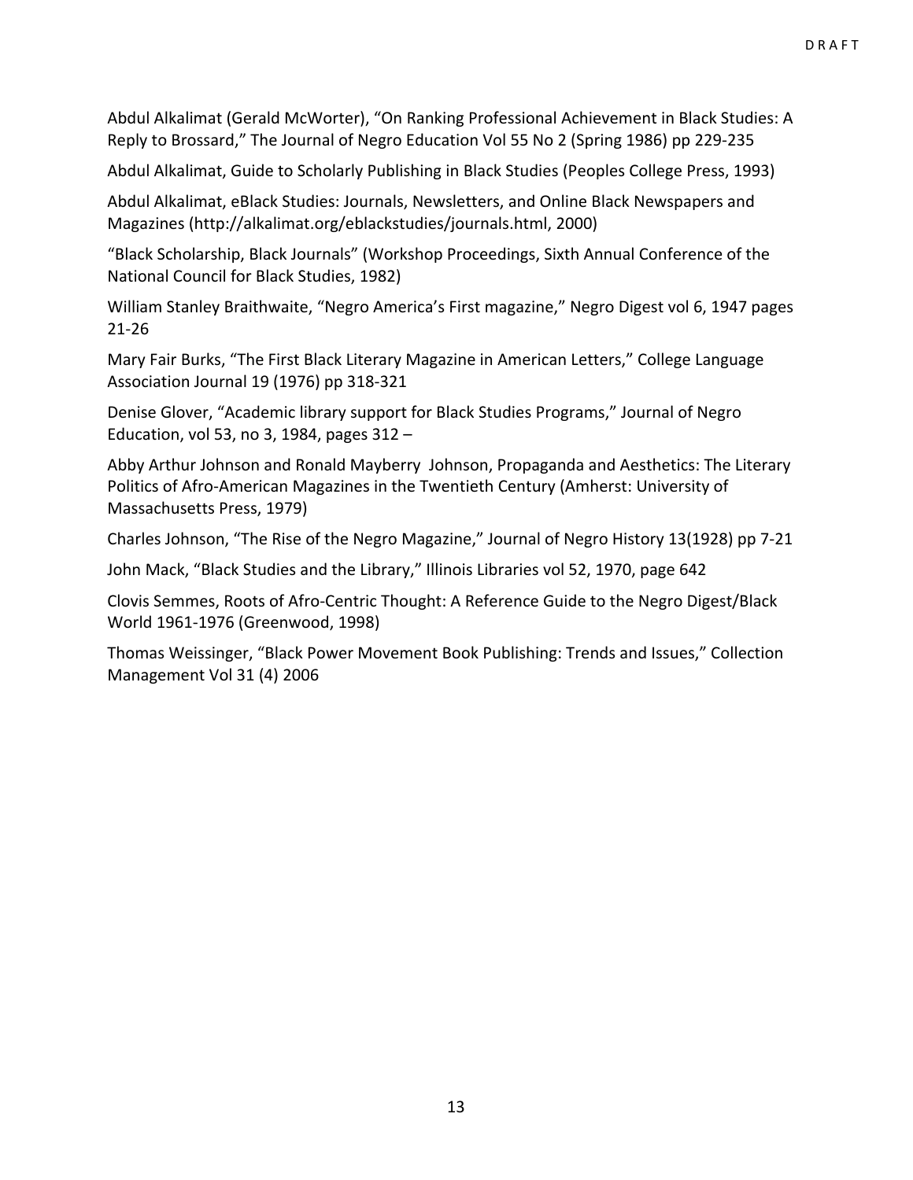Abdul Alkalimat (Gerald McWorter), "On Ranking Professional Achievement in Black Studies: A Reply to Brossard," The Journal of Negro Education Vol 55 No 2 (Spring 1986) pp 229-235

Abdul Alkalimat, Guide to Scholarly Publishing in Black Studies (Peoples College Press, 1993)

Abdul Alkalimat, eBlack Studies: Journals, Newsletters, and Online Black Newspapers and Magazines (http://alkalimat.org/eblackstudies/journals.html, 2000)

"Black Scholarship, Black Journals" (Workshop Proceedings, Sixth Annual Conference of the National Council for Black Studies, 1982)

William Stanley Braithwaite, "Negro America's First magazine," Negro Digest vol 6, 1947 pages 21-26

Mary Fair Burks, "The First Black Literary Magazine in American Letters," College Language Association Journal 19 (1976) pp 318-321

Denise Glover, "Academic library support for Black Studies Programs," Journal of Negro Education, vol 53, no 3, 1984, pages 312 –

Abby Arthur Johnson and Ronald Mayberry Johnson, Propaganda and Aesthetics: The Literary Politics of Afro-American Magazines in the Twentieth Century (Amherst: University of Massachusetts Press, 1979)

Charles Johnson, "The Rise of the Negro Magazine," Journal of Negro History 13(1928) pp 7-21

John Mack, "Black Studies and the Library," Illinois Libraries vol 52, 1970, page 642

Clovis Semmes, Roots of Afro-Centric Thought: A Reference Guide to the Negro Digest/Black World 1961-1976 (Greenwood, 1998)

Thomas Weissinger, "Black Power Movement Book Publishing: Trends and Issues," Collection Management Vol 31 (4) 2006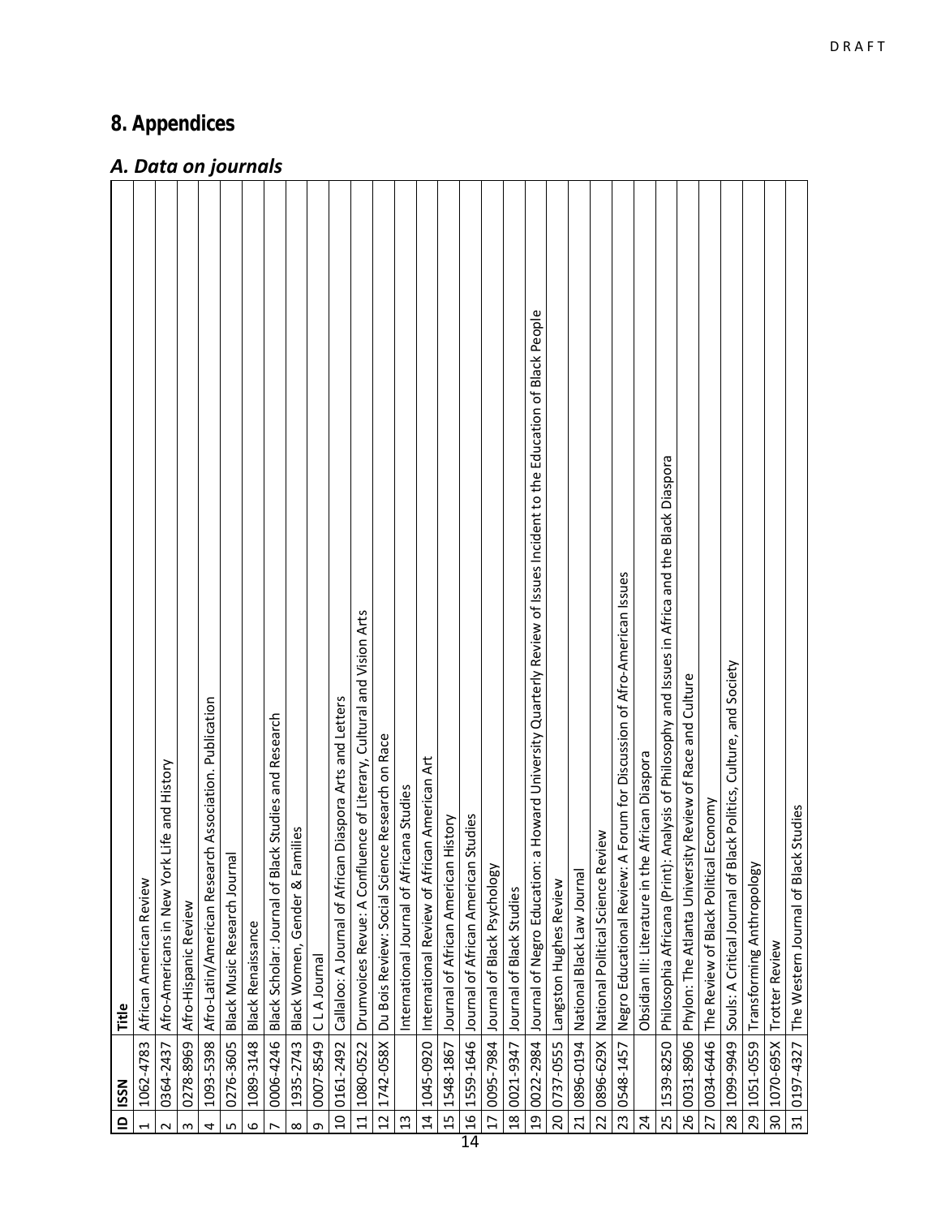# 8. Appendices

## *A. Data on journals*

| ID | ISSN | Title |
|---|---|---|
| 1 | 1062-4783 | African American Review |
| 2 | 0364-2437 | Afro-Americans in New York Life and History |
| 3 | 0278-8969 | Afro-Hispanic Review |
| 4 | 1093-5398 | Afro-Latin/American Research Association. Publication |
| 5 | 0276-3605 | Black Music Research Journal |
| 6 | 1089-3148 | Black Renaissance |
| 7 | 0006-4246 | Black Scholar: Journal of Black Studies and Research |
| 8 | 1935-2743 | Black Women, Gender & Families |
| 9 | 0007-8549 | C L A Journal |
| 10 | 0161-2492 | Callaloo: A Journal of African Diaspora Arts and Letters |
| 11 | 1080-0522 | Drumvoices Revue: A Confluence of Literary, Cultural and Vision Arts |
| 12 | 1742-058X | Du Bois Review: Social Science Research on Race |
| 13 | | International Journal of Africana Studies |
| 14 | 1045-0920 | International Review of African American Art |
| 15 | 1548-1867 | Journal of African American History |
| 16 | 1559-1646 | Journal of African American Studies |
| 17 | 0095-7984 | Journal of Black Psychology |
| 18 | 0021-9347 | Journal of Black Studies |
| 19 | 0022-2984 | Journal of Negro Education: a Howard University Quarterly Review of Issues Incident to the Education of Black People |
| 20 | 0737-0555 | Langston Hughes Review |
| 21 | 0896-0194 | National Black Law Journal |
| 22 | 0896-629X | National Political Science Review |
| 23 | 0548-1457 | Negro Educational Review: A Forum for Discussion of Afro-American Issues |
| 24 | | Obsidian III: Literature in the African Diaspora |
| 25 | 1539-8250 | Philosophia Africana (Print): Analysis of Philosophy and Issues in Africa and the Black Diaspora |
| 26 | 0031-8906 | Phylon: The Atlanta University Review of Race and Culture |
| 27 | 0034-6446 | The Review of Black Political Economy |
| 28 | 1099-9949 | Souls: A Critical Journal of Black Politics, Culture, and Society |
| 29 | 1051-0559 | Transforming Anthropology |
| 30 | 1070-695X | Trotter Review |
| 31 | 0197-4327 | The Western Journal of Black Studies |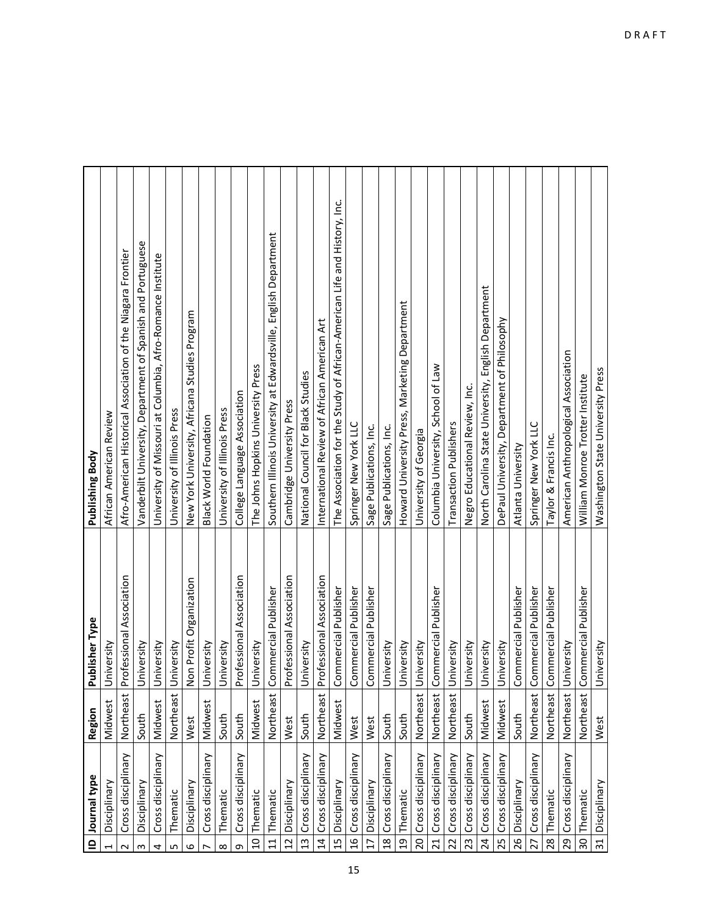| ID | Journal type | Region | Publisher Type | Publishing Body |
|---|---|---|---|---|
| 1 | Disciplinary | Midwest | University | African American Review |
| 2 | Cross disciplinary | Northeast | Professional Association | Afro-American Historical Association of the Niagara Frontier |
| 3 | Disciplinary | South | University | Vanderbilt University, Department of Spanish and Portuguese |
| 4 | Cross disciplinary | Midwest | University | University of Missouri at Columbia, Afro-Romance Institute |
| 5 | Thematic | Northeast | University | University of Illinois Press |
| 6 | Disciplinary | West | Non Profit Organization | New York University, Africana Studies Program |
| 7 | Cross disciplinary | Midwest | University | Black World Foundation |
| 8 | Thematic | South | University | University of Illinois Press |
| 9 | Cross disciplinary | South | Professional Association | College Language Association |
| 10 | Thematic | Midwest | University | The Johns Hopkins University Press |
| 11 | Thematic | Northeast | Commercial Publisher | Southern Illinois University at Edwardsville, English Department |
| 12 | Disciplinary | West | Professional Association | Cambridge University Press |
| 13 | Cross disciplinary | South | University | National Council for Black Studies |
| 14 | Cross disciplinary | Northeast | Professional Association | International Review of African American Art |
| 15 | Disciplinary | Midwest | Commercial Publisher | The Association for the Study of African-American Life and History, Inc. |
| 16 | Cross disciplinary | West | Commercial Publisher | Springer New York LLC |
| 17 | Disciplinary | West | Commercial Publisher | Sage Publications, Inc. |
| 18 | Cross disciplinary | South | University | Sage Publications, Inc. |
| 19 | Thematic | South | University | Howard University Press, Marketing Department |
| 20 | Cross disciplinary | Northeast | University | University of Georgia |
| 21 | Cross disciplinary | Northeast | Commercial Publisher | Columbia University, School of Law |
| 22 | Cross disciplinary | Northeast | University | Transaction Publishers |
| 23 | Cross disciplinary | South | University | Negro Educational Review, Inc. |
| 24 | Cross disciplinary | Midwest | University | North Carolina State University, English Department |
| 25 | Cross disciplinary | Midwest | University | DePaul University, Department of Philosophy |
| 26 | Disciplinary | South | Commercial Publisher | Atlanta University |
| 27 | Cross disciplinary | Northeast | Commercial Publisher | Springer New York LLC |
| 28 | Thematic | Northeast | Commercial Publisher | Taylor & Francis Inc. |
| 29 | Cross disciplinary | Northeast | University | American Anthropological Association |
| 30 | Thematic | Northeast | Commercial Publisher | William Monroe Trotter Institute |
| 31 | Disciplinary | West | University | Washington State University Press |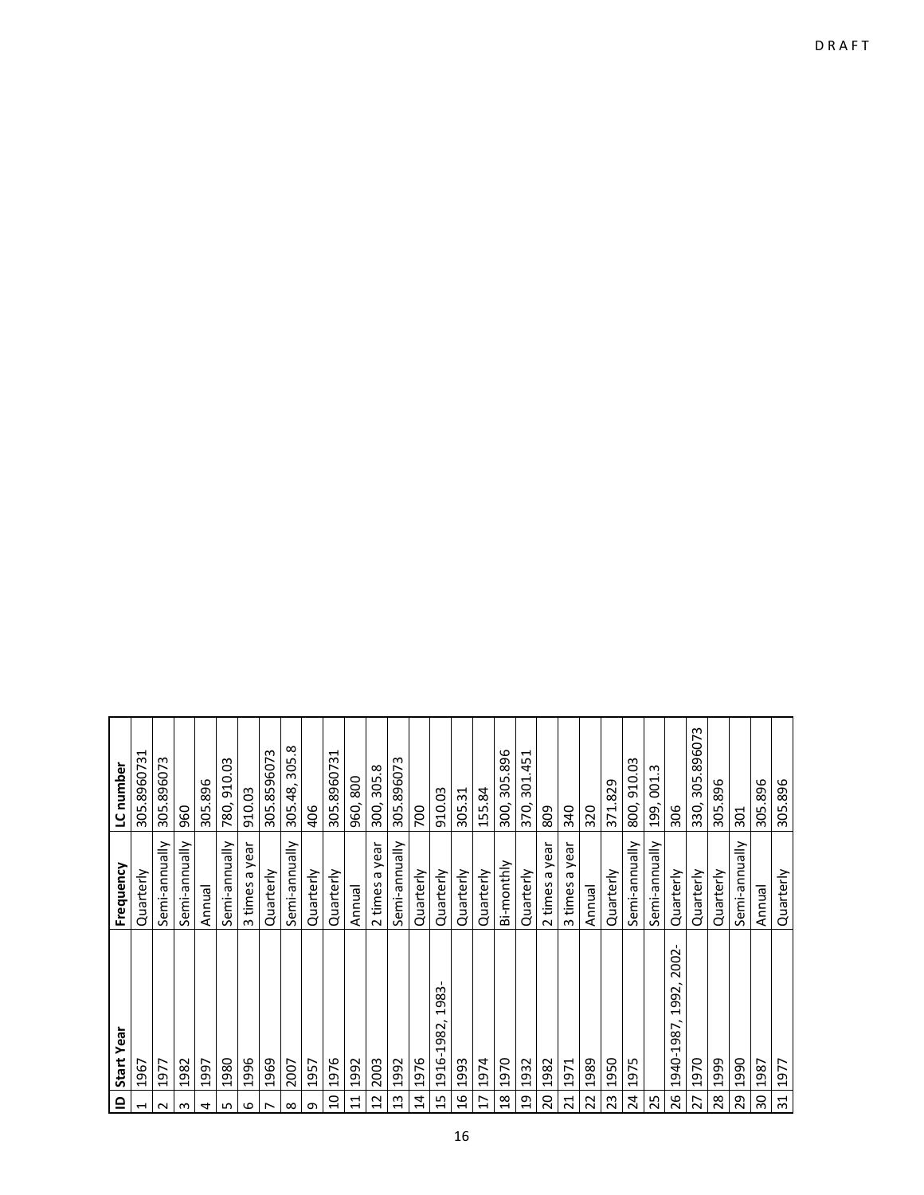| ID | Start Year | Frequency | LC number |
|---|---|---|---|
| 1 | 1967 | Quarterly | 305.8960731 |
| 2 | 1977 | Semi-annually | 305.896073 |
| 3 | 1982 | Semi-annually | 960 |
| 4 | 1997 | Annual | 305.896 |
| 5 | 1980 | Semi-annually | 780, 910.03 |
| 6 | 1996 | 3 times a year | 910.03 |
| 7 | 1969 | Quarterly | 305.8596073 |
| 8 | 2007 | Semi-annually | 305.48, 305.8 |
| 9 | 1957 | Quarterly | 406 |
| 10 | 1976 | Quarterly | 305.8960731 |
| 11 | 1992 | Annual | 960, 800 |
| 12 | 2003 | 2 times a year | 300, 305.8 |
| 13 | 1992 | Semi-annually | 305.896073 |
| 14 | 1976 | Quarterly | 700 |
| 15 | 1916-1982, 1983- | Quarterly | 910.03 |
| 16 | 1993 | Quarterly | 305.31 |
| 17 | 1974 | Quarterly | 155.84 |
| 18 | 1970 | Bi-monthly | 300, 305.896 |
| 19 | 1932 | Quarterly | 370, 301.451 |
| 20 | 1982 | 2 times a year | 809 |
| 21 | 1971 | 3 times a year | 340 |
| 22 | 1989 | Annual | 320 |
| 23 | 1950 | Quarterly | 371.829 |
| 24 | 1975 | Semi-annually | 800, 910.03 |
| 25 | | Semi-annually | 199, 001.3 |
| 26 | 1940-1987, 1992, 2002- | Quarterly | 306 |
| 27 | 1970 | Quarterly | 330, 305.896073 |
| 28 | 1999 | Quarterly | 305.896 |
| 29 | 1990 | Semi-annually | 301 |
| 30 | 1987 | Annual | 305.896 |
| 31 | 1977 | Quarterly | 305.896 |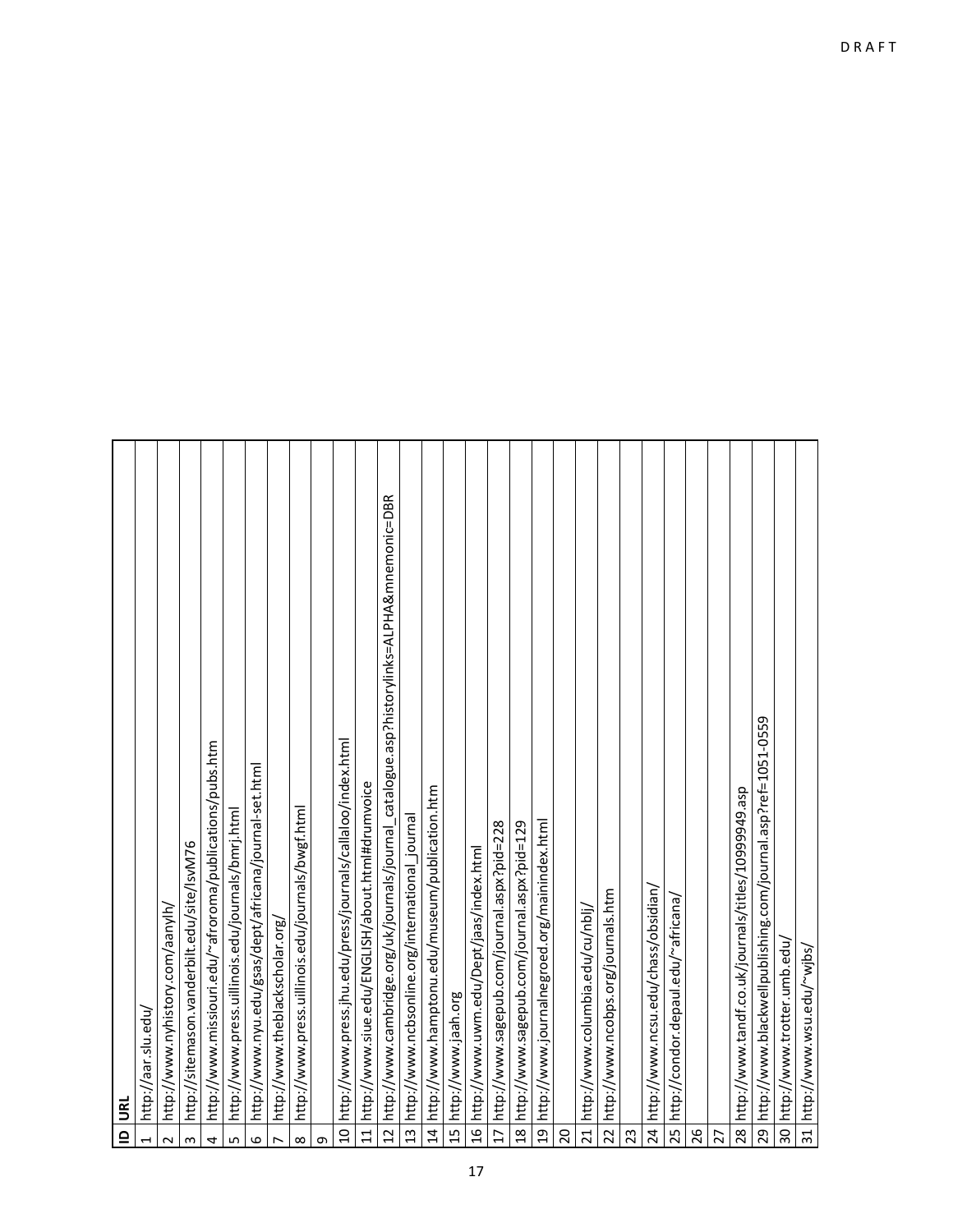| ID | URL |
|---|---|
| 1 | http://aar.slu.edu/ |
| 2 | http://www.nyhistory.com/aanylh/ |
| 3 | http://sitemason.vanderbilt.edu/site/IsvM76 |
| 4 | http://www.missiouri.edu/~afroroma/publications/pubs.htm |
| 5 | http://www.press.uillinois.edu/journals/bmrj.html |
| 6 | http://www.nyu.edu/gsas/dept/africana/journal-set.html |
| 7 | http://www.theblackscholar.org/ |
| 8 | http://www.press.uillinois.edu/journals/bwgf.html |
| 9 | |
| 10 | http://www.press.jhu.edu/press/journals/callaloo/index.html |
| 11 | http://www.siue.edu/ENGLISH/about.html#drumvoice |
| 12 | http://www.cambridge.org/uk/journals/journal_catalogue.asp?historylinks=ALPHA&mnemonic=DBR |
| 13 | http://www.ncbsonline.org/international_journal |
| 14 | http://www.hamptonu.edu/museum/publication.htm |
| 15 | http://www.jaah.org |
| 16 | http://www.uwm.edu/Dept/jaas/index.html |
| 17 | http://www.sagepub.com/journal.aspx?pid=228 |
| 18 | http://www.sagepub.com/journal.aspx?pid=129 |
| 19 | http://www.journalnegroed.org/mainindex.html |
| 20 | |
| 21 | http://www.columbia.edu/cu/nblj/ |
| 22 | http://www.ncobps.org/journals.htm |
| 23 | |
| 24 | http://www.ncsu.edu/chass/obsidian/ |
| 25 | http://condor.depaul.edu/~africana/ |
| 26 | |
| 27 | |
| 28 | http://www.tandf.co.uk/journals/titles/10999949.asp |
| 29 | http://www.blackwellpublishing.com/journal.asp?ref=1051-0559 |
| 30 | http://www.trotter.umb.edu/ |
| 31 | http://www.wsu.edu/~wjbs/ |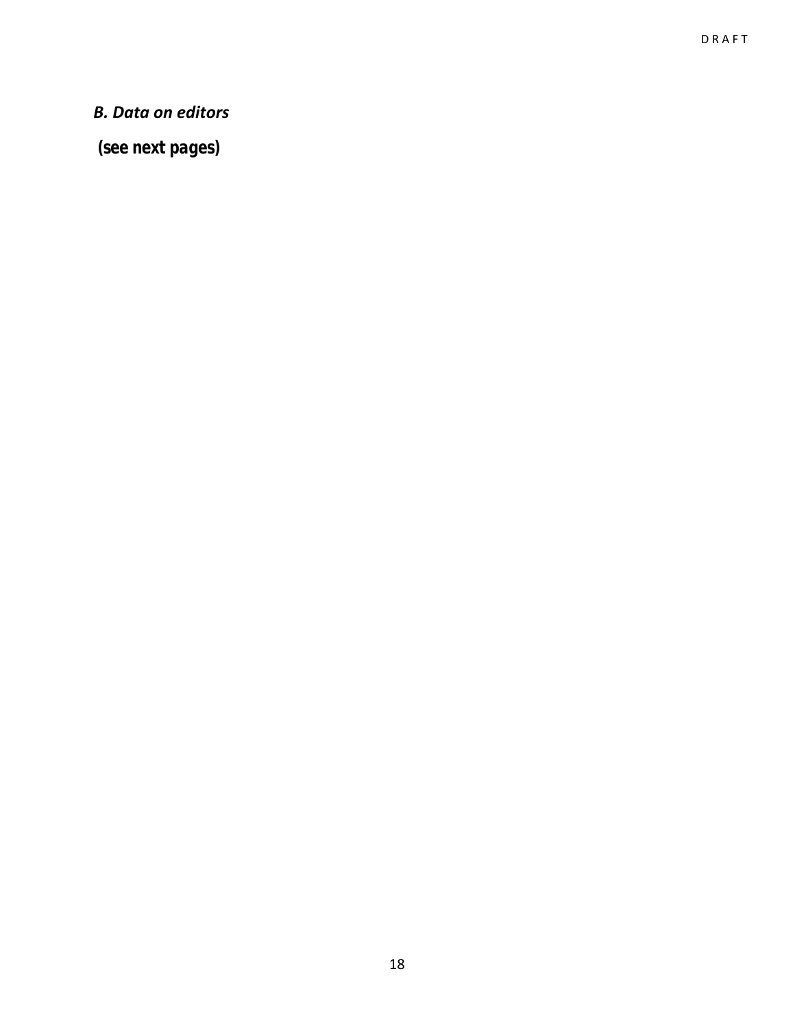### *B. Data on editors*

**(see next pages)**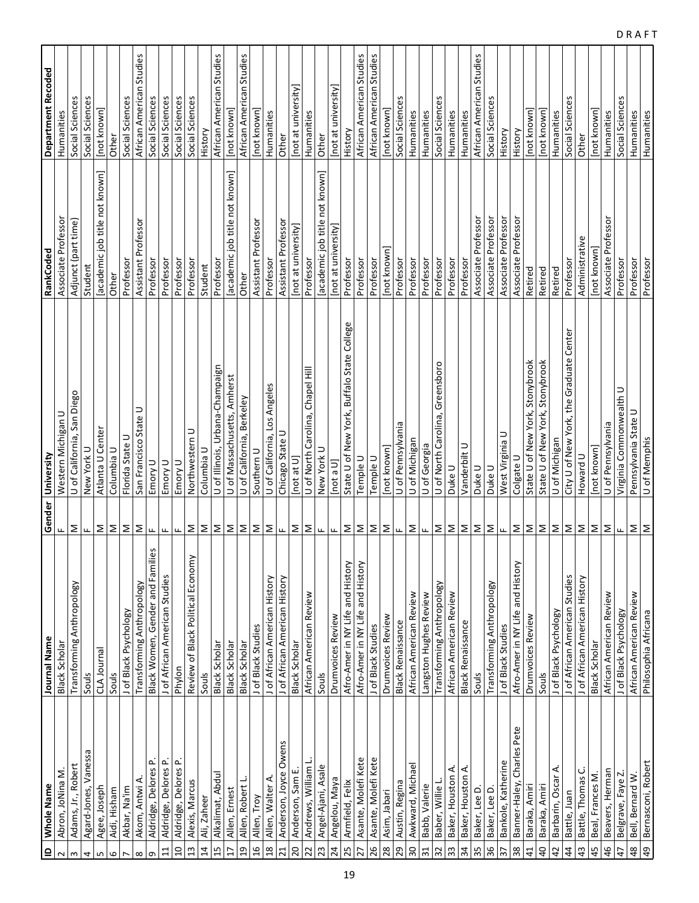| ID | Whole Name | Journal Name | Gender | University | RankCoded | Department Recoded |
|---|---|---|---|---|---|---|
| 2 | Abron, JoNina M. | Black Scholar | F | Western Michigan U | Associate Professor | Humanities |
| 3 | Adams, Jr., Robert | Transforming Anthropology | M | U of California, San Diego | Adjunct (part time) | Social Sciences |
| 4 | Agard-Jones, Vanessa | Souls | F | New York U | Student | Social Sciences |
| 5 | Agee, Joseph | CLA Journal | M | Atlanta U Center | [academic job title not known] | [not known] |
| 6 | Aidi, Hisham | Souls | M | Columbia U | Other | Other |
| 7 | Akbar, Na'im | J of Black Psychology | M | Florida State U | Professor | Social Sciences |
| 8 | Akom, Antwi A. | Transforming Anthropology | M | San Francisco State U | Assistant Professor | African American Studies |
| 9 | Aldridge, Delores P. | Black Women, Gender and Families | F | Emory U | Professor | Social Sciences |
| 11 | Aldridge, Delores P. | J of African American Studies | F | Emory U | Professor | Social Sciences |
| 10 | Aldridge, Delores P. | Phylon | F | Emory U | Professor | Social Sciences |
| 13 | Alexis, Marcus | Review of Black Political Economy | M | Northwestern U | Professor | Social Sciences |
| 14 | Ali, Zaheer | Souls | M | Columbia U | Student | History |
| 15 | Alkalimat, Abdul | Black Scholar | M | U of Illinois, Urbana-Champaign | Professor | African American Studies |
| 17 | Allen, Ernest | Black Scholar | M | U of Massachusetts, Amherst | [academic job title not known] | [not known] |
| 19 | Allen, Robert L. | Black Scholar | M | U of California, Berkeley | Other | African American Studies |
| 16 | Allen, Troy | J of Black Studies | M | Southern U | Assistant Professor | [not known] |
| 18 | Allen, Walter A. | J of African American History | M | U of California, Los Angeles | Professor | Humanities |
| 21 | Anderson, Joyce Owens | J of African American History | F | Chicago State U | Assistant Professor | Other |
| 20 | Anderson, Sam E. | Black Scholar | M | [not at U] | [not at university] | [not at university] |
| 22 | Andrews, William L. | African American Review | M | U of North Carolina, Chapel Hill | Professor | Humanities |
| 23 | Angel-Ajani, Asale | Souls | F | New York U | [academic job title not known] | Other |
| 24 | Angelou, Maya | Drumvoices Review | F | [not a U] | [not at university] | [not at university] |
| 25 | Armfield, Felix | Afro-Amer in NY Life and History | M | State U of New York, Buffalo State College | Professor | History |
| 27 | Asante, Molefi Kete | Afro-Amer in NY Life and History | M | Temple U | Professor | African American Studies |
| 26 | Asante, Molefi Kete | J of Black Studies | M | Temple U | Professor | African American Studies |
| 28 | Asim, Jabari | Drumvoices Review | M | [not known] | [not known] | [not known] |
| 29 | Austin, Regina | Black Renaissance | F | U of Pennsylvania | Professor | Social Sciences |
| 30 | Awkward, Michael | African American Review | M | U of Michigan | Professor | Humanities |
| 31 | Babb, Valerie | Langston Hughes Review | F | U of Georgia | Professor | Humanities |
| 32 | Baber, Willie L. | Transforming Anthropology | M | U of North Carolina, Greensboro | Professor | Social Sciences |
| 33 | Baker, Houston A. | African American Review | M | Duke U | Professor | Humanities |
| 34 | Baker, Houston A. | Black Renaissance | M | Vanderbilt U | Professor | Humanities |
| 35 | Baker, Lee D. | Souls | M | Duke U | Associate Professor | African American Studies |
| 36 | Baker, Lee D. | Transforming Anthropology | M | Duke U | Associate Professor | Social Sciences |
| 37 | Bankole, Katherine | J of Black Studies | F | West Virginia U | Associate Professor | History |
| 38 | Banner-Haley, Charles Pete | Afro-Amer in NY Life and History | M | Colgate U | Associate Professor | History |
| 41 | Baraka, Amiri | Drumvoices Review | M | State U of New York, Stonybrook | Retired | [not known] |
| 40 | Baraka, Amiri | Souls | M | State U of New York, Stonybrook | Retired | [not known] |
| 42 | Barbarin, Oscar A. | J of Black Psychology | M | U of Michigan | Retired | Humanities |
| 44 | Battle, Juan | J of African American Studies | M | City U of New York, the Graduate Center | Professor | Social Sciences |
| 43 | Battle, Thomas C. | J of African American History | M | Howard U | Administrative | Other |
| 45 | Beal, Frances M. | Black Scholar | M | [not known] | [not known] | [not known] |
| 46 | Beavers, Herman | African American Review | M | U of Pennsylvania | Associate Professor | Humanities |
| 47 | Belgrave, Faye Z. | J of Black Psychology | F | Virginia Commonwealth U | Professor | Social Sciences |
| 48 | Bell, Bernard W. | African American Review | M | Pennsylvania State U | Professor | Humanities |
| 49 | Bernasconi, Robert | Philosophia Africana | M | U of Memphis | Professor | Humanities |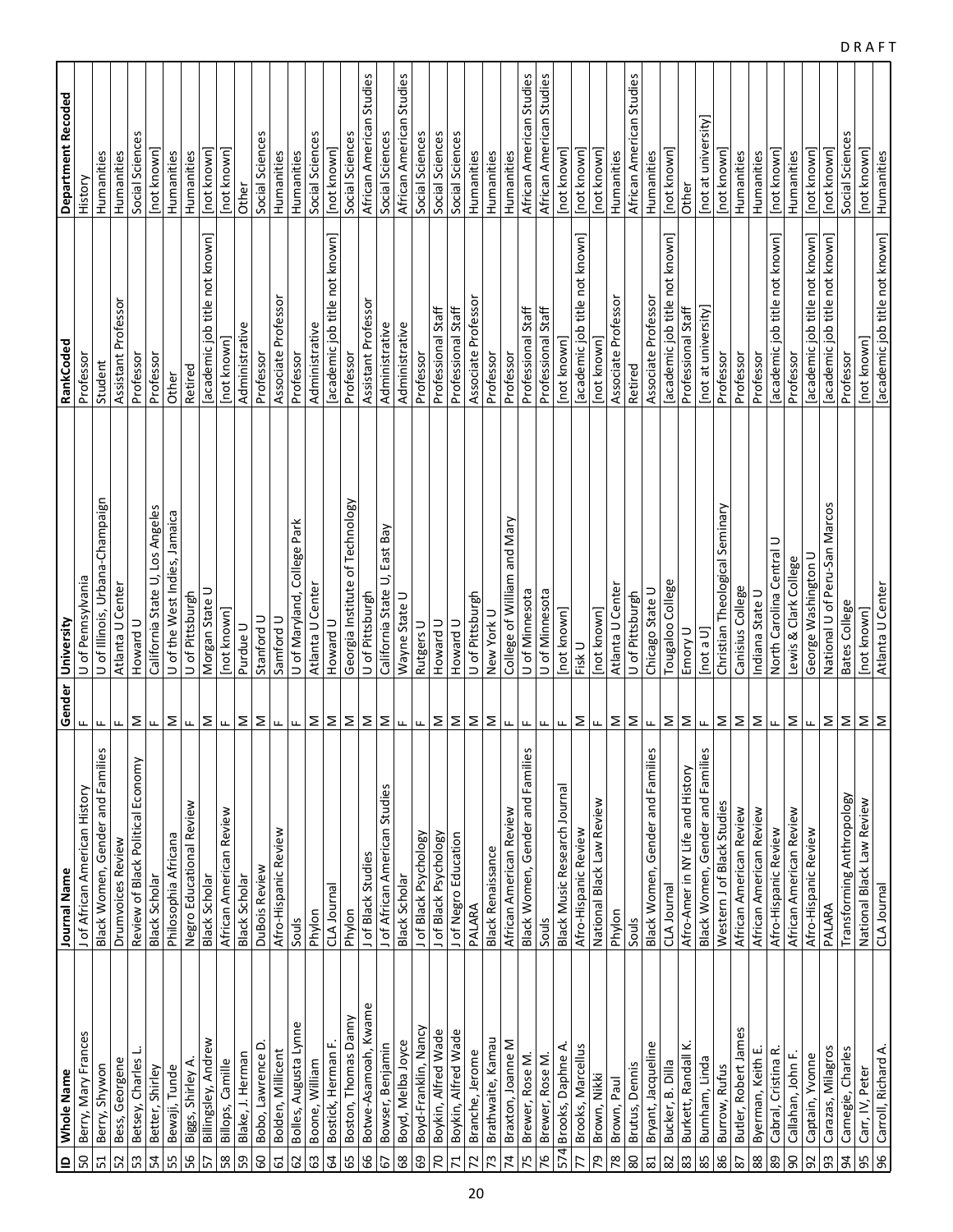| ID | Whole Name | Journal Name | Gender | University | RankCoded | Department Recoded |
|---|---|---|---|---|---|---|
| 50 | Berry, Mary Frances | J of African American History | F | U of Pennsylvania | Professor | History |
| 51 | Berry, Shywon | Black Women, Gender and Families | F | U of Illinois, Urbana-Champaign | Student | Humanities |
| 52 | Bess, Georgene | Drumvoices Review | F | Atlanta U Center | Assistant Professor | Humanities |
| 53 | Betsey, Charles L. | Review of Black Political Economy | M | Howard U | Professor | Social Sciences |
| 54 | Better, Shirley | Black Scholar | F | California State U, Los Angeles | Professor | [not known] |
| 55 | Bewaji, Tunde | Philosophia Africana | M | U of the West Indies, Jamaica | Other | Humanities |
| 56 | Biggs, Shirley A. | Negro Educational Review | F | U of Pittsburgh | Retired | Humanities |
| 57 | Billingsley, Andrew | Black Scholar | M | Morgan State U | [academic job title not known] | [not known] |
| 58 | Billops, Camille | African American Review | F | [not known] | [not known] | [not known] |
| 59 | Blake, J. Herman | Black Scholar | M | Purdue U | Administrative | Other |
| 60 | Bobo, Lawrence D. | DuBois Review | M | Stanford U | Professor | Social Sciences |
| 61 | Bolden, Millicent | Afro-Hispanic Review | F | Samford U | Associate Professor | Humanities |
| 62 | Bolles, Augusta Lynne | Souls | F | U of Maryland, College Park | Professor | Humanities |
| 63 | Boone, William | Phylon | M | Atlanta U Center | Administrative | Social Sciences |
| 64 | Bostick, Herman F. | CLA Journal | M | Howard U | [academic job title not known] | [not known] |
| 65 | Boston, Thomas Danny | Phylon | M | Georgia Institute of Technology | Professor | Social Sciences |
| 66 | Botwe-Asamoah, Kwame | J of Black Studies | M | U of Pittsburgh | Assistant Professor | African American Studies |
| 67 | Bowser, Benjamin | J of African American Studies | M | California State U, East Bay | Administrative | Social Sciences |
| 68 | Boyd, Melba Joyce | Black Scholar | F | Wayne State U | Administrative | African American Studies |
| 69 | Boyd-Franklin, Nancy | J of Black Psychology | F | Rutgers U | Professor | Social Sciences |
| 70 | Boykin, Alfred Wade | J of Black Psychology | M | Howard U | Professional Staff | Social Sciences |
| 71 | Boykin, Alfred Wade | J of Negro Education | M | Howard U | Professional Staff | Social Sciences |
| 72 | Branche, Jerome | PALARA | M | U of Pittsburgh | Associate Professor | Humanities |
| 73 | Brathwaite, Kamau | Black Renaissance | M | New York U | Professor | Humanities |
| 74 | Braxton, Joanne M | African American Review | F | College of William and Mary | Professor | Humanities |
| 75 | Brewer, Rose M. | Black Women, Gender and Families | F | U of Minnesota | Professional Staff | African American Studies |
| 76 | Brewer, Rose M. | Souls | F | U of Minnesota | Professional Staff | African American Studies |
| 574 | Brooks, Daphne A. | Black Music Research Journal | F | [not known] | [not known] | [not known] |
| 77 | Brooks, Marcellus | Afro-Hispanic Review | M | Fisk U | [academic job title not known] | [not known] |
| 79 | Brown, Nikki | National Black Law Review | F | [not known] | [not known] | [not known] |
| 78 | Brown, Paul | Phylon | M | Atlanta U Center | Associate Professor | Humanities |
| 80 | Brutus, Dennis | Souls | M | U of Pittsburgh | Retired | African American Studies |
| 81 | Bryant, Jacqueline | Black Women, Gender and Families | F | Chicago State U | Associate Professor | Humanities |
| 82 | Bucker, B. Dilla | CLA Journal | M | Tougaloo College | [academic job title not known] | [not known] |
| 83 | Burkett, Randall K. | Afro-Amer in NY Life and History | M | Emory U | Professional Staff | Other |
| 85 | Burnham, Linda | Black Women, Gender and Families | F | [not a U] | [not at university] | [not at university] |
| 86 | Burrow, Rufus | Western J of Black Studies | M | Christian Theological Seminary | Professor | [not known] |
| 87 | Butler, Robert James | African American Review | M | Canisius College | Professor | Humanities |
| 88 | Byerman, Keith E. | African American Review | M | Indiana State U | Professor | Humanities |
| 89 | Cabral, Cristina R. | Afro-Hispanic Review | F | North Carolina Central U | [academic job title not known] | [not known] |
| 90 | Callahan, John F. | African American Review | M | Lewis & Clark College | Professor | Humanities |
| 92 | Captain, Yvonne | Afro-Hispanic Review | F | George Washington U | [academic job title not known] | [not known] |
| 93 | Carazas, Milagros | PALARA | M | National U of Peru-San Marcos | [academic job title not known] | [not known] |
| 94 | Carnegie, Charles | Transforming Anthropology | M | Bates College | Professor | Social Sciences |
| 95 | Carr, IV, Peter | National Black Law Review | M | [not known] | [not known] | [not known] |
| 96 | Carroll, Richard A. | CLA Journal | M | Atlanta U Center | [academic job title not known] | Humanities |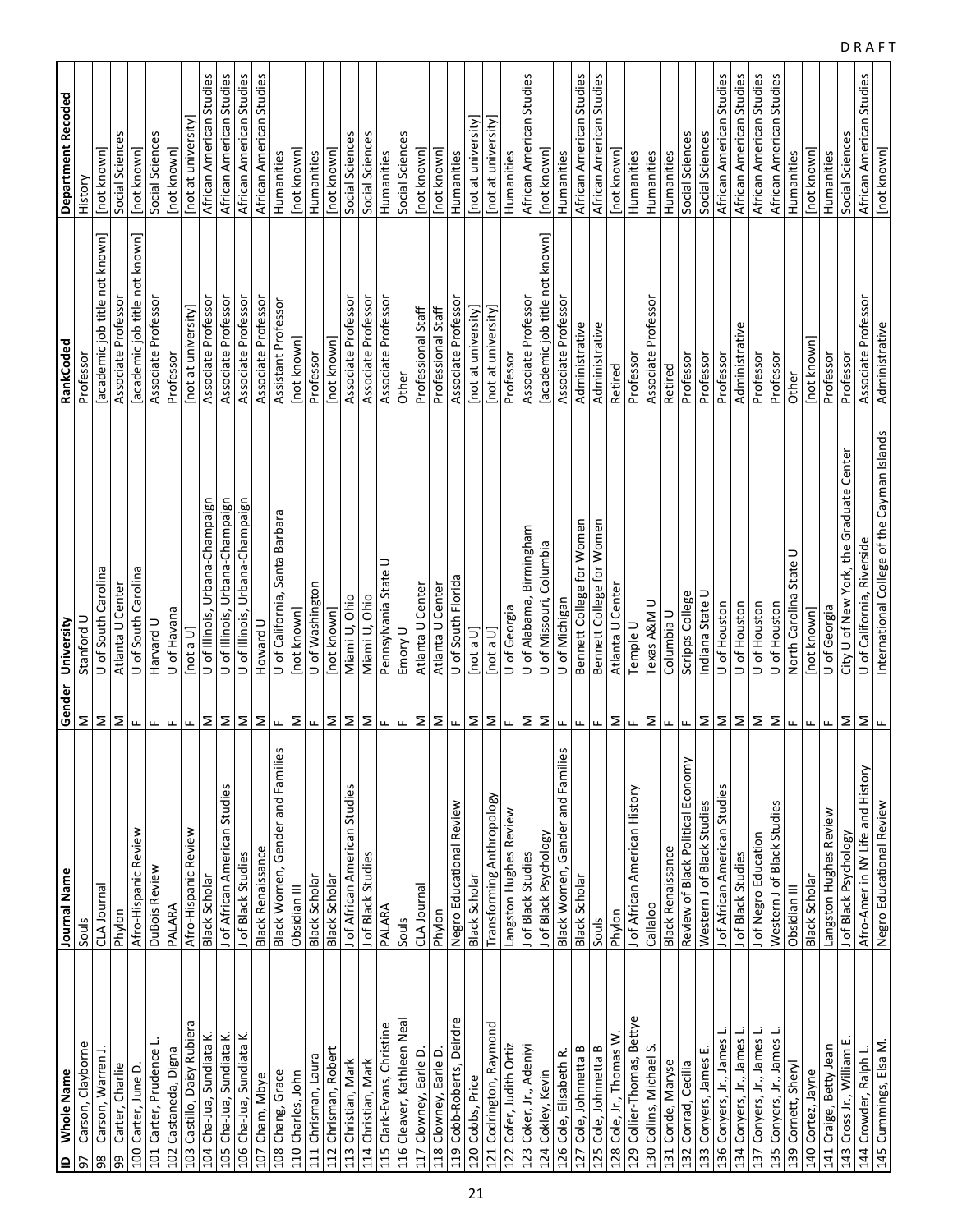| ID | Whole Name | Journal Name | Gender | University | RankCoded | Department Recoded |
|---|---|---|---|---|---|---|
| 97 | Carson, Clayborne | Souls | M | Stanford U | Professor | History |
| 98 | Carson, Warren J. | CLA Journal | M | U of South Carolina | [academic job title not known] | [not known] |
| 99 | Carter, Charlie | Phylon | M | Atlanta U Center | Associate Professor | Social Sciences |
| 100 | Carter, June D. | Afro-Hispanic Review | F | U of South Carolina | [academic job title not known] | [not known] |
| 101 | Carter, Prudence L. | DuBois Review | F | Harvard U | Associate Professor | Social Sciences |
| 102 | Castaneda, Digna | PALARA | F | U of Havana | Professor | [not known] |
| 103 | Castillo, Daisy Rubiera | Afro-Hispanic Review | F | [not a U] | [not at university] | [not at university] |
| 104 | Cha-Jua, Sundiata K. | Black Scholar | M | U of Illinois, Urbana-Champaign | Associate Professor | African American Studies |
| 105 | Cha-Jua, Sundiata K. | J of African American Studies | M | U of Illinois, Urbana-Champaign | Associate Professor | African American Studies |
| 106 | Cha-Jua, Sundiata K. | J of Black Studies | M | U of Illinois, Urbana-Champaign | Associate Professor | African American Studies |
| 107 | Cham, Mbye | Black Renaissance | M | Howard U | Associate Professor | African American Studies |
| 108 | Chang, Grace | Black Women, Gender and Families | F | U of California, Santa Barbara | Assistant Professor | Humanities |
| 110 | Charles, John | Obsidian III | M | [not known] | [not known] | [not known] |
| 111 | Chrisman, Laura | Black Scholar | F | U of Washington | Professor | Humanities |
| 112 | Chrisman, Robert | Black Scholar | M | [not known] | [not known] | [not known] |
| 113 | Christian, Mark | J of African American Studies | M | Miami U, Ohio | Associate Professor | Social Sciences |
| 114 | Christian, Mark | J of Black Studies | M | Miami U, Ohio | Associate Professor | Social Sciences |
| 115 | Clark-Evans, Christine | PALARA | F | Pennsylvania State U | Associate Professor | Humanities |
| 116 | Cleaver, Kathleen Neal | Souls | F | Emory U | Other | Social Sciences |
| 117 | Clowney, Earle D. | CLA Journal | M | Atlanta U Center | Professional Staff | [not known] |
| 118 | Clowney, Earle D. | Phylon | M | Atlanta U Center | Professional Staff | [not known] |
| 119 | Cobb-Roberts, Deirdre | Negro Educational Review | F | U of South Florida | Associate Professor | Humanities |
| 120 | Cobbs, Price | Black Scholar | M | [not a U] | [not at university] | [not at university] |
| 121 | Codrington, Raymond | Transforming Anthropology | M | [not a U] | [not at university] | [not at university] |
| 122 | Cofer, Judith Ortiz | Langston Hughes Review | F | U of Georgia | Professor | Humanities |
| 123 | Coker, Jr., Adeniyi | J of Black Studies | M | U of Alabama, Birmingham | Associate Professor | African American Studies |
| 124 | Cokley, Kevin | J of Black Psychology | M | U of Missouri, Columbia | [academic job title not known] | [not known] |
| 126 | Cole, Elisabeth R. | Black Women, Gender and Families | F | U of Michigan | Associate Professor | Humanities |
| 127 | Cole, Johnnetta B | Black Scholar | F | Bennett College for Women | Administrative | African American Studies |
| 125 | Cole, Johnnetta B | Souls | F | Bennett College for Women | Administrative | African American Studies |
| 128 | Cole, Jr., Thomas W. | Phylon | M | Atlanta U Center | Retired | [not known] |
| 129 | Collier-Thomas, Bettye | J of African American History | F | Temple U | Professor | Humanities |
| 130 | Collins, Michael S. | Callaloo | M | Texas A&M U | Associate Professor | Humanities |
| 131 | Conde, Maryse | Black Renaissance | F | Columbia U | Retired | Humanities |
| 132 | Conrad, Cecilia | Review of Black Political Economy | F | Scripps College | Professor | Social Sciences |
| 133 | Conyers, James E. | Western J of Black Studies | M | Indiana State U | Professor | Social Sciences |
| 136 | Conyers, Jr., James L. | J of African American Studies | M | U of Houston | Professor | African American Studies |
| 134 | Conyers, Jr., James L. | J of Black Studies | M | U of Houston | Administrative | African American Studies |
| 137 | Conyers, Jr., James L. | J of Negro Education | M | U of Houston | Professor | African American Studies |
| 135 | Conyers, Jr., James L. | Western J of Black Studies | M | U of Houston | Professor | African American Studies |
| 139 | Cornett, Sheryl | Obsidian III | F | North Carolina State U | Other | Humanities |
| 140 | Cortez, Jayne | Black Scholar | F | [not known] | [not known] | [not known] |
| 141 | Craige, Betty Jean | Langston Hughes Review | F | U of Georgia | Professor | Humanities |
| 143 | Cross Jr., William E. | J of Black Psychology | M | City U of New York, the Graduate Center | Professor | Social Sciences |
| 144 | Crowder, Ralph L. | Afro-Amer in NY Life and History | M | U of California, Riverside | Associate Professor | African American Studies |
| 145 | Cummings, Elsa M. | Negro Educational Review | F | International College of the Cayman Islands | Administrative | [not known] |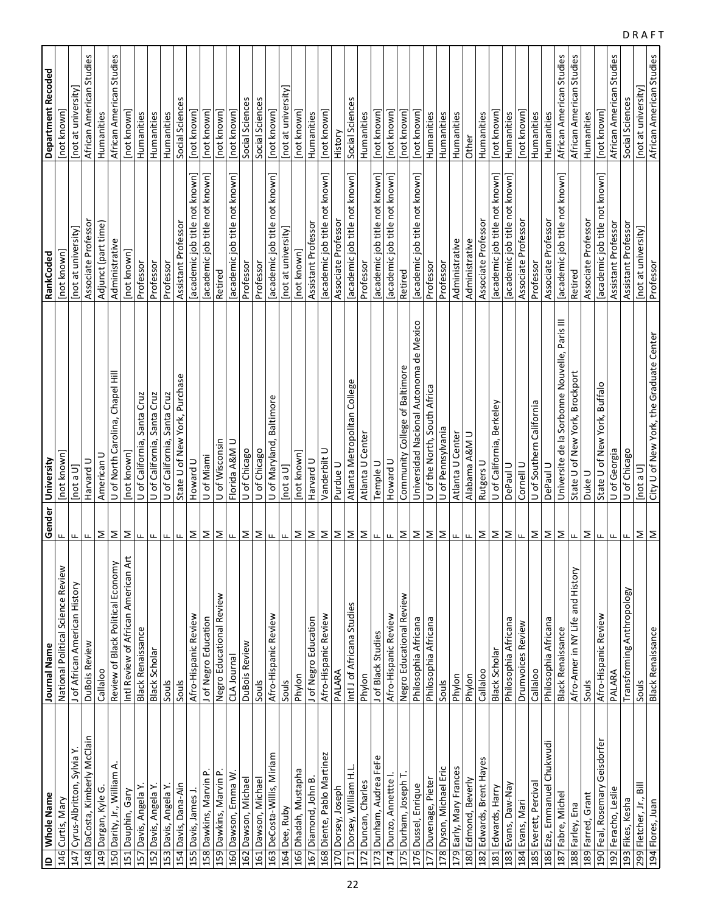| ID | Whole Name | Journal Name | Gender | University | RankCoded | Department Recoded |
|---|---|---|---|---|---|---|
| 146 | Curtis, Mary | National Political Science Review | F | [not known] | [not known] | [not known] |
| 147 | Cyrus-Albritton, Sylvia Y. | J of African American History | F | [not a U] | [not at university] | [not at university] |
| 148 | DaCosta, Kimberly McClain | DuBois Review | F | Harvard U | Associate Professor | African American Studies |
| 149 | Dargan, Kyle G. | Callaloo | M | American U | Adjunct (part time) | Humanities |
| 150 | Darity, Jr., William A. | Review of Black Political Economy | M | U of North Carolina, Chapel Hill | Administrative | African American Studies |
| 151 | Dauphin, Gary | Intl Review of African American Art | M | [not known] | [not known] | [not known] |
| 157 | Davis, Angela Y. | Black Renaissance | F | U of California, Santa Cruz | Professor | Humanities |
| 152 | Davis, Angela Y. | Black Scholar | F | U of California, Santa Cruz | Professor | Humanities |
| 153 | Davis, Angela Y. | Souls | F | U of California, Santa Cruz | Professor | Humanities |
| 154 | Davis, Dana-Ain | Souls | F | State U of New York, Purchase | Assistant Professor | Social Sciences |
| 155 | Davis, James J. | Afro-Hispanic Review | M | Howard U | [academic job title not known] | [not known] |
| 158 | Dawkins, Marvin P. | J of Negro Education | M | U of Miami | [academic job title not known] | [not known] |
| 159 | Dawkins, Marvin P. | Negro Educational Review | M | U of Wisconsin | Retired | [not known] |
| 160 | Dawson, Emma W. | CLA Journal | F | Florida A&M U | [academic job title not known] | [not known] |
| 162 | Dawson, Michael | DuBois Review | M | U of Chicago | Professor | Social Sciences |
| 161 | Dawson, Michael | Souls | M | U of Chicago | Professor | Social Sciences |
| 163 | DeCosta-Willis, Miriam | Afro-Hispanic Review | F | U of Maryland, Baltimore | [academic job title not known] | [not known] |
| 164 | Dee, Ruby | Souls | F | [not a U] | [not at university] | [not at university] |
| 166 | Dhadah, Mustapha | Phylon | M | [not known] | [not known] | [not known] |
| 167 | Diamond, John B. | J of Negro Education | M | Harvard U | Assistant Professor | Humanities |
| 168 | Diente, Pablo Martinez | Afro-Hispanic Review | M | Vanderbilt U | [academic job title not known] | [not known] |
| 170 | Dorsey, Joseph | PALARA | M | Purdue U | Associate Professor | History |
| 171 | Dorsey, William H.L. | Intl J of Africana Studies | M | Atlanta Metropolitan College | [academic job title not known] | Social Sciences |
| 172 | Duncan, Charles | Phylon | M | Atlanta U Center | Professor | Humanities |
| 173 | Dunham, Audrea FeFe | J of Black Studies | F | Temple U | [academic job title not known] | [not known] |
| 174 | Dunzo, Annettte I. | Afro-Hispanic Review | F | Howard U | [academic job title not known] | [not known] |
| 175 | Durham, Joseph T. | Negro Educational Review | M | Community College of Baltimore | Retired | [not known] |
| 176 | Dussel, Enrique | Philosophia Africana | M | Universidad Nacional Autonoma de Mexico | [academic job title not known] | [not known] |
| 177 | Duvenage, Pieter | Philosophia Africana | M | U of the North, South Africa | Professor | Humanities |
| 178 | Dyson, Michael Eric | Souls | M | U of Pennsylvania | Professor | Humanities |
| 179 | Early, Mary Frances | Phylon | F | Atlanta U Center | Administrative | Humanities |
| 180 | Edmond, Beverly | Phylon | F | Alabama A&M U | Administrative | Other |
| 182 | Edwards, Brent Hayes | Callaloo | M | Rutgers U | Associate Professor | Humanities |
| 181 | Edwards, Harry | Black Scholar | M | U of California, Berkeley | [academic job title not known] | [not known] |
| 183 | Evans, Daw-Nay | Philosophia Africana | M | DePaul U | [academic job title not known] | Humanities |
| 184 | Evans, Mari | Drumvoices Review | F | Cornell U | Associate Professor | [not known] |
| 185 | Everett, Percival | Callaloo | M | U of Southern California | Professor | Humanities |
| 186 | Eze, Emmanuel Chukwudi | Philosophia Africana | M | DePaul U | Associate Professor | Humanities |
| 187 | Fabre, Michel | Black Renaissance | M | Universite de la Sorbonne Nouvelle, Paris III | [academic job title not known] | African American Studies |
| 188 | Farley, Ena | Afro-Amer in NY Life and History | F | State U of New York, Brockport | Retired | African American Studies |
| 189 | Farred, Grant | Souls | M | Duke U | Associate Professor | Humanities |
| 190 | Feal, Rosemary Geisdorfer | Afro-Hispanic Review | F | State U of New York, Buffalo | [academic job title not known] | [not known] |
| 192 | Feracho, Leslie | PALARA | F | U of Georgia | Assistant Professor | African American Studies |
| 193 | Fikes, Kesha | Transforming Anthropology | F | U of Chicago | Assistant Professor | Social Sciences |
| 299 | Fletcher, Jr., Bill | Souls | M | [not a U] | [not at university] | [not at university] |
| 194 | Flores, Juan | Black Renaissance | M | City U of New York, the Graduate Center | Professor | African American Studies |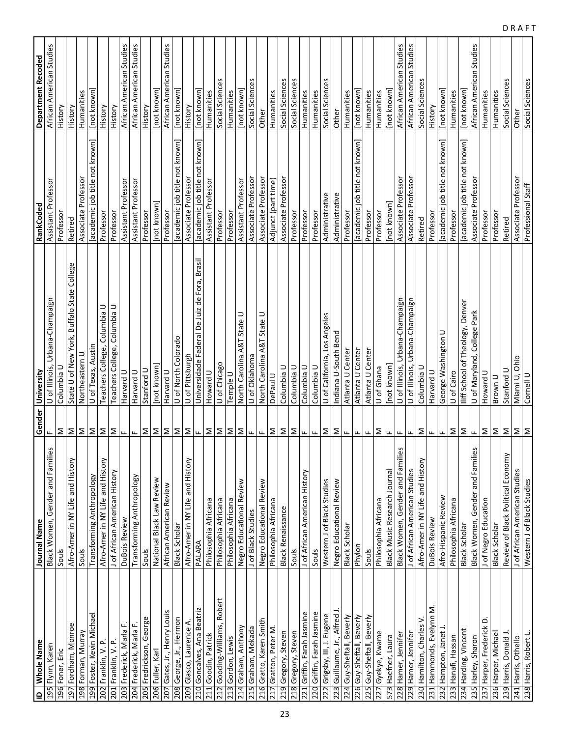| ID | Whole Name | Journal Name | Gender | University | RankCoded | Department Recoded |
|---|---|---|---|---|---|---|
| 195 | Flynn, Karen | Black Women, Gender and Families | F | U of Illinois, Urbana-Champaign | Assistant Professor | African American Studies |
| 196 | Foner, Eric | Souls | M | Columbia U | Professor | History |
| 197 | Fordham, Monroe | Afro-Amer in NY Life and History | M | State U of New York, Buffalo State College | Retired | History |
| 198 | Forman, Murray | Souls | M | Northeastern U | Associate Professor | Humanities |
| 199 | Foster, Kevin Michael | Transforming Anthropology | M | U of Texas, Austin | [academic job title not known] | [not known] |
| 202 | Franklin, V. P. | Afro-Amer in NY Life and History | M | Teachers College, Columbia U | Professor | History |
| 201 | Franklin, V. P. | J of African American History | M | Teachers College, Columbia U | Professor | History |
| 203 | Frederick, Marla F. | DuBois Review | F | Harvard U | Assistant Professor | African American Studies |
| 204 | Frederick, Marla F. | Transforming Anthropology | F | Harvard U | Assistant Professor | African American Studies |
| 205 | Fredrickson, George | Souls | M | Stanford U | Professor | History |
| 206 | Fuller, Karl | National Black Law Review | M | [not known] | [not known] | [not known] |
| 207 | Gates, Jr., Henry Louis | African American Review | M | Harvard U | Professor | African American Studies |
| 208 | George, Jr., Hermon | Black Scholar | M | U of North Colorado | [academic job title not known] | [not known] |
| 209 | Glasco, Laurence A. | Afro-Amer in NY Life and History | M | U of Pittsburgh | Associate Professor | History |
| 210 | Goncalves, Ana Beatriz | PALARA | F | Universidade Federal De Juiz de Fora, Brasil | [academic job title not known] | [not known] |
| 211 | Goodin, Patrick | Philosophia Africana | M | Howard U | Assistant Professor | Humanities |
| 212 | Gooding-Williams, Robert | Philosophia Africana | M | U of Chicago | Professor | Social Sciences |
| 213 | Gordon, Lewis | Philosophia Africana | M | Temple U | Professor | Humanities |
| 214 | Graham, Anthony | Negro Educational Review | M | North Carolina A&T State U | Assistant Professor | [not known] |
| 215 | Graham, Mekada | J of Black Studies | F | U of Oklahoma | Associate Professor | Social Sciences |
| 216 | Gratto, Karen Smith | Negro Educational Review | F | North Carolina A&T State U | Associate Professor | Other |
| 217 | Gratton, Peter M. | Philosophia Africana | M | DePaul U | Adjunct (part time) | Humanities |
| 219 | Gregory, Steven | Black Renaissance | M | Columbia U | Associate Professor | Social Sciences |
| 218 | Gregory, Steven | Souls | M | Columbia U | Professor | Social Sciences |
| 221 | Griffin, Farah Jasmine | J of African American History | F | Columbia U | Professor | Humanities |
| 220 | Griffin, Farah Jasmine | Souls | F | Columbia U | Professor | Humanities |
| 222 | Grigsby, III, J. Eugene | Western J of Black Studies | M | U of California, Los Angeles | Administrative | Social Sciences |
| 223 | Guillaume, Jr., Alfred J. | Negro Educational Review | M | Indiana U-South Bend | Administrative | Other |
| 224 | Guy-Sheftall, Beverly | Black Scholar | F | Atlanta U Center | Professor | Humanities |
| 226 | Guy-Sheftall, Beverly | Phylon | F | Atlanta U Center | [academic job title not known] | [not known] |
| 225 | Guy-Sheftall, Beverly | Souls | F | Atlanta U Center | Professor | Humanities |
| 227 | Gyekye, Kwame | Philosophia Africana | M | U of Ghana | Professor | Humanities |
| 573 | Haefner, Laura | Black Music Research Journal | F | [not known] | [not known] | [not known] |
| 228 | Hamer, Jennifer | Black Women, Gender and Families | F | U of Illinois, Urbana-Champaign | Associate Professor | African American Studies |
| 229 | Hamer, Jennifer | J of African American Studies | F | U of Illinois, Urbana-Champaign | Associate Professor | African American Studies |
| 230 | Hamilton, Charles V. | Afro-Amer in NY Life and History | M | Columbia U | Retired | Social Sciences |
| 231 | Hammonds, Evelynn M. | DuBois Review | F | Harvard U | Professor | History |
| 232 | Hampton, Janet J. | Afro-Hispanic Review | F | George Washington U | [academic job title not known] | [not known] |
| 233 | Hanafi, Hassan | Philosophia Africana | M | U of Cairo | Professor | Humanities |
| 234 | Harding, Vincent | Black Scholar | M | Iliff School of Theology, Denver | [academic job title not known] | [not known] |
| 235 | Harley, Sharon | Black Women, Gender and Families | F | U of Maryland, College Park | Associate Professor | African American Studies |
| 237 | Harper, Frederick D. | J of Negro Education | M | Howard U | Professor | Humanities |
| 236 | Harper, Michael | Black Scholar | M | Brown U | Professor | Humanities |
| 239 | Harris, Donald J. | Review of Black Political Economy | M | Stanford U | Retired | Social Sciences |
| 241 | Harris, Othello | J of African American Studies | M | Miami U, Ohio | Associate Professor | Other |
| 238 | Harris, Robert L. | Western J of Black Studies | M | Cornell U | Professional Staff | Social Sciences |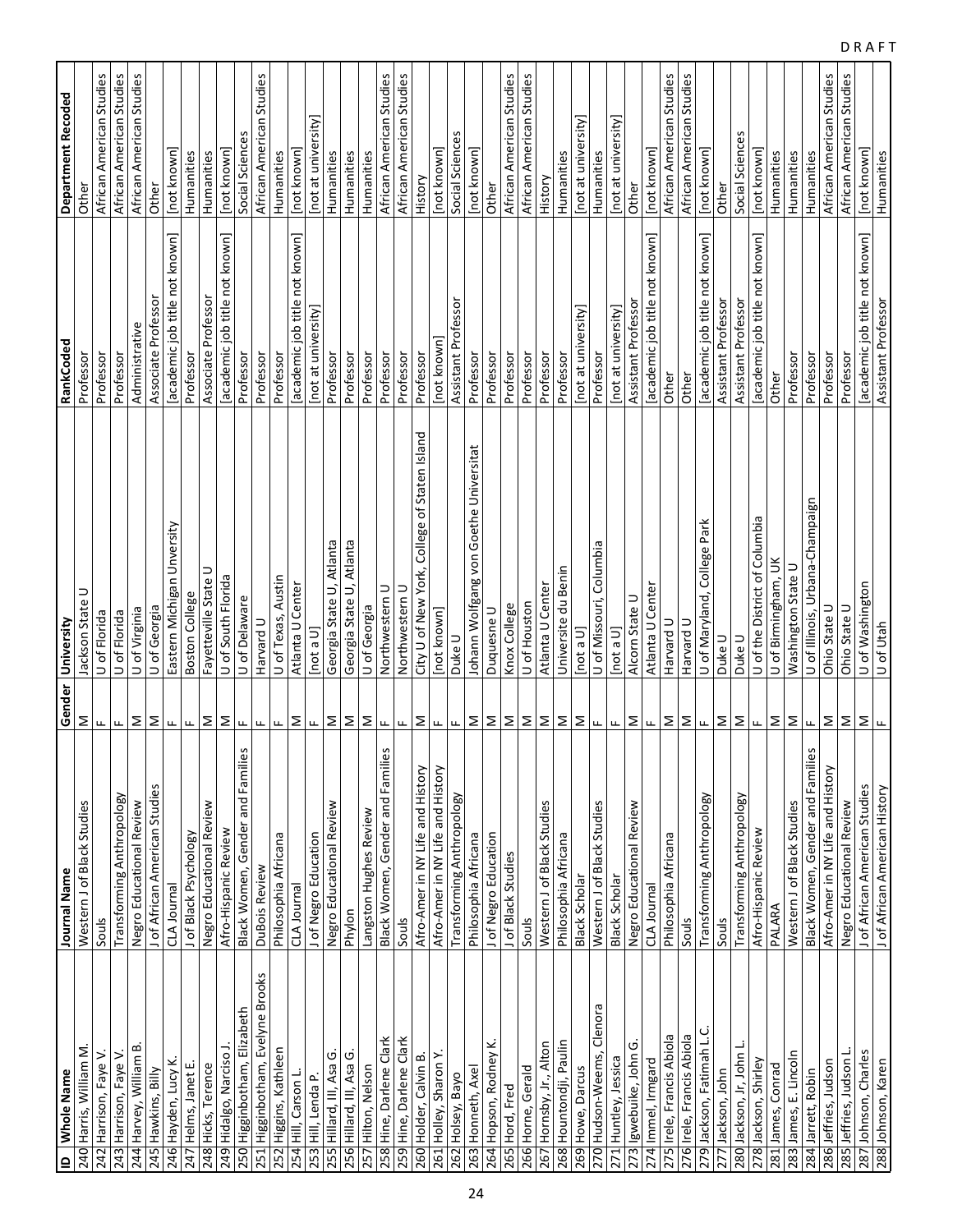| ID | Whole Name | Journal Name | Gender | University | RankCoded | Department Recoded |
|---|---|---|---|---|---|---|
| 240 | Harris, William M. | Western J of Black Studies | M | Jackson State U | Professor | Other |
| 242 | Harrison, Faye V. | Souls | F | U of Florida | Professor | African American Studies |
| 243 | Harrison, Faye V. | Transforming Anthropology | F | U of Florida | Professor | African American Studies |
| 244 | Harvey, William B. | Negro Educational Review | M | U of Virginia | Administrative | African American Studies |
| 245 | Hawkins, Billy | J of African American Studies | M | U of Georgia | Associate Professor | Other |
| 246 | Hayden, Lucy K. | CLA Journal | F | Eastern Michigan University | [academic job title not known] | [not known] |
| 247 | Helms, Janet E. | J of Black Psychology | F | Boston College | Professor | Humanities |
| 248 | Hicks, Terence | Negro Educational Review | M | Fayetteville State U | Associate Professor | Humanities |
| 249 | Hidalgo, Narciso J. | Afro-Hispanic Review | M | U of South Florida | [academic job title not known] | [not known] |
| 250 | Higginbotham, Elizabeth | Black Women, Gender and Families | F | U of Delaware | Professor | Social Sciences |
| 251 | Higginbotham, Evelyne Brooks | DuBois Review | F | Harvard U | Professor | African American Studies |
| 252 | Higgins, Kathleen | Philosophia Africana | F | U of Texas, Austin | Professor | Humanities |
| 254 | Hill, Carson L. | CLA Journal | M | Atlanta U Center | [academic job title not known] | [not known] |
| 253 | Hill, Lenda P. | J of Negro Education | F | [not a U] | [not at university] | [not at university] |
| 255 | Hillard, III, Asa G. | Negro Educational Review | M | Georgia State U, Atlanta | Professor | Humanities |
| 256 | Hillard, III, Asa G. | Phylon | M | Georgia State U, Atlanta | Professor | Humanities |
| 257 | Hilton, Nelson | Langston Hughes Review | M | U of Georgia | Professor | Humanities |
| 258 | Hine, Darlene Clark | Black Women, Gender and Families | F | Northwestern U | Professor | African American Studies |
| 259 | Hine, Darlene Clark | Souls | F | Northwestern U | Professor | African American Studies |
| 260 | Holder, Calvin B. | Afro-Amer in NY Life and History | M | City U of New York, College of Staten Island | Professor | History |
| 261 | Holley, Sharon Y. | Afro-Amer in NY Life and History | F | [not known] | [not known] | [not known] |
| 262 | Holsey, Bayo | Transforming Anthropology | F | Duke U | Assistant Professor | Social Sciences |
| 263 | Honneth, Axel | Philosophia Africana | M | Johann Wolfgang von Goethe Universitat | Professor | [not known] |
| 264 | Hopson, Rodney K. | J of Negro Education | M | Duquesne U | Professor | Other |
| 265 | Hord, Fred | J of Black Studies | M | Knox College | Professor | African American Studies |
| 266 | Horne, Gerald | Souls | M | U of Houston | Professor | African American Studies |
| 267 | Hornsby, Jr., Alton | Western J of Black Studies | M | Atlanta U Center | Professor | History |
| 268 | Hountondji, Paulin | Philosophia Africana | M | Universite du Benin | Professor | Humanities |
| 269 | Howe, Darcus | Black Scholar | M | [not a U] | [not at university] | [not at university] |
| 270 | Hudson-Weems, Clenora | Western J of Black Studies | F | U of Missouri, Columbia | Professor | Humanities |
| 271 | Huntley, Jessica | Black Scholar | F | [not a U] | [not at university] | [not at university] |
| 273 | Igwebuike, John G. | Negro Educational Review | M | Alcorn State U | Assistant Professor | Other |
| 274 | Immel, Irmgard | CLA Journal | F | Atlanta U Center | [academic job title not known] | [not known] |
| 275 | Irele, Francis Abiola | Philosophia Africana | M | Harvard U | Other | African American Studies |
| 276 | Irele, Francis Abiola | Souls | M | Harvard U | Other | African American Studies |
| 279 | Jackson, Fatimah L.C. | Transforming Anthropology | F | U of Maryland, College Park | [academic job title not known] | [not known] |
| 277 | Jackson, John | Souls | M | Duke U | Assistant Professor | Other |
| 280 | Jackson, Jr, John L. | Transforming Anthropology | M | Duke U | Assistant Professor | Social Sciences |
| 278 | Jackson, Shirley | Afro-Hispanic Review | F | U of the District of Columbia | [academic job title not known] | [not known] |
| 281 | James, Conrad | PALARA | M | U of Birmingham, UK | Other | Humanities |
| 283 | James, E. Lincoln | Western J of Black Studies | M | Washington State U | Professor | Humanities |
| 284 | Jarrett, Robin | Black Women, Gender and Families | F | U of Illinois, Urbana-Champaign | Professor | Humanities |
| 286 | Jeffries, Judson | Afro-Amer in NY Life and History | M | Ohio State U | Professor | African American Studies |
| 285 | Jeffries, Judson L. | Negro Educational Review | M | Ohio State U | Professor | African American Studies |
| 287 | Johnson, Charles | J of African American Studies | M | U of Washington | [academic job title not known] | [not known] |
| 288 | Johnson, Karen | J of African American History | F | U of Utah | Assistant Professor | Humanities |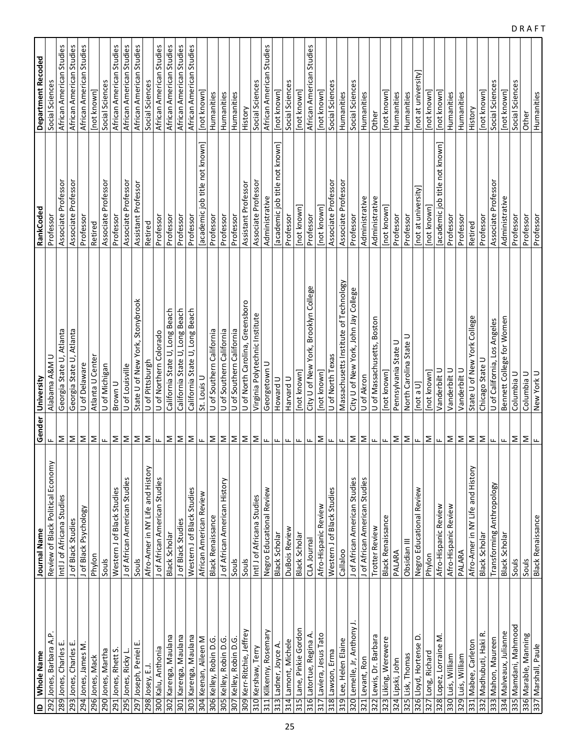| ID | Whole Name | Journal Name | Gender | University | RankCoded | Department Recoded |
|---|---|---|---|---|---|---|
| 292 | Jones, Barbara A.P. | Review of Black Political Economy | F | Alabama A&M U | Professor | Social Sciences |
| 289 | Jones, Charles E. | Intl J of Africana Studies | M | Georgia State U, Atlanta | Associate Professor | African American Studies |
| 293 | Jones, Charles E. | J of Black Studies | M | Georgia State U, Atlanta | Associate Professor | African American Studies |
| 294 | Jones, James M. | J of Black Psychology | M | U of Delaware | Professor | African American Studies |
| 296 | Jones, Mack | Phylon | M | Atlanta U Center | Retired | [not known] |
| 290 | Jones, Martha | Souls | F | U of Michigan | Associate Professor | Social Sciences |
| 291 | Jones, Rhett S. | Western J of Black Studies | M | Brown U | Professor | African American Studies |
| 295 | Jones, Ricky L. | J of African American Studies | M | U of Louisville | Associate Professor | African American Studies |
| 297 | Joseph, Peniel E. | Souls | M | State U of New York, Stonybrook | Assistant Professor | African American Studies |
| 298 | Josey, E.J. | Afro-Amer in NY Life and History | M | U of Pittsburgh | Retired | Social Sciences |
| 300 | Kalu, Anthonia | J of African American Studies | F | U of Northern Colorado | Professor | African American Studies |
| 302 | Karenga, Maulana | Black Scholar | M | California State U, Long Beach | Professor | African American Studies |
| 301 | Karenga, Maulana | J of Black Studies | M | California State U, Long Beach | Professor | African American Studies |
| 303 | Karenga, Maulana | Western J of Black Studies | M | California State U, Long Beach | Professor | African American Studies |
| 304 | Keenan, Aileen M | African American Review | F | St. Louis U | [academic job title not known] | [not known] |
| 306 | Kelley, Robin D.G. | Black Renaissance | M | U of Southern California | Professor | Humanities |
| 305 | Kelley, Robin D.G. | J of African American History | M | U of Southern California | Professor | Humanities |
| 307 | Kelley, Robin D.G. | Souls | M | U of Southern California | Professor | Humanities |
| 309 | Kerr-Ritchie, Jeffrey | Souls | M | U of North Carolina, Greensboro | Assistant Professor | History |
| 310 | Kershaw, Terry | Intl J of Africana Studies | M | Virginia Polytechnic Institute | Associate Professor | Social Sciences |
| 311 | Kilkenny, Rosemary | Negro Educational Review | F | Georgetown U | Administrative | African American Studies |
| 313 | Ladner, Joyce A. | Black Scholar | F | Howard U | [academic job title not known] | [not known] |
| 314 | Lamont, Michele | DuBois Review | F | Harvard U | Professor | Social Sciences |
| 315 | Lane, Pinkie Gordon | Black Scholar | F | [not known] | [not known] | [not known] |
| 316 | Latortue, Regina A. | CLA Journal | F | City U of New York, Brooklyn College | Professor | African American Studies |
| 317 | Laviera, Jesus Tato | Afro-Hispanic Review | M | [not known] | [not known] | [not known] |
| 318 | Lawson, Erma | Western J of Black Studies | F | U of North Texas | Associate Professor | Social Sciences |
| 319 | Lee, Helen Elaine | Callaloo | F | Massachusetts Institute of Technology | Associate Professor | Humanities |
| 320 | Lemelle, Jr, Anthony J. | J of African American Studies | M | City U of New York, John Jay College | Professor | Social Sciences |
| 321 | Levant, Ron | J of African American Studies | M | U of Akron | Administrative | Humanities |
| 322 | Lewis, Dr. Barbara | Trotter Review | F | U of Massachusetts, Boston | Administrative | Other |
| 323 | Liking, Werewere | Black Renaissance | F | [not known] | [not known] | [not known] |
| 324 | Lipski, John | PALARA | M | Pennsylvania State U | Professor | Humanities |
| 325 | Lisk, Thomas | Obsidian III | M | North Carolina State U | Professor | Humanities |
| 326 | Lloyd, Hortense D. | Negro Educational Review | F | [not a U] | [not at university] | [not at university] |
| 327 | Long, Richard | Phylon | M | [not known] | [not known] | [not known] |
| 328 | Lopez, Lorraine M. | Afro-Hispanic Review | F | Vanderbilt U | [academic job title not known] | [not known] |
| 330 | Luis, William | Afro-Hispanic Review | M | Vanderbilt U | Professor | Humanities |
| 329 | Luis, William | PALARA | M | Vanderbilt U | Professor | Humanities |
| 331 | Mabee, Carleton | Afro-Amer in NY Life and History | M | State U of New York College | Retired | History |
| 332 | Madhubuti, Haki R. | Black Scholar | M | Chicago State U | Professor | [not known] |
| 333 | Mahon, Maureen | Transforming Anthropology | F | U of California, Los Angeles | Associate Professor | Social Sciences |
| 334 | Malveaux, Julianne | Black Scholar | F | Bennett College for Women | Administrative | [not known] |
| 335 | Mamdani, Mahmood | Souls | M | Columbia U | Professor | Social Sciences |
| 336 | Marable, Manning | Souls | M | Columbia U | Professor | Other |
| 337 | Marshall, Paule | Black Renaissance | F | New York U | Professor | Humanities |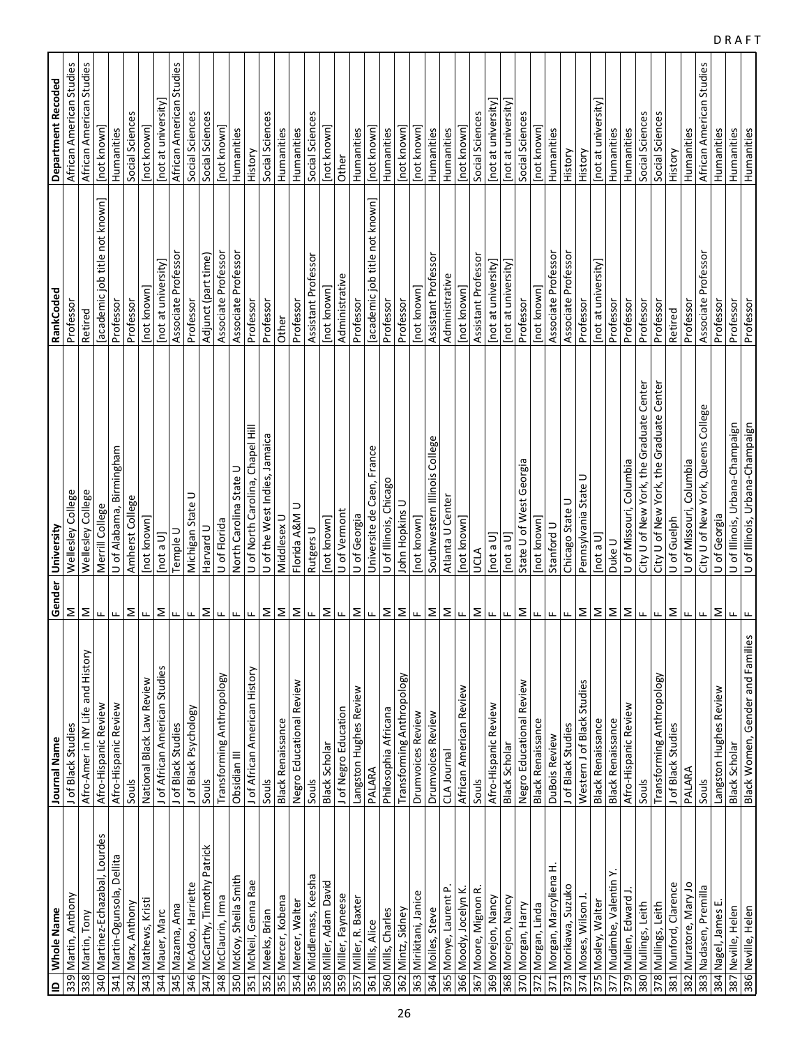| ID | Whole Name | Journal Name | Gender | University | RankCoded | Department Recoded |
|---|---|---|---|---|---|---|
| 339 | Martin, Anthony | J of Black Studies | M | Wellesley College | Professor | African American Studies |
| 338 | Martin, Tony | Afro-Amer in NY Life and History | M | Wellesley College | Retired | African American Studies |
| 340 | Martinez-Echazabal, Lourdes | Afro-Hispanic Review | F | Merrill College | [academic job title not known] | [not known] |
| 341 | Martin-Ogunsola, Dellita | Afro-Hispanic Review | F | U of Alabama, Birmingham | Professor | Humanities |
| 342 | Marx, Anthony | Souls | M | Amherst College | Professor | Social Sciences |
| 343 | Mathews, Kristi | National Black Law Review | F | [not known] | [not known] | [not known] |
| 344 | Mauer, Marc | J of African American Studies | M | [not a U] | [not at university] | [not at university] |
| 345 | Mazama, Ama | J of Black Studies | F | Temple U | Associate Professor | African American Studies |
| 346 | McAdoo, Harriette | J of Black Psychology | F | Michigan State U | Professor | Social Sciences |
| 347 | McCarthy, Timothy Patrick | Souls | M | Harvard U | Adjunct (part time) | Social Sciences |
| 348 | McClaurin, Irma | Transforming Anthropology | F | U of Florida | Associate Professor | [not known] |
| 350 | McKoy, Sheila Smith | Obsidian III | F | North Carolina State U | Associate Professor | Humanities |
| 351 | McNeil, Genna Rae | J of African American History | F | U of North Carolina, Chapel Hill | Professor | History |
| 352 | Meeks, Brian | Souls | M | U of the West Indies, Jamaica | Professor | Social Sciences |
| 355 | Mercer, Kobena | Black Renaissance | M | Middlesex U | Other | Humanities |
| 354 | Mercer, Walter | Negro Educational Review | M | Florida A&M U | Professor | Humanities |
| 356 | Middlemass, Keesha | Souls | F | Rutgers U | Assistant Professor | Social Sciences |
| 358 | Miller, Adam David | Black Scholar | M | [not known] | [not known] | [not known] |
| 359 | Miller, Fayneese | J of Negro Education | F | U of Vermont | Administrative | Other |
| 357 | Miller, R. Baxter | Langston Hughes Review | M | U of Georgia | Professor | Humanities |
| 361 | Mills, Alice | PALARA | F | Universite de Caen, France | [academic job title not known] | [not known] |
| 360 | Mills, Charles | Philosophia Africana | M | U of Illinois, Chicago | Professor | Humanities |
| 362 | Mintz, Sidney | Transforming Anthropology | M | John Hopkins U | Professor | [not known] |
| 363 | Mirikitani, Janice | Drumvoices Review | F | [not known] | [not known] | [not known] |
| 364 | Moiles, Steve | Drumvoices Review | M | Southwestern Illinois College | Assistant Professor | Humanities |
| 365 | Monye, Laurent P. | CLA Journal | M | Atlanta U Center | Administrative | Humanities |
| 366 | Moody, Jocelyn K. | African American Review | F | [not known] | [not known] | [not known] |
| 367 | Moore, Mignon R. | Souls | M | UCLA | Assistant Professor | Social Sciences |
| 369 | Morejon, Nancy | Afro-Hispanic Review | F | [not a U] | [not at university] | [not at university] |
| 368 | Morejon, Nancy | Black Scholar | F | [not a U] | [not at university] | [not at university] |
| 370 | Morgan, Harry | Negro Educational Review | M | State U of West Georgia | Professor | Social Sciences |
| 372 | Morgan, Linda | Black Renaissance | F | [not known] | [not known] | [not known] |
| 371 | Morgan, Marcyliena H. | DuBois Review | F | Stanford U | Associate Professor | Humanities |
| 373 | Morikawa, Suzuko | J of Black Studies | F | Chicago State U | Associate Professor | History |
| 374 | Moses, Wilson J. | Western J of Black Studies | M | Pennsylvania State U | Professor | History |
| 375 | Mosley, Walter | Black Renaissance | M | [not a U] | [not at university] | [not at university] |
| 377 | Mudimbe, Valentin Y. | Black Renaissance | M | Duke U | Professor | Humanities |
| 379 | Mullen, Edward J. | Afro-Hispanic Review | M | U of Missouri, Columbia | Professor | Humanities |
| 380 | Mullings, Leith | Souls | F | City U of New York, the Graduate Center | Professor | Social Sciences |
| 378 | Mullings, Leith | Transforming Anthropology | F | City U of New York, the Graduate Center | Professor | Social Sciences |
| 381 | Munford, Clarence | J of Black Studies | M | U of Guelph | Retired | History |
| 382 | Muratore, Mary Jo | PALARA | F | U of Missouri, Columbia | Professor | Humanities |
| 383 | Nadasen, Premilla | Souls | F | City U of New York, Queens College | Associate Professor | African American Studies |
| 384 | Nagel, James E. | Langston Hughes Review | M | U of Georgia | Professor | Humanities |
| 387 | Neville, Helen | Black Scholar | F | U of Illinois, Urbana-Champaign | Professor | Humanities |
| 386 | Neville, Helen | Black Women, Gender and Families | F | U of Illinois, Urbana-Champaign | Professor | Humanities |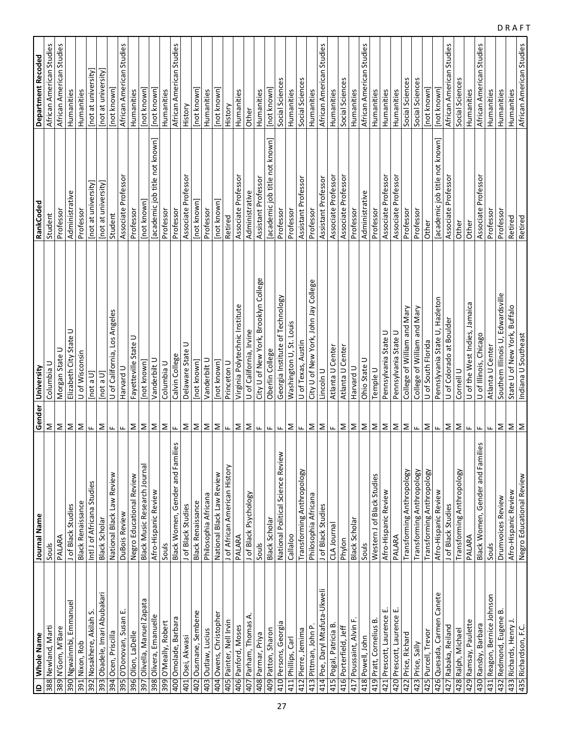| ID | Whole Name | Journal Name | Gender | University | RankCoded | Department Recoded |
|---|---|---|---|---|---|---|
| 388 | Newland, Marti | Souls | M | Columbia U | Student | African American Studies |
| 389 | N'Gom, M'Bare | PALARA | M | Morgan State U | Professor | African American Studies |
| 390 | Ngwainmbi, Emmanuel | J of Black Studies | M | Elizabeth City State U | Administrative | Humanities |
| 391 | Nixon, Rob | Black Renaissance | M | U of Wisconsin | Professor | Humanities |
| 392 | Nosakhere, Akilah S. | Intl J of Africana Studies | F | [not a U] | [not at university] | [not at university] |
| 393 | Obadele, Imari Abubakari | Black Scholar | M | [not a U] | [not at university] | [not at university] |
| 394 | Ocen, Priscilla | National Black Law Review | F | U of California, Los Angeles | Student | [not known] |
| 395 | O'Donovan, Susan E. | DuBois Review | F | Harvard U | Associate Professor | African American Studies |
| 396 | Olion, LaDelle | Negro Educational Review | M | Fayetteville State U | Professor | Humanities |
| 397 | Olivella, Manuel Zapata | Black Music Research Journal | M | [not known] | [not known] | [not known] |
| 398 | Olivera, Emanuelle | Afro-Hispanic Review | M | Vanderbilt U | [academic job title not known] | [not known] |
| 399 | O'Meally, Robert | Souls | M | Columbia U | Professor | Humanities |
| 400 | Omolade, Barbara | Black Women, Gender and Families | F | Calvin College | Professor | African American Studies |
| 401 | Osei, Akwasi | J of Black Studies | M | Delaware State U | Associate Professor | History |
| 402 | Ousmane, Sembene | Black Renaissance | M | [not known] | [not known] | [not known] |
| 403 | Outlaw, Lucius | Philosophia Africana | M | Vanderbilt U | Professor | Humanities |
| 404 | Owens, Christopher | National Black Law Review | M | [not known] | [not known] | [not known] |
| 405 | Painter, Nell Irvin | J of African American History | F | Princeton U | Retired | History |
| 406 | Panford, Moses | PALARA | M | Virginia Polytechnic Institute | Associate Professor | Humanities |
| 407 | Parham, Thomas A. | J of Black Psychology | M | U of California, Irvine | Administrative | Other |
| 408 | Parmar, Priya | Souls | F | City U of New York, Brooklyn College | Assistant Professor | Humanities |
| 409 | Patton, Sharon | Black Scholar | F | Oberlin College | [academic job title not known] | [not known] |
| 410 | Persons, Georgia | National Political Science Review | F | Georgia Institute of Technology | Professor | Social Sciences |
| 411 | Phillips, Carl | Callaloo | M | Washington U, St. Louis | Professor | Humanities |
| 412 | Pierre, Jemima | Transforming Anthropology | F | U of Texas, Austin | Assistant Professor | Social Sciences |
| 413 | Pittman, John P. | Philosophia Africana | M | City U of New York, John Jay College | Professor | Humanities |
| 414 | Poe, Daryl Mtafuta-Ukweli | J of Black Studies | M | Lincoln U | Assistant Professor | African American Studies |
| 415 | Pogal, Patricia B. | CLA Journal | F | Atlanta U Center | Associate Professor | Humanities |
| 416 | Porterfield, Jeff | Phylon | M | Atlanta U Center | Associate Professor | Social Sciences |
| 417 | Poussaint, Alvin F. | Black Scholar | M | Harvard U | Professor | Humanities |
| 418 | Powell, John | Souls | M | Ohio State U | Administrative | African American Studies |
| 419 | Pratt, Cornelius B. | Western J of Black Studies | M | Temple U | Professor | Humanities |
| 421 | Prescott, Laurence E. | Afro-Hispanic Review | M | Pennsylvania State U | Associate Professor | Humanities |
| 420 | Prescott, Laurence E. | PALARA | M | Pennsylvania State U | Associate Professor | Humanities |
| 422 | Price, Richard | Transforming Anthropology | M | College of William and Mary | Professor | Social Sciences |
| 423 | Price, Sally | Transforming Anthropology | F | College of William and Mary | Professor | Social Sciences |
| 425 | Purcell, Trevor | Transforming Anthropology | M | U of South Florida | Other | [not known] |
| 426 | Quesada, Carmen Canete | Afro-Hispanic Review | F | Pennsylvania State U, Hazleton | [academic job title not known] | [not known] |
| 427 | Rabaka, Reiland | J of Black Studies | M | U of Colorado at Boulder | Associate Professor | African American Studies |
| 428 | Ralph, Michael | Transforming Anthropology | M | Cornell U | Other | Social Sciences |
| 429 | Ramsay, Paulette | PALARA | F | U of the West Indies, Jamaica | Other | Humanities |
| 430 | Ransby, Barbara | Black Women, Gender and Families | F | U of Illinois, Chicago | Associate Professor | African American Studies |
| 431 | Reagon, Bernice Johnson | Souls | F | Atlanta U Center | Professor | Humanities |
| 432 | Redmond, Eugene B. | Drumvoices Review | M | Southern Illinois U, Edwardsville | Professor | Humanities |
| 433 | Richards, Henry J. | Afro-Hispanic Review | M | State U of New York, Buffalo | Retired | Humanities |
| 435 | Richardson, F.C. | Negro Educational Review | M | Indiana U Southeast | Retired | African American Studies |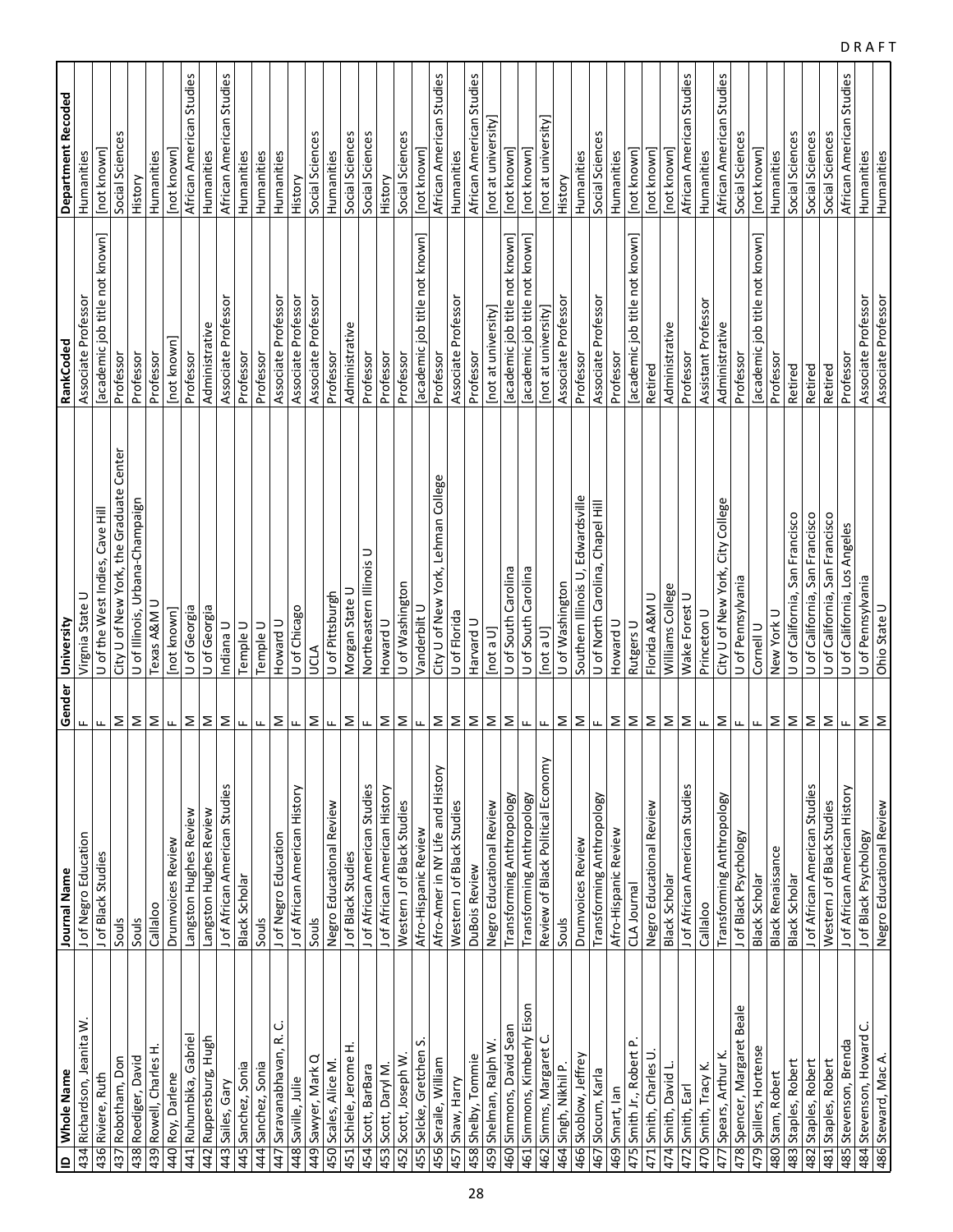| ID | Whole Name | Journal Name | Gender | University | RankCoded | Department Recoded |
|---|---|---|---|---|---|---|
| 434 | Richardson, Jeanita W. | J of Negro Education | F | Virgnia State U | Associate Professor | Humanities |
| 436 | Riviere, Ruth | J of Black Studies | F | U of the West Indies, Cave Hill | [academic job title not known] | [not known] |
| 437 | Robotham, Don | Souls | M | City U of New York, the Graduate Center | Professor | Social Sciences |
| 438 | Roediger, David | Souls | M | U of Illinois, Urbana-Champaign | Professor | History |
| 439 | Rowell, Charles H. | Callaloo | M | Texas A&M U | Professor | Humanities |
| 440 | Roy, Darlene | Drumvoices Review | F | [not known] | [not known] | [not known] |
| 441 | Ruhumbika, Gabriel | Langston Hughes Review | M | U of Georgia | Professor | African American Studies |
| 442 | Ruppersburg, Hugh | Langston Hughes Review | M | U of Georgia | Administrative | Humanities |
| 443 | Sailes, Gary | J of African American Studies | M | Indiana U | Associate Professor | African American Studies |
| 445 | Sanchez, Sonia | Black Scholar | F | Temple U | Professor | Humanities |
| 444 | Sanchez, Sonia | Souls | F | Temple U | Professor | Humanities |
| 447 | Saravanabhavan, R. C. | J of Negro Education | M | Howard U | Associate Professor | Humanities |
| 448 | Saville, Julie | J of African American History | F | U of Chicago | Associate Professor | History |
| 449 | Sawyer, Mark Q | Souls | M | UCLA | Associate Professor | Social Sciences |
| 450 | Scales, Alice M. | Negro Educational Review | F | U of Pittsburgh | Professor | Humanities |
| 451 | Schiele, Jerome H. | J of Black Studies | M | Morgan State U | Administrative | Social Sciences |
| 454 | Scott, BarBara | J of African American Studies | F | Northeastern Illinois U | Professor | Social Sciences |
| 453 | Scott, Daryl M. | J of African American History | M | Howard U | Professor | History |
| 452 | Scott, Joseph W. | Western J of Black Studies | M | U of Washington | Professor | Social Sciences |
| 455 | Selcke, Gretchen S. | Afro-Hispanic Review | F | Vanderbilt U | [academic job title not known] | [not known] |
| 456 | Seraile, William | Afro-Amer in NY Life and History | M | City U of New York, Lehman College | Professor | African American Studies |
| 457 | Shaw, Harry | Western J of Black Studies | M | U of Florida | Associate Professor | Humanities |
| 458 | Shelby, Tommie | DuBois Review | M | Harvard U | Professor | African American Studies |
| 459 | Shelman, Ralph W. | Negro Educational Review | M | [not a U] | [not at university] | [not at university] |
| 460 | Simmons, David Sean | Transforming Anthropology | M | U of South Carolina | [academic job title not known] | [not known] |
| 461 | Simmons, Kimberly Eison | Transforming Anthropology | F | U of South Carolina | [academic job title not known] | [not known] |
| 462 | Simms, Margaret C. | Review of Black Political Economy | F | [not a U] | [not at university] | [not at university] |
| 464 | Singh, Nikhil P. | Souls | M | U of Washington | Associate Professor | History |
| 466 | Skoblow, Jeffrey | Drumvoices Review | M | Southern Illinois U, Edwardsville | Professor | Humanities |
| 467 | Slocum, Karla | Transforming Anthropology | F | U of North Carolina, Chapel Hill | Associate Professor | Social Sciences |
| 469 | Smart, Ian | Afro-Hispanic Review | M | Howard U | Professor | Humanities |
| 475 | Smith Jr., Robert P. | CLA Journal | M | Rutgers U | [academic job title not known] | [not known] |
| 471 | Smith, Charles U. | Negro Educational Review | M | Florida A&M U | Retired | [not known] |
| 474 | Smith, David L. | Black Scholar | M | Williams College | Administrative | [not known] |
| 472 | Smith, Earl | J of African American Studies | M | Wake Forest U | Professor | African American Studies |
| 470 | Smith, Tracy K. | Callaloo | F | Princeton U | Assistant Professor | Humanities |
| 477 | Spears, Arthur K. | Transforming Anthropology | M | City U of New York, City College | Administrative | African American Studies |
| 478 | Spencer, Margaret Beale | J of Black Psychology | F | U of Pennsylvania | Professor | Social Sciences |
| 479 | Spillers, Hortense | Black Scholar | F | Cornell U | [academic job title not known] | [not known] |
| 480 | Stam, Robert | Black Renaissance | M | New York U | Professor | Humanities |
| 483 | Staples, Robert | Black Scholar | M | U of California, San Francisco | Retired | Social Sciences |
| 482 | Staples, Robert | J of African American Studies | M | U of California, San Francisco | Retired | Social Sciences |
| 481 | Staples, Robert | Western J of Black Studies | M | U of California, San Francisco | Retired | Social Sciences |
| 485 | Stevenson, Brenda | J of African American History | F | U of California, Los Angeles | Professor | African American Studies |
| 484 | Stevenson, Howard C. | J of Black Psychology | M | U of Pennsylvania | Associate Professor | Humanities |
| 486 | Steward, Mac A. | Negro Educational Review | M | Ohio State U | Associate Professor | Humanities |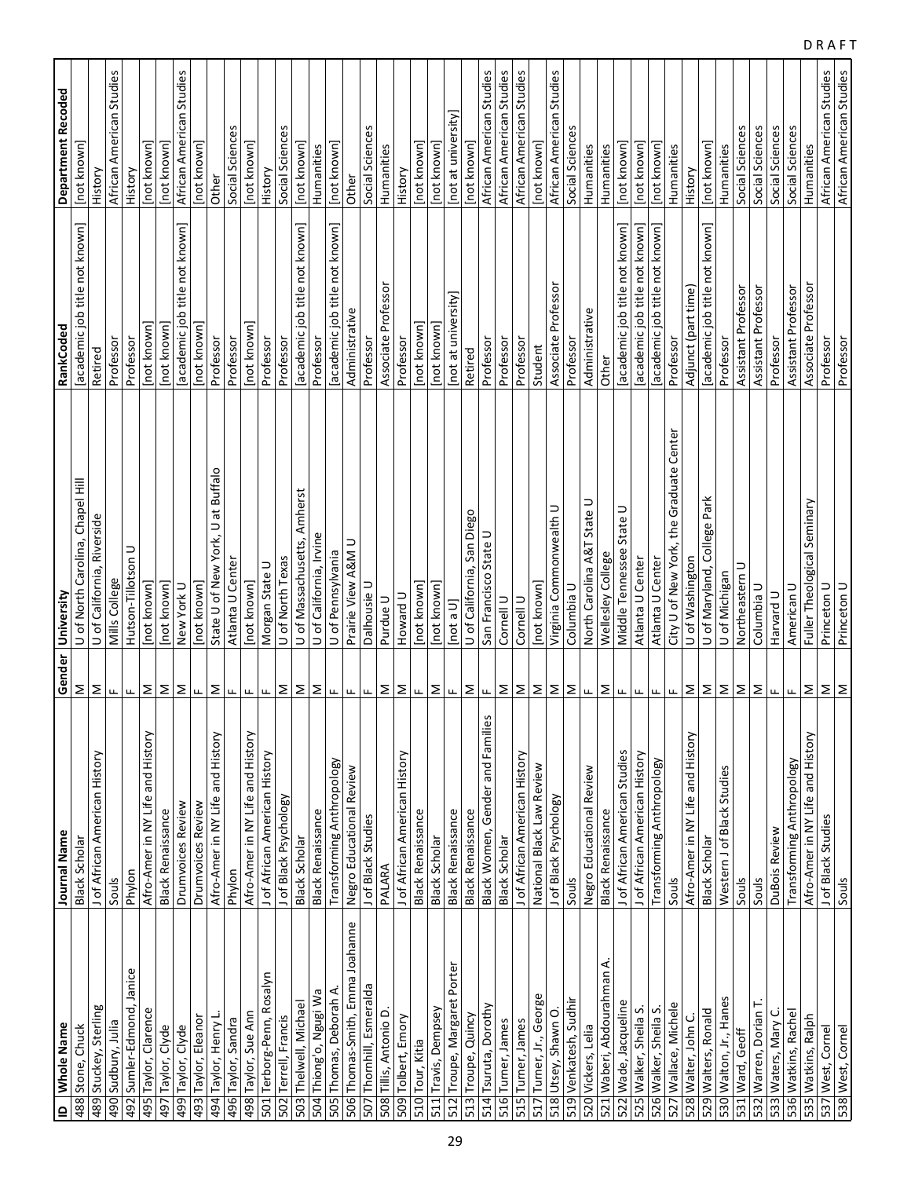| ID | Whole Name | Journal Name | Gender | University | RankCoded | Department Recoded |
|---|---|---|---|---|---|---|
| 488 | Stone, Chuck | Black Scholar | M | U of North Carolina, Chapel Hill | [academic job title not known] | [not known] |
| 489 | Stuckey, Sterling | J of African American History | M | U of California, Riverside | Retired | History |
| 490 | Sudbury, Julia | Souls | F | Mills College | Professor | African American Studies |
| 492 | Sumler-Edmond, Janice | Phylon | F | Hutson-Tillotson U | Professor | History |
| 495 | Taylor, Clarence | Afro-Amer in NY Life and History | M | [not known] | [not known] | [not known] |
| 497 | Taylor, Clyde | Black Renaissance | M | [not known] | [not known] | [not known] |
| 499 | Taylor, Clyde | Drumvoices Review | M | New York U | [academic job title not known] | African American Studies |
| 493 | Taylor, Eleanor | Drumvoices Review | F | [not known] | [not known] | [not known] |
| 494 | Taylor, Henry L. | Afro-Amer in NY Life and History | M | State U of New York, U at Buffalo | Professor | Other |
| 496 | Taylor, Sandra | Phylon | F | Atlanta U Center | Professor | Social Sciences |
| 498 | Taylor, Sue Ann | Afro-Amer in NY Life and History | F | [not known] | [not known] | [not known] |
| 501 | Terborg-Penn, Rosalyn | J of African American History | F | Morgan State U | Professor | History |
| 502 | Terrell, Francis | J of Black Psychology | M | U of North Texas | Professor | Social Sciences |
| 503 | Thelwell, Michael | Black Scholar | M | U of Massachusetts, Amherst | [academic job title not known] | [not known] |
| 504 | Thiong'o, Ngugi Wa | Black Renaissance | M | U of California, Irvine | Professor | Humanities |
| 505 | Thomas, Deborah A. | Transforming Anthropology | F | U of Pennsylvania | [academic job title not known] | [not known] |
| 506 | Thomas-Smith, Emma Joahanne | Negro Educational Review | F | Prairie View A&M U | Administrative | Other |
| 507 | Thornhill, Esmeralda | J of Black Studies | F | Dalhousie U | Professor | Social Sciences |
| 508 | Tillis, Antonio D. | PALARA | M | Purdue U | Associate Professor | Humanities |
| 509 | Tolbert, Emory | J of African American History | M | Howard U | Professor | History |
| 510 | Tour, Kitia | Black Renaissance | F | [not known] | [not known] | [not known] |
| 511 | Travis, Dempsey | Black Scholar | M | [not known] | [not known] | [not known] |
| 512 | Troupe, Margaret Porter | Black Renaissance | F | [not a U] | [not at university] | [not at university] |
| 513 | Troupe, Quincy | Black Renaissance | M | U of California, San Diego | Retired | [not known] |
| 514 | Tsuruta, Dorothy | Black Women, Gender and Families | F | San Francisco State U | Professor | African American Studies |
| 516 | Turner, James | Black Scholar | M | Cornell U | Professor | African American Studies |
| 515 | Turner, James | J of African American History | M | Cornell U | Professor | African American Studies |
| 517 | Turner, Jr., George | National Black Law Review | M | [not known] | Student | [not known] |
| 518 | Utsey, Shawn O. | J of Black Psychology | M | Virginia Commonwealth U | Associate Professor | African American Studies |
| 519 | Venkatesh, Sudhir | Souls | M | Columbia U | Professor | Social Sciences |
| 520 | Vickers, Lelia | Negro Educational Review | F | North Carolina A&T State U | Administrative | Humanities |
| 521 | Waberi, Abdourahman A. | Black Renaissance | M | Wellesley College | Other | Humanities |
| 522 | Wade, Jacqueline | J of African American Studies | F | Middle Tennessee State U | [academic job title not known] | [not known] |
| 525 | Walker, Sheila S. | J of African American History | F | Atlanta U Center | [academic job title not known] | [not known] |
| 526 | Walker, Sheila S. | Transforming Anthropology | F | Atlanta U Center | [academic job title not known] | [not known] |
| 527 | Wallace, Michele | Souls | F | City U of New York, the Graduate Center | Professor | Humanities |
| 528 | Walter, John C. | Afro-Amer in NY Life and History | M | U of Washington | Adjunct (part time) | History |
| 529 | Walters, Ronald | Black Scholar | M | U of Maryland, College Park | [academic job title not known] | [not known] |
| 530 | Walton, Jr., Hanes | Western J of Black Studies | M | U of Michigan | Professor | Humanities |
| 531 | Ward, Geoff | Souls | M | Northeastern U | Assistant Professor | Social Sciences |
| 532 | Warren, Dorian T. | Souls | M | Columbia U | Assistant Professor | Social Sciences |
| 533 | Waters, Mary C. | DuBois Review | F | Harvard U | Professor | Social Sciences |
| 536 | Watkins, Rachel | Transforming Anthropology | F | American U | Assistant Professor | Social Sciences |
| 535 | Watkins, Ralph | Afro-Amer in NY Life and History | M | Fuller Theological Seminary | Associate Professor | Humanities |
| 537 | West, Cornel | J of Black Studies | M | Princeton U | Professor | African American Studies |
| 538 | West, Cornel | Souls | M | Princeton U | Professor | African American Studies |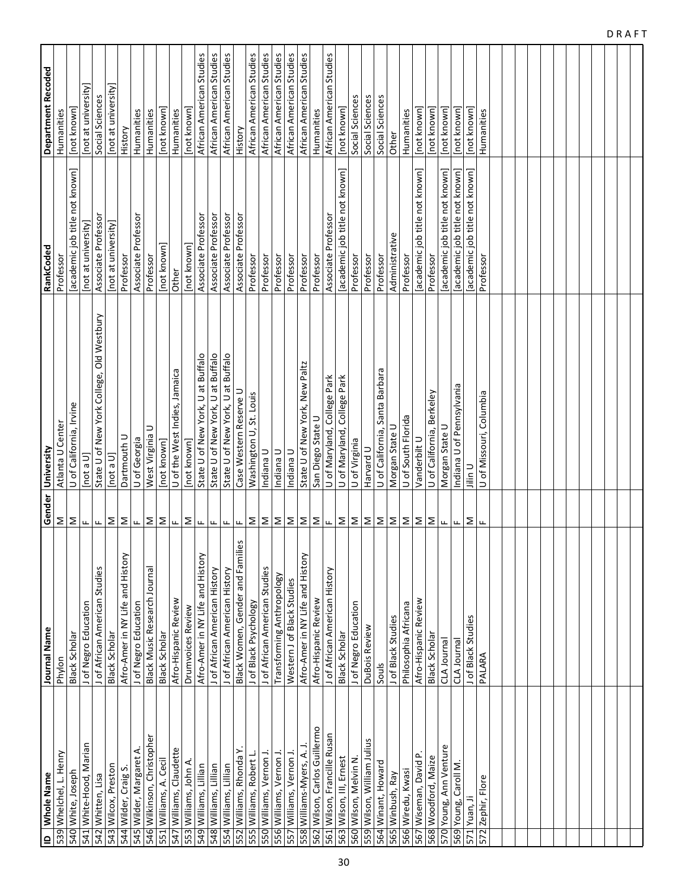| ID | Whole Name | Journal Name | Gender | University | RankCoded | Department Recoded |
|---|---|---|---|---|---|---|
| 539 | Whelchel, L. Henry | Phylon | M | Atlanta U Center | Professor | Humanities |
| 540 | White, Joseph | Black Scholar | M | U of California, Irvine | [academic job title not known] | [not known] |
| 541 | White-Hood, Marian | J of Negro Education | F | [not a U] | [not at university] | [not at university] |
| 542 | Whitten, Lisa | J of African American Studies | F | State U of New York College, Old Westbury | Associate Professor | Social Sciences |
| 543 | Wilcox, Preston | Black Scholar | M | [not a U] | [not at university] | [not at university] |
| 544 | Wilder, Craig S. | Afro-Amer in NY Life and History | M | Dartmouth U | Professor | History |
| 545 | Wilder, Margaret A. | J of Negro Education | F | U of Georgia | Associate Professor | Humanities |
| 546 | Wilkinson, Christopher | Black Music Research Journal | M | West Virginia U | Professor | Humanities |
| 551 | Williams, A. Cecil | Black Scholar | M | [not known] | [not known] | [not known] |
| 547 | Williams, Claudette | Afro-Hispanic Review | F | U of the West Indies, Jamaica | Other | Humanities |
| 553 | Williams, John A. | Drumvoices Review | M | [not known] | [not known] | [not known] |
| 549 | Williams, Lillian | Afro-Amer in NY Life and History | F | State U of New York, U at Buffalo | Associate Professor | African American Studies |
| 548 | Williams, Lillian | J of African American History | F | State U of New York, U at Buffalo | Associate Professor | African American Studies |
| 554 | Williams, Lillian | J of African American History | F | State U of New York, U at Buffalo | Associate Professor | African American Studies |
| 552 | Williams, Rhonda Y. | Black Women, Gender and Families | F | Case Western Reserve U | Associate Professor | History |
| 555 | Williams, Robert L. | J of Black Psychology | M | Washington U, St. Louis | Professor | African American Studies |
| 550 | Williams, Vernon J. | J of African American Studies | M | Indiana U | Professor | African American Studies |
| 556 | Williams, Vernon J. | Transforming Anthropology | M | Indiana U | Professor | African American Studies |
| 557 | Williams, Vernon J. | Western J of Black Studies | M | Indiana U | Professor | African American Studies |
| 558 | Williams-Myers, A. J. | Afro-Amer in NY Life and History | M | State U of New York, New Paltz | Professor | African American Studies |
| 562 | Wilson, Carlos Guillermo | Afro-Hispanic Review | M | San Diego State U | Professor | Humanities |
| 561 | Wilson, Francille Rusan | J of African American History | F | U of Maryland, College Park | Associate Professor | African American Studies |
| 563 | Wilson, III, Ernest | Black Scholar | M | U of Maryland, College Park | [academic job title not known] | [not known] |
| 560 | Wilson, Melvin N. | J of Negro Education | M | U of Virginia | Professor | Social Sciences |
| 559 | Wilson, William Julius | DuBois Review | M | Harvard U | Professor | Social Sciences |
| 564 | Winant, Howard | Souls | M | U of California, Santa Barbara | Professor | Social Sciences |
| 565 | Winbush, Ray | J of Black Studies | M | Morgan State U | Administrative | Other |
| 566 | Wiredu, Kwasi | Philosophia Africana | M | U of South Florida | Professor | Humanities |
| 567 | Wiseman, David P. | Afro-Hispanic Review | M | Vanderbilt U | [academic job title not known] | [not known] |
| 568 | Woodford, Maize | Black Scholar | M | U of California, Berkeley | Professor | [not known] |
| 570 | Young, Ann Venture | CLA Journal | F | Morgan State U | [academic job title not known] | [not known] |
| 569 | Young, Caroll M. | CLA Journal | F | Indiana U of Pennsylvania | [academic job title not known] | [not known] |
| 571 | Yuan, Ji | J of Black Studies | M | Jilin U | [academic job title not known] | [not known] |
| 572 | Zephir, Flore | PALARA | F | U of Missouri, Columbia | Professor | Humanities |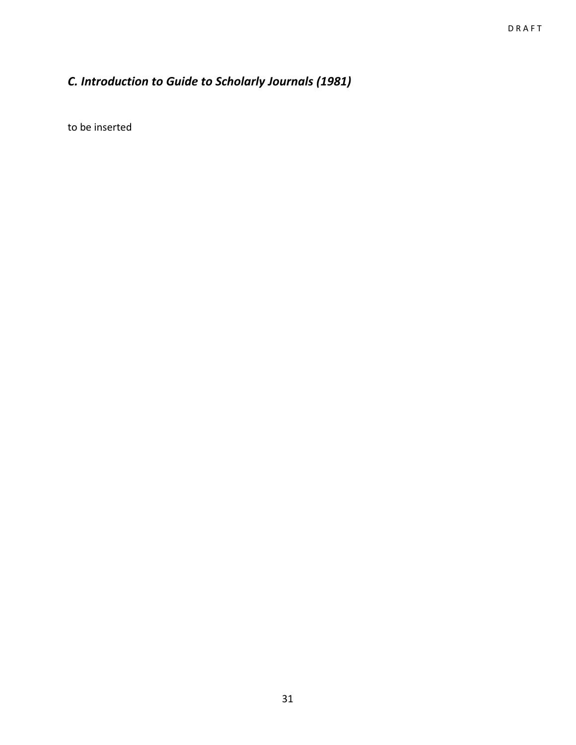## *C. Introduction to Guide to Scholarly Journals (1981)*

to be inserted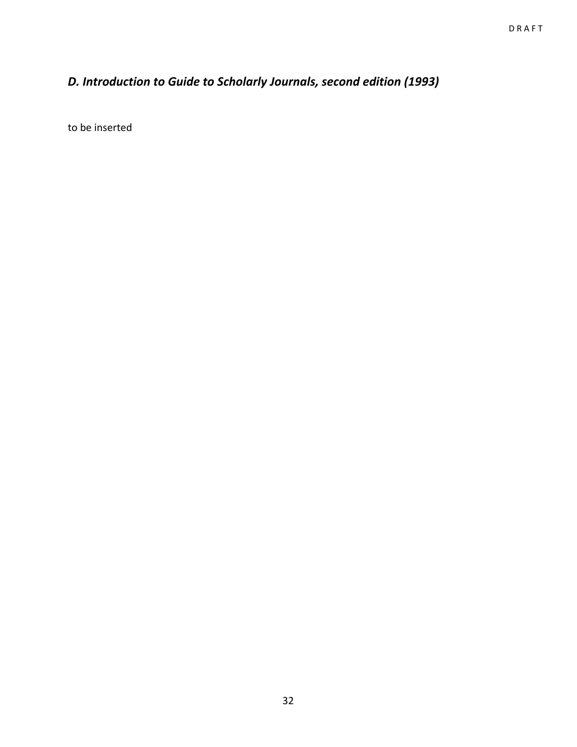### *D. Introduction to Guide to Scholarly Journals, second edition (1993)*

to be inserted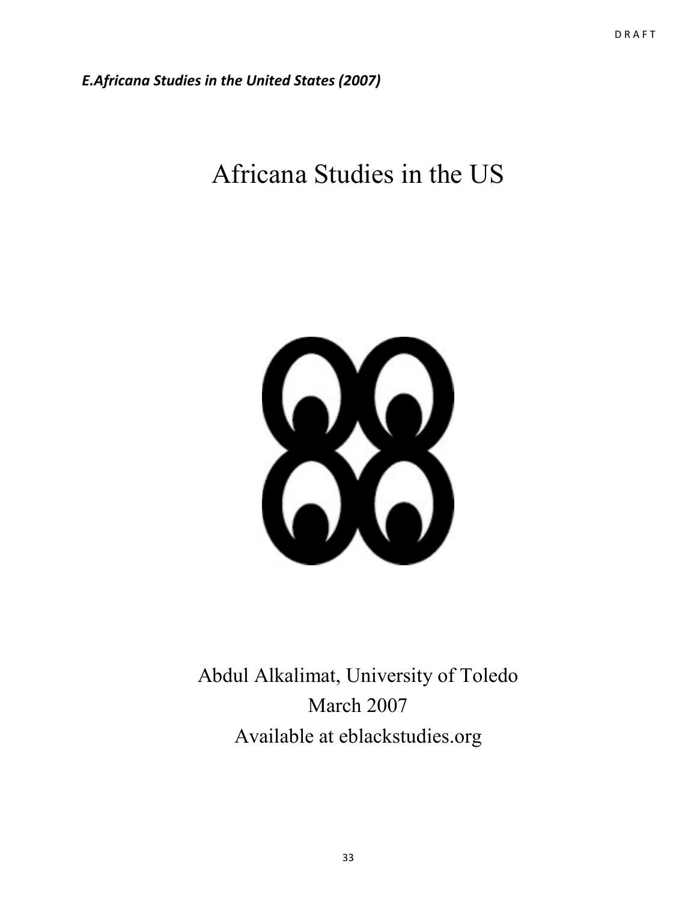*E.Africana Studies in the United States (2007)*

# Africana Studies in the US

Abdul Alkalimat, University of Toledo

March 2007

Available at eblackstudies.org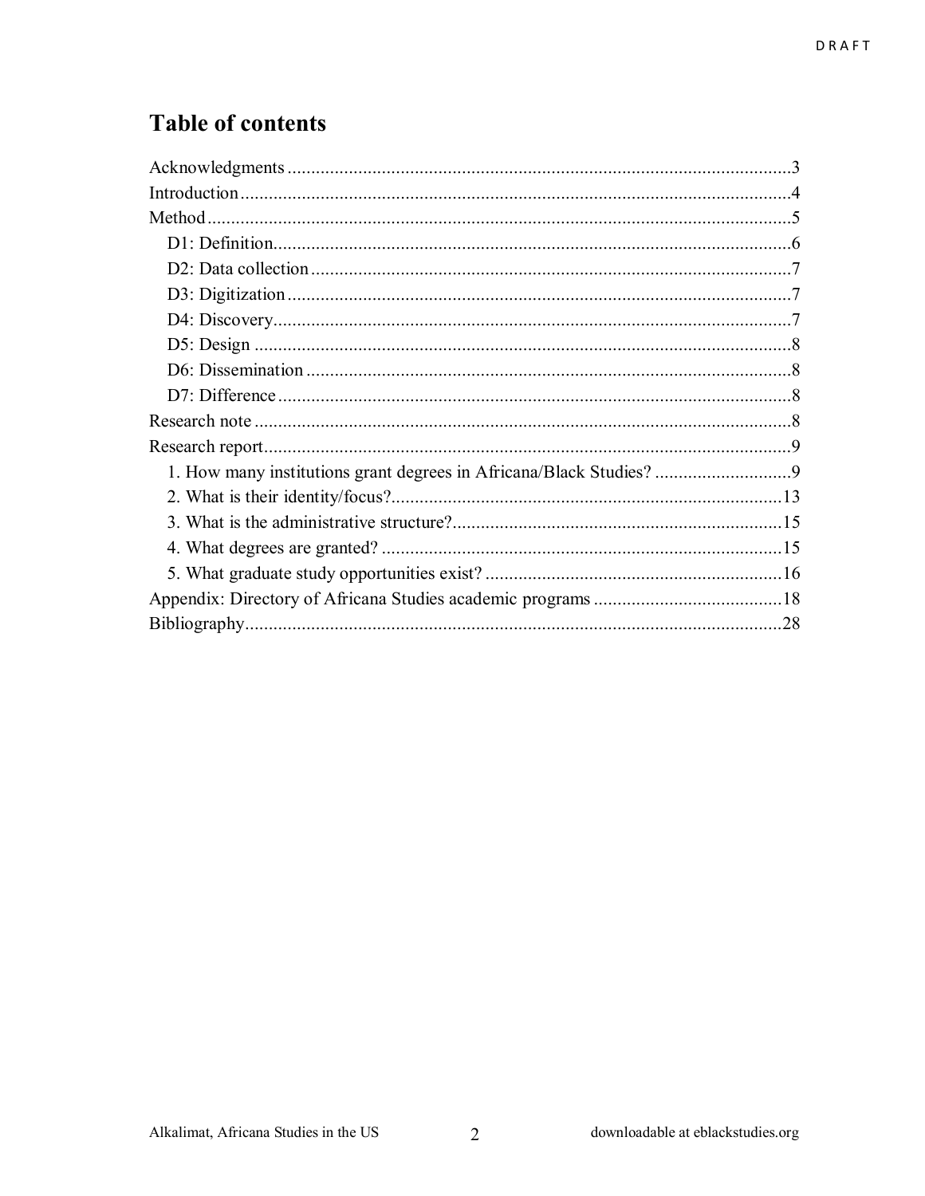# Table of contents

- Acknowledgments ..........3
- Introduction ..........4
- Method ..........5
  - D1: Definition ..........6
  - D2: Data collection ..........7
  - D3: Digitization ..........7
  - D4: Discovery ..........7
  - D5: Design ..........8
  - D6: Dissemination ..........8
  - D7: Difference ..........8
- Research note ..........8
- Research report ..........9
  - 1. How many institutions grant degrees in Africana/Black Studies? ..........9
  - 2. What is their identity/focus? ..........13
  - 3. What is the administrative structure? ..........15
  - 4. What degrees are granted? ..........15
  - 5. What graduate study opportunities exist? ..........16
- Appendix: Directory of Africana Studies academic programs ..........18
- Bibliography ..........28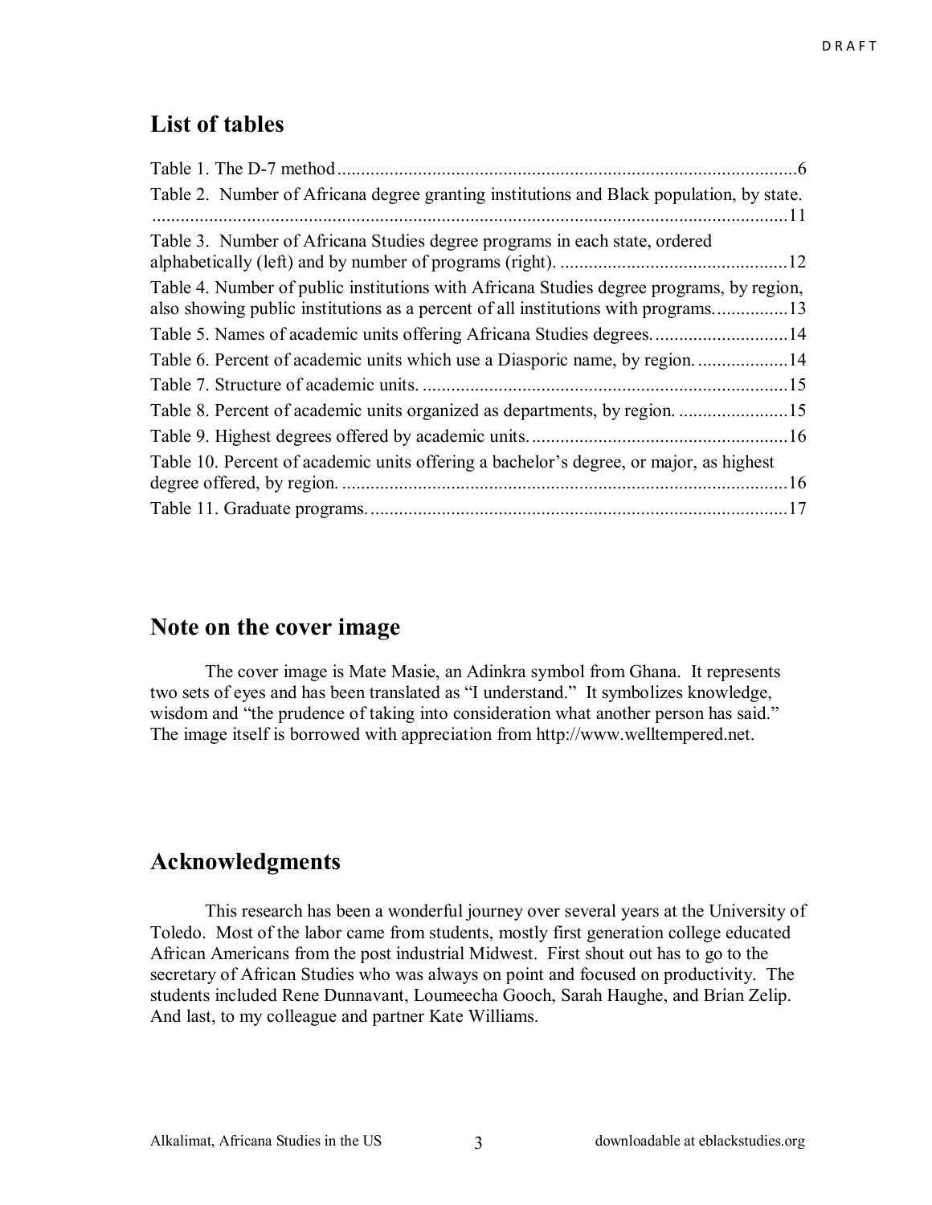## List of tables

Table 1. The D-7 method .......................................................................................6

Table 2. Number of Africana degree granting institutions and Black population, by state. ........................................................................................................................11

Table 3. Number of Africana Studies degree programs in each state, ordered alphabetically (left) and by number of programs (right). ................................................12

Table 4. Number of public institutions with Africana Studies degree programs, by region, also showing public institutions as a percent of all institutions with programs................13

Table 5. Names of academic units offering Africana Studies degrees. ............................14

Table 6. Percent of academic units which use a Diasporic name, by region. ...................14

Table 7. Structure of academic units. ..............................................................................15

Table 8. Percent of academic units organized as departments, by region. .......................15

Table 9. Highest degrees offered by academic units. ......................................................16

Table 10. Percent of academic units offering a bachelor's degree, or major, as highest degree offered, by region. ...............................................................................16

Table 11. Graduate programs. ..........................................................................................17

## Note on the cover image

The cover image is Mate Masie, an Adinkra symbol from Ghana. It represents two sets of eyes and has been translated as "I understand." It symbolizes knowledge, wisdom and "the prudence of taking into consideration what another person has said." The image itself is borrowed with appreciation from http://www.welltempered.net.

## Acknowledgments

This research has been a wonderful journey over several years at the University of Toledo. Most of the labor came from students, mostly first generation college educated African Americans from the post industrial Midwest. First shout out has to go to the secretary of African Studies who was always on point and focused on productivity. The students included Rene Dunnavant, Loumeecha Gooch, Sarah Haughe, and Brian Zelip. And last, to my colleague and partner Kate Williams.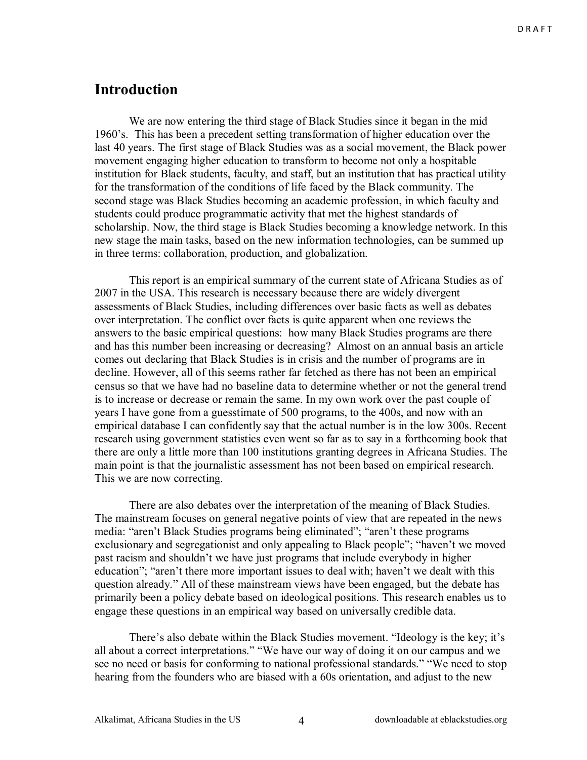## Introduction

We are now entering the third stage of Black Studies since it began in the mid 1960's. This has been a precedent setting transformation of higher education over the last 40 years. The first stage of Black Studies was as a social movement, the Black power movement engaging higher education to transform to become not only a hospitable institution for Black students, faculty, and staff, but an institution that has practical utility for the transformation of the conditions of life faced by the Black community. The second stage was Black Studies becoming an academic profession, in which faculty and students could produce programmatic activity that met the highest standards of scholarship. Now, the third stage is Black Studies becoming a knowledge network. In this new stage the main tasks, based on the new information technologies, can be summed up in three terms: collaboration, production, and globalization.

This report is an empirical summary of the current state of Africana Studies as of 2007 in the USA. This research is necessary because there are widely divergent assessments of Black Studies, including differences over basic facts as well as debates over interpretation. The conflict over facts is quite apparent when one reviews the answers to the basic empirical questions: how many Black Studies programs are there and has this number been increasing or decreasing? Almost on an annual basis an article comes out declaring that Black Studies is in crisis and the number of programs are in decline. However, all of this seems rather far fetched as there has not been an empirical census so that we have had no baseline data to determine whether or not the general trend is to increase or decrease or remain the same. In my own work over the past couple of years I have gone from a guesstimate of 500 programs, to the 400s, and now with an empirical database I can confidently say that the actual number is in the low 300s. Recent research using government statistics even went so far as to say in a forthcoming book that there are only a little more than 100 institutions granting degrees in Africana Studies. The main point is that the journalistic assessment has not been based on empirical research. This we are now correcting.

There are also debates over the interpretation of the meaning of Black Studies. The mainstream focuses on general negative points of view that are repeated in the news media: "aren't Black Studies programs being eliminated"; "aren't these programs exclusionary and segregationist and only appealing to Black people"; "haven't we moved past racism and shouldn't we have just programs that include everybody in higher education"; "aren't there more important issues to deal with; haven't we dealt with this question already." All of these mainstream views have been engaged, but the debate has primarily been a policy debate based on ideological positions. This research enables us to engage these questions in an empirical way based on universally credible data.

There's also debate within the Black Studies movement. "Ideology is the key; it's all about a correct interpretations." "We have our way of doing it on our campus and we see no need or basis for conforming to national professional standards." "We need to stop hearing from the founders who are biased with a 60s orientation, and adjust to the new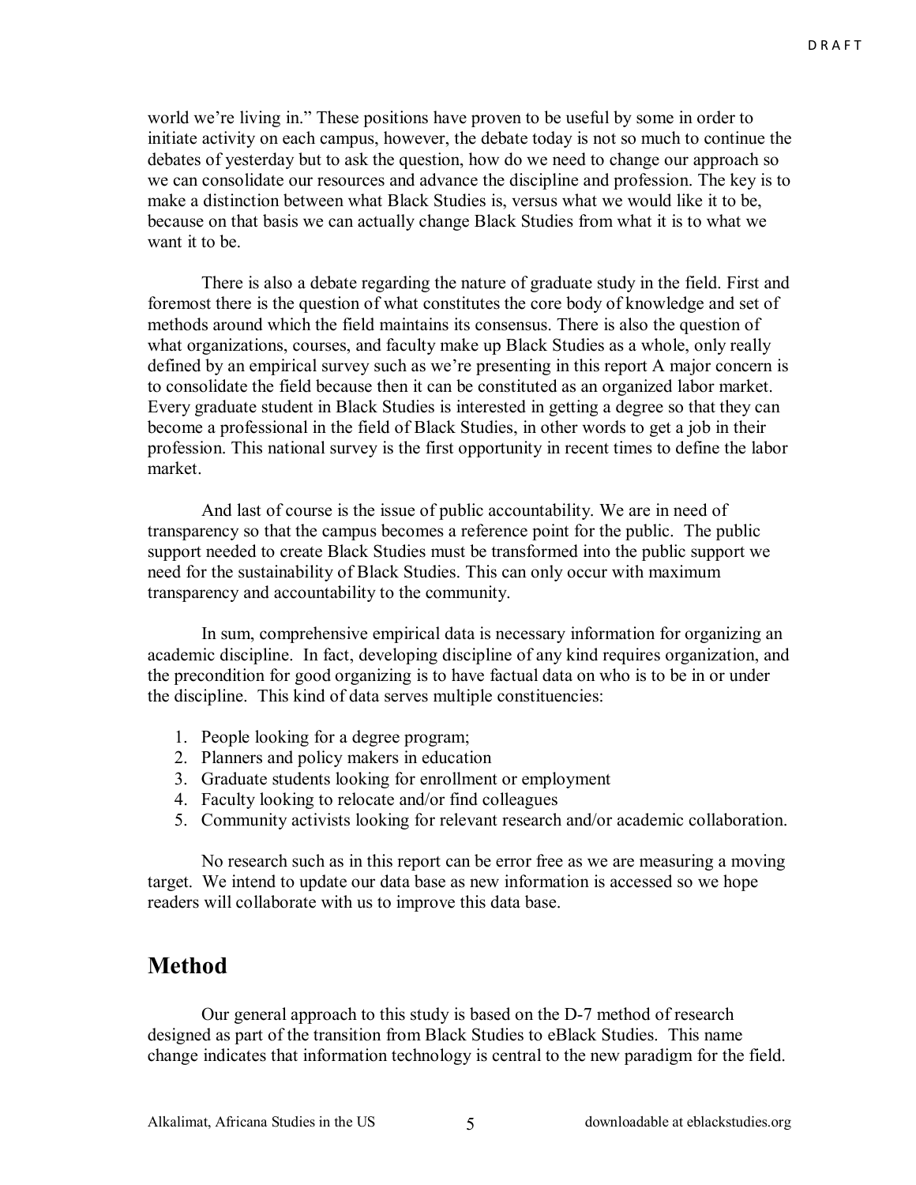world we're living in." These positions have proven to be useful by some in order to initiate activity on each campus, however, the debate today is not so much to continue the debates of yesterday but to ask the question, how do we need to change our approach so we can consolidate our resources and advance the discipline and profession. The key is to make a distinction between what Black Studies is, versus what we would like it to be, because on that basis we can actually change Black Studies from what it is to what we want it to be.

There is also a debate regarding the nature of graduate study in the field. First and foremost there is the question of what constitutes the core body of knowledge and set of methods around which the field maintains its consensus. There is also the question of what organizations, courses, and faculty make up Black Studies as a whole, only really defined by an empirical survey such as we're presenting in this report A major concern is to consolidate the field because then it can be constituted as an organized labor market. Every graduate student in Black Studies is interested in getting a degree so that they can become a professional in the field of Black Studies, in other words to get a job in their profession. This national survey is the first opportunity in recent times to define the labor market.

And last of course is the issue of public accountability. We are in need of transparency so that the campus becomes a reference point for the public. The public support needed to create Black Studies must be transformed into the public support we need for the sustainability of Black Studies. This can only occur with maximum transparency and accountability to the community.

In sum, comprehensive empirical data is necessary information for organizing an academic discipline. In fact, developing discipline of any kind requires organization, and the precondition for good organizing is to have factual data on who is to be in or under the discipline. This kind of data serves multiple constituencies:

1. People looking for a degree program;
2. Planners and policy makers in education
3. Graduate students looking for enrollment or employment
4. Faculty looking to relocate and/or find colleagues
5. Community activists looking for relevant research and/or academic collaboration.

No research such as in this report can be error free as we are measuring a moving target. We intend to update our data base as new information is accessed so we hope readers will collaborate with us to improve this data base.

## Method

Our general approach to this study is based on the D-7 method of research designed as part of the transition from Black Studies to eBlack Studies. This name change indicates that information technology is central to the new paradigm for the field.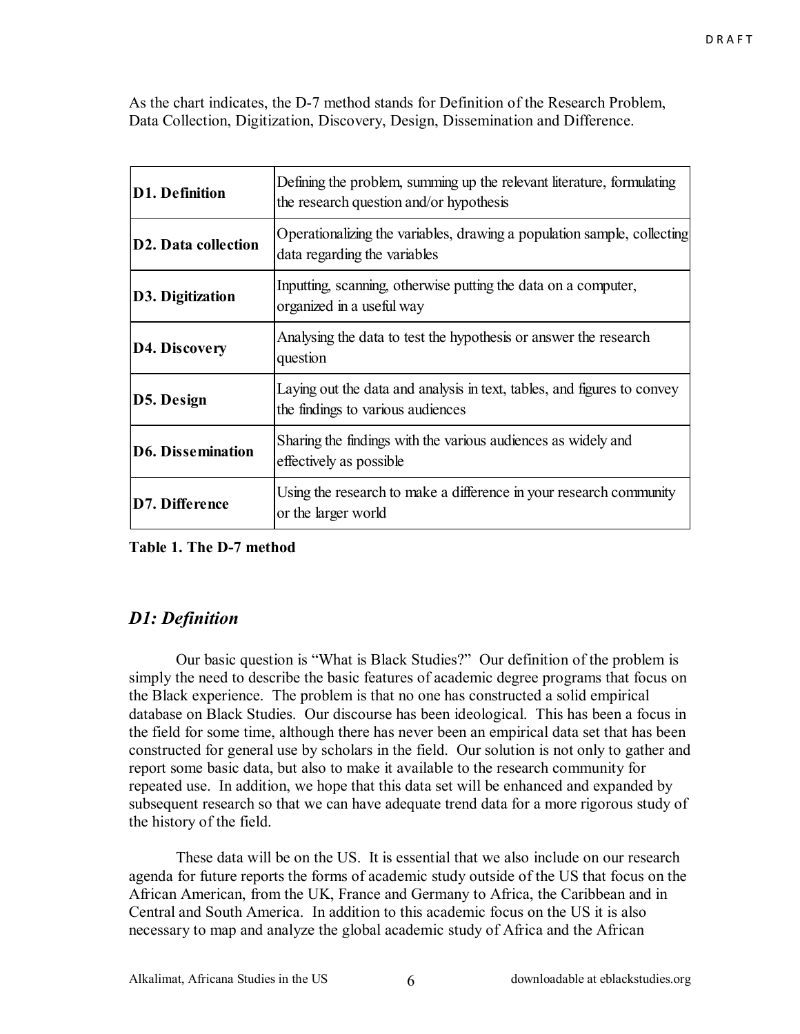As the chart indicates, the D-7 method stands for Definition of the Research Problem, Data Collection, Digitization, Discovery, Design, Dissemination and Difference.

| | |
|---|---|
| **D1. Definition** | Defining the problem, summing up the relevant literature, formulating the research question and/or hypothesis |
| **D2. Data collection** | Operationalizing the variables, drawing a population sample, collecting data regarding the variables |
| **D3. Digitization** | Inputting, scanning, otherwise putting the data on a computer, organized in a useful way |
| **D4. Discovery** | Analysing the data to test the hypothesis or answer the research question |
| **D5. Design** | Laying out the data and analysis in text, tables, and figures to convey the findings to various audiences |
| **D6. Dissemination** | Sharing the findings with the various audiences as widely and effectively as possible |
| **D7. Difference** | Using the research to make a difference in your research community or the larger world |

**Table 1. The D-7 method**

## *D1: Definition*

Our basic question is "What is Black Studies?" Our definition of the problem is simply the need to describe the basic features of academic degree programs that focus on the Black experience. The problem is that no one has constructed a solid empirical database on Black Studies. Our discourse has been ideological. This has been a focus in the field for some time, although there has never been an empirical data set that has been constructed for general use by scholars in the field. Our solution is not only to gather and report some basic data, but also to make it available to the research community for repeated use. In addition, we hope that this data set will be enhanced and expanded by subsequent research so that we can have adequate trend data for a more rigorous study of the history of the field.

These data will be on the US. It is essential that we also include on our research agenda for future reports the forms of academic study outside of the US that focus on the African American, from the UK, France and Germany to Africa, the Caribbean and in Central and South America. In addition to this academic focus on the US it is also necessary to map and analyze the global academic study of Africa and the African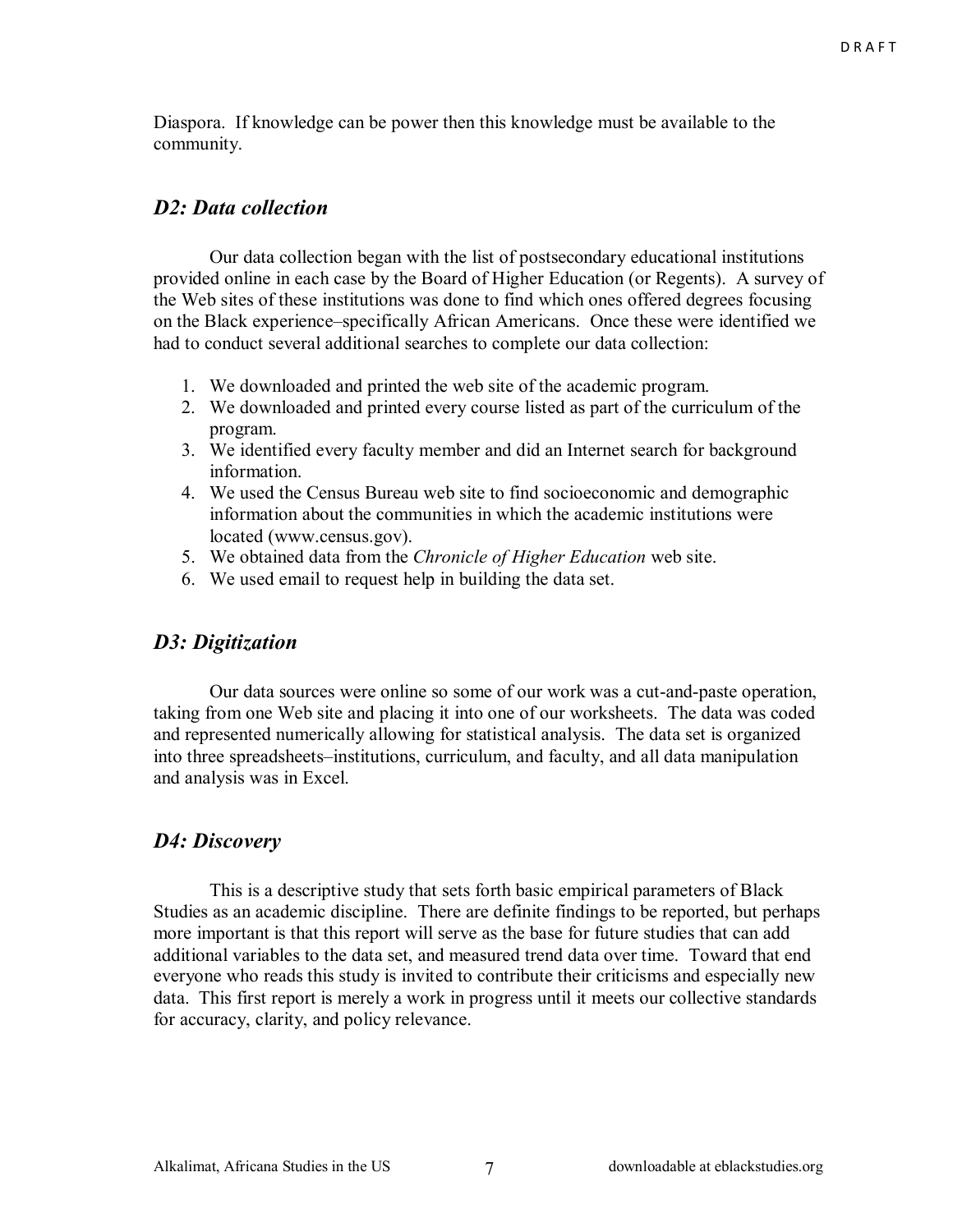Diaspora. If knowledge can be power then this knowledge must be available to the community.

### *D2: Data collection*

Our data collection began with the list of postsecondary educational institutions provided online in each case by the Board of Higher Education (or Regents). A survey of the Web sites of these institutions was done to find which ones offered degrees focusing on the Black experience–specifically African Americans. Once these were identified we had to conduct several additional searches to complete our data collection:

1. We downloaded and printed the web site of the academic program.
2. We downloaded and printed every course listed as part of the curriculum of the program.
3. We identified every faculty member and did an Internet search for background information.
4. We used the Census Bureau web site to find socioeconomic and demographic information about the communities in which the academic institutions were located (www.census.gov).
5. We obtained data from the *Chronicle of Higher Education* web site.
6. We used email to request help in building the data set.

### *D3: Digitization*

Our data sources were online so some of our work was a cut-and-paste operation, taking from one Web site and placing it into one of our worksheets. The data was coded and represented numerically allowing for statistical analysis. The data set is organized into three spreadsheets–institutions, curriculum, and faculty, and all data manipulation and analysis was in Excel.

### *D4: Discovery*

This is a descriptive study that sets forth basic empirical parameters of Black Studies as an academic discipline. There are definite findings to be reported, but perhaps more important is that this report will serve as the base for future studies that can add additional variables to the data set, and measured trend data over time. Toward that end everyone who reads this study is invited to contribute their criticisms and especially new data. This first report is merely a work in progress until it meets our collective standards for accuracy, clarity, and policy relevance.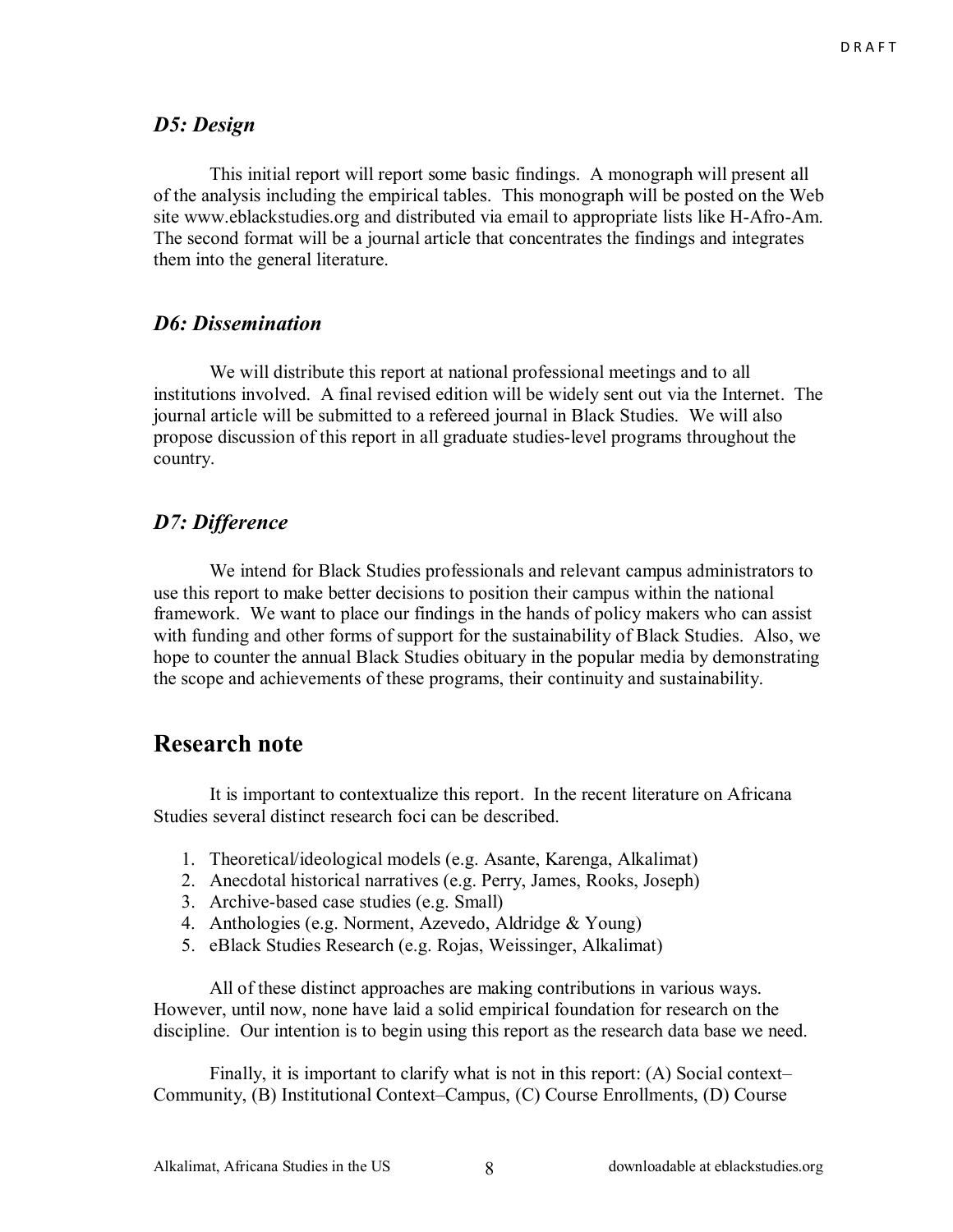### *D5: Design*

This initial report will report some basic findings. A monograph will present all of the analysis including the empirical tables. This monograph will be posted on the Web site www.eblackstudies.org and distributed via email to appropriate lists like H-Afro-Am. The second format will be a journal article that concentrates the findings and integrates them into the general literature.

### *D6: Dissemination*

We will distribute this report at national professional meetings and to all institutions involved. A final revised edition will be widely sent out via the Internet. The journal article will be submitted to a refereed journal in Black Studies. We will also propose discussion of this report in all graduate studies-level programs throughout the country.

### *D7: Difference*

We intend for Black Studies professionals and relevant campus administrators to use this report to make better decisions to position their campus within the national framework. We want to place our findings in the hands of policy makers who can assist with funding and other forms of support for the sustainability of Black Studies. Also, we hope to counter the annual Black Studies obituary in the popular media by demonstrating the scope and achievements of these programs, their continuity and sustainability.

## Research note

It is important to contextualize this report. In the recent literature on Africana Studies several distinct research foci can be described.

1. Theoretical/ideological models (e.g. Asante, Karenga, Alkalimat)
2. Anecdotal historical narratives (e.g. Perry, James, Rooks, Joseph)
3. Archive-based case studies (e.g. Small)
4. Anthologies (e.g. Norment, Azevedo, Aldridge & Young)
5. eBlack Studies Research (e.g. Rojas, Weissinger, Alkalimat)

All of these distinct approaches are making contributions in various ways. However, until now, none have laid a solid empirical foundation for research on the discipline. Our intention is to begin using this report as the research data base we need.

Finally, it is important to clarify what is not in this report: (A) Social context–Community, (B) Institutional Context–Campus, (C) Course Enrollments, (D) Course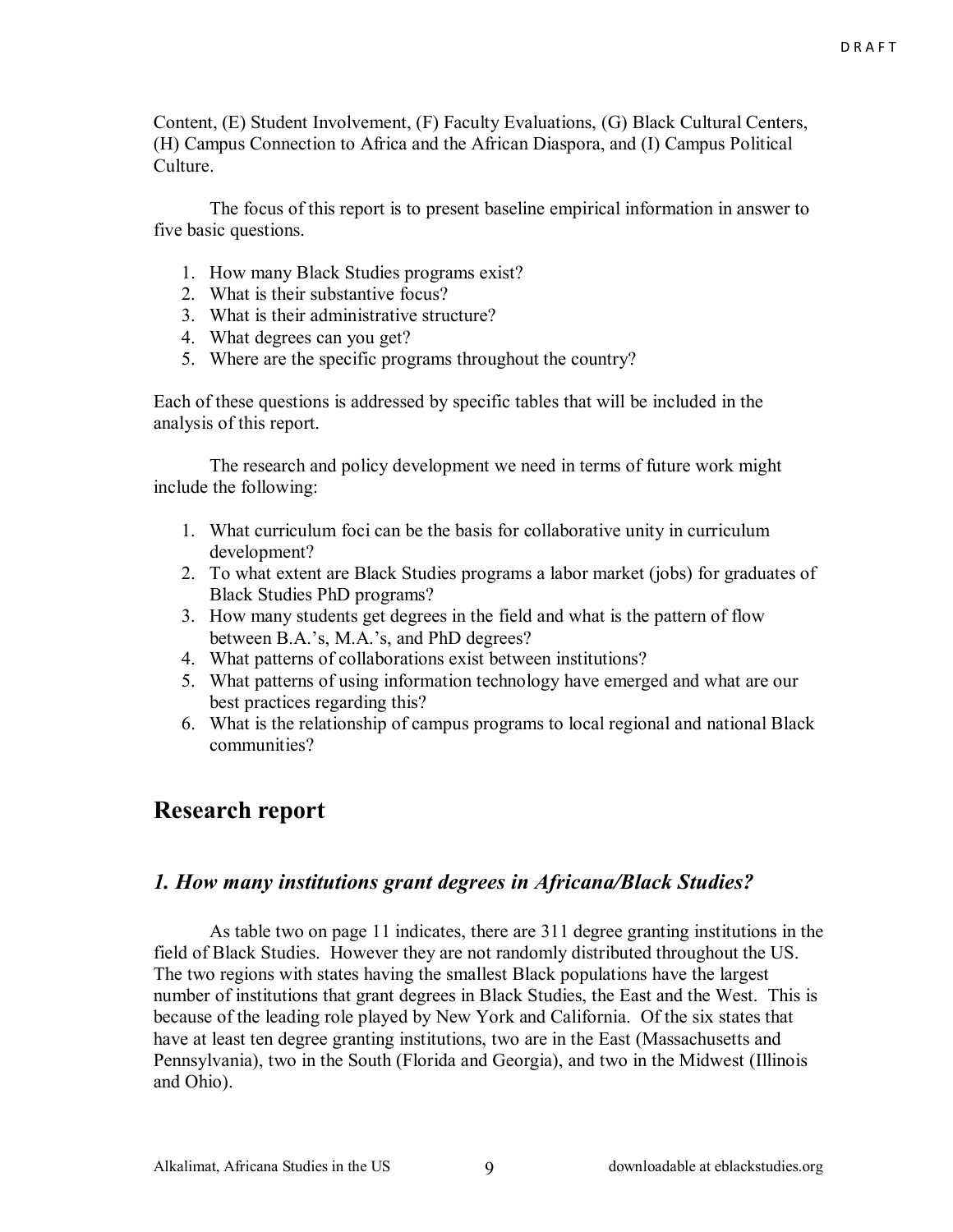Content, (E) Student Involvement, (F) Faculty Evaluations, (G) Black Cultural Centers, (H) Campus Connection to Africa and the African Diaspora, and (I) Campus Political Culture.

The focus of this report is to present baseline empirical information in answer to five basic questions.

1. How many Black Studies programs exist?
2. What is their substantive focus?
3. What is their administrative structure?
4. What degrees can you get?
5. Where are the specific programs throughout the country?

Each of these questions is addressed by specific tables that will be included in the analysis of this report.

The research and policy development we need in terms of future work might include the following:

1. What curriculum foci can be the basis for collaborative unity in curriculum development?
2. To what extent are Black Studies programs a labor market (jobs) for graduates of Black Studies PhD programs?
3. How many students get degrees in the field and what is the pattern of flow between B.A.'s, M.A.'s, and PhD degrees?
4. What patterns of collaborations exist between institutions?
5. What patterns of using information technology have emerged and what are our best practices regarding this?
6. What is the relationship of campus programs to local regional and national Black communities?

## Research report

### *1. How many institutions grant degrees in Africana/Black Studies?*

As table two on page 11 indicates, there are 311 degree granting institutions in the field of Black Studies. However they are not randomly distributed throughout the US. The two regions with states having the smallest Black populations have the largest number of institutions that grant degrees in Black Studies, the East and the West. This is because of the leading role played by New York and California. Of the six states that have at least ten degree granting institutions, two are in the East (Massachusetts and Pennsylvania), two in the South (Florida and Georgia), and two in the Midwest (Illinois and Ohio).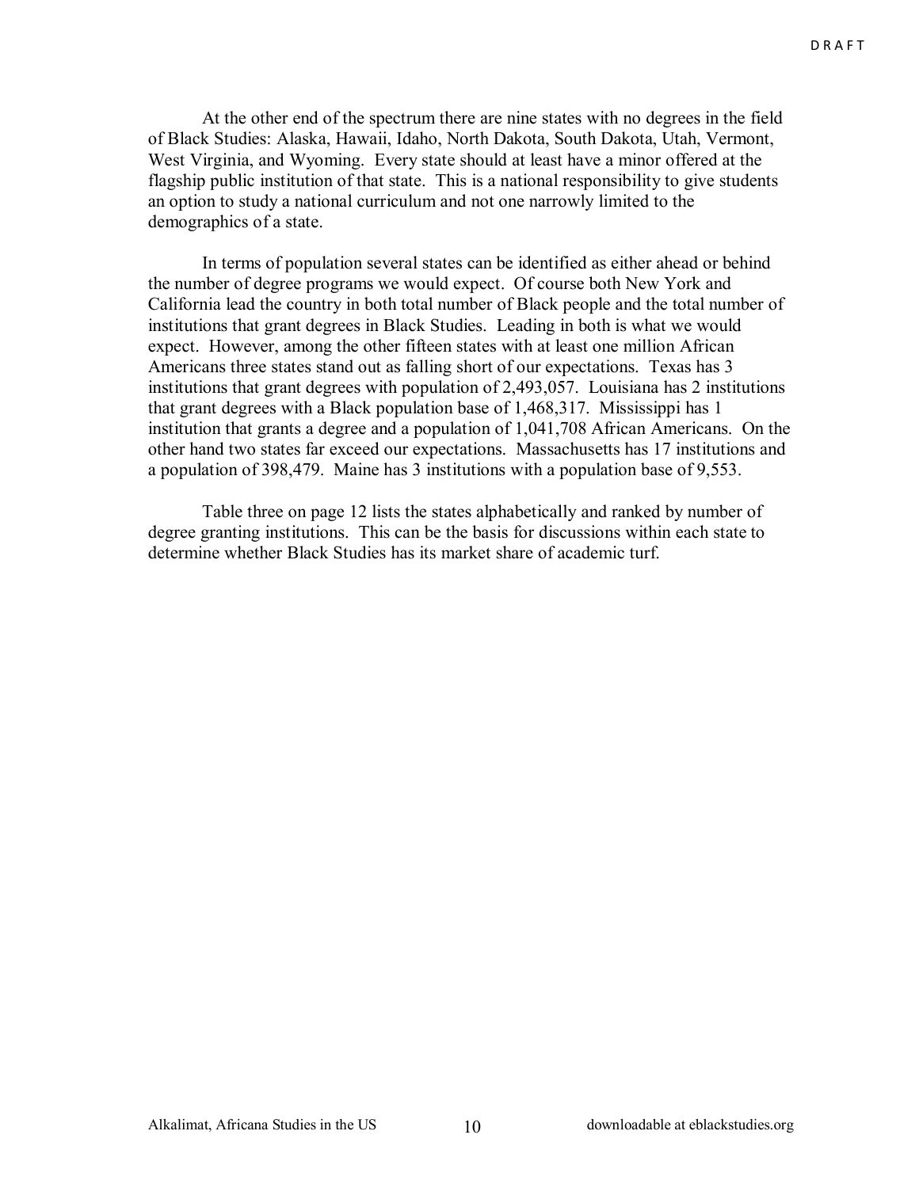At the other end of the spectrum there are nine states with no degrees in the field of Black Studies: Alaska, Hawaii, Idaho, North Dakota, South Dakota, Utah, Vermont, West Virginia, and Wyoming. Every state should at least have a minor offered at the flagship public institution of that state. This is a national responsibility to give students an option to study a national curriculum and not one narrowly limited to the demographics of a state.

In terms of population several states can be identified as either ahead or behind the number of degree programs we would expect. Of course both New York and California lead the country in both total number of Black people and the total number of institutions that grant degrees in Black Studies. Leading in both is what we would expect. However, among the other fifteen states with at least one million African Americans three states stand out as falling short of our expectations. Texas has 3 institutions that grant degrees with population of 2,493,057. Louisiana has 2 institutions that grant degrees with a Black population base of 1,468,317. Mississippi has 1 institution that grants a degree and a population of 1,041,708 African Americans. On the other hand two states far exceed our expectations. Massachusetts has 17 institutions and a population of 398,479. Maine has 3 institutions with a population base of 9,553.

Table three on page 12 lists the states alphabetically and ranked by number of degree granting institutions. This can be the basis for discussions within each state to determine whether Black Studies has its market share of academic turf.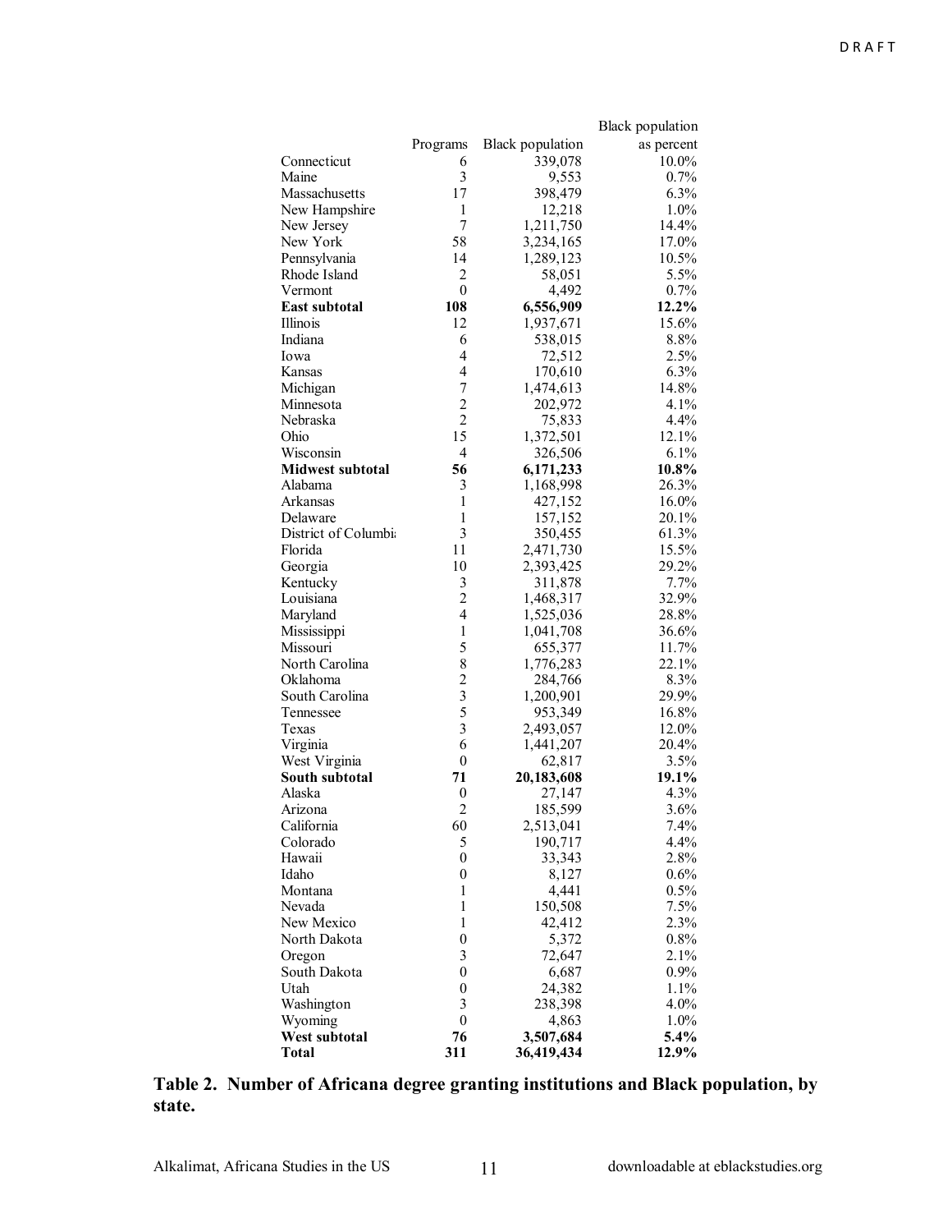| | Programs | Black population | Black population as percent |
|---|---|---|---|
| Connecticut | 6 | 339,078 | 10.0% |
| Maine | 3 | 9,553 | 0.7% |
| Massachusetts | 17 | 398,479 | 6.3% |
| New Hampshire | 1 | 12,218 | 1.0% |
| New Jersey | 7 | 1,211,750 | 14.4% |
| New York | 58 | 3,234,165 | 17.0% |
| Pennsylvania | 14 | 1,289,123 | 10.5% |
| Rhode Island | 2 | 58,051 | 5.5% |
| Vermont | 0 | 4,492 | 0.7% |
| **East subtotal** | **108** | **6,556,909** | **12.2%** |
| Illinois | 12 | 1,937,671 | 15.6% |
| Indiana | 6 | 538,015 | 8.8% |
| Iowa | 4 | 72,512 | 2.5% |
| Kansas | 4 | 170,610 | 6.3% |
| Michigan | 7 | 1,474,613 | 14.8% |
| Minnesota | 2 | 202,972 | 4.1% |
| Nebraska | 2 | 75,833 | 4.4% |
| Ohio | 15 | 1,372,501 | 12.1% |
| Wisconsin | 4 | 326,506 | 6.1% |
| **Midwest subtotal** | **56** | **6,171,233** | **10.8%** |
| Alabama | 3 | 1,168,998 | 26.3% |
| Arkansas | 1 | 427,152 | 16.0% |
| Delaware | 1 | 157,152 | 20.1% |
| District of Columbia | 3 | 350,455 | 61.3% |
| Florida | 11 | 2,471,730 | 15.5% |
| Georgia | 10 | 2,393,425 | 29.2% |
| Kentucky | 3 | 311,878 | 7.7% |
| Louisiana | 2 | 1,468,317 | 32.9% |
| Maryland | 4 | 1,525,036 | 28.8% |
| Mississippi | 1 | 1,041,708 | 36.6% |
| Missouri | 5 | 655,377 | 11.7% |
| North Carolina | 8 | 1,776,283 | 22.1% |
| Oklahoma | 2 | 284,766 | 8.3% |
| South Carolina | 3 | 1,200,901 | 29.9% |
| Tennessee | 5 | 953,349 | 16.8% |
| Texas | 3 | 2,493,057 | 12.0% |
| Virginia | 6 | 1,441,207 | 20.4% |
| West Virginia | 0 | 62,817 | 3.5% |
| **South subtotal** | **71** | **20,183,608** | **19.1%** |
| Alaska | 0 | 27,147 | 4.3% |
| Arizona | 2 | 185,599 | 3.6% |
| California | 60 | 2,513,041 | 7.4% |
| Colorado | 5 | 190,717 | 4.4% |
| Hawaii | 0 | 33,343 | 2.8% |
| Idaho | 0 | 8,127 | 0.6% |
| Montana | 1 | 4,441 | 0.5% |
| Nevada | 1 | 150,508 | 7.5% |
| New Mexico | 1 | 42,412 | 2.3% |
| North Dakota | 0 | 5,372 | 0.8% |
| Oregon | 3 | 72,647 | 2.1% |
| South Dakota | 0 | 6,687 | 0.9% |
| Utah | 0 | 24,382 | 1.1% |
| Washington | 3 | 238,398 | 4.0% |
| Wyoming | 0 | 4,863 | 1.0% |
| **West subtotal** | **76** | **3,507,684** | **5.4%** |
| **Total** | **311** | **36,419,434** | **12.9%** |

**Table 2. Number of Africana degree granting institutions and Black population, by state.**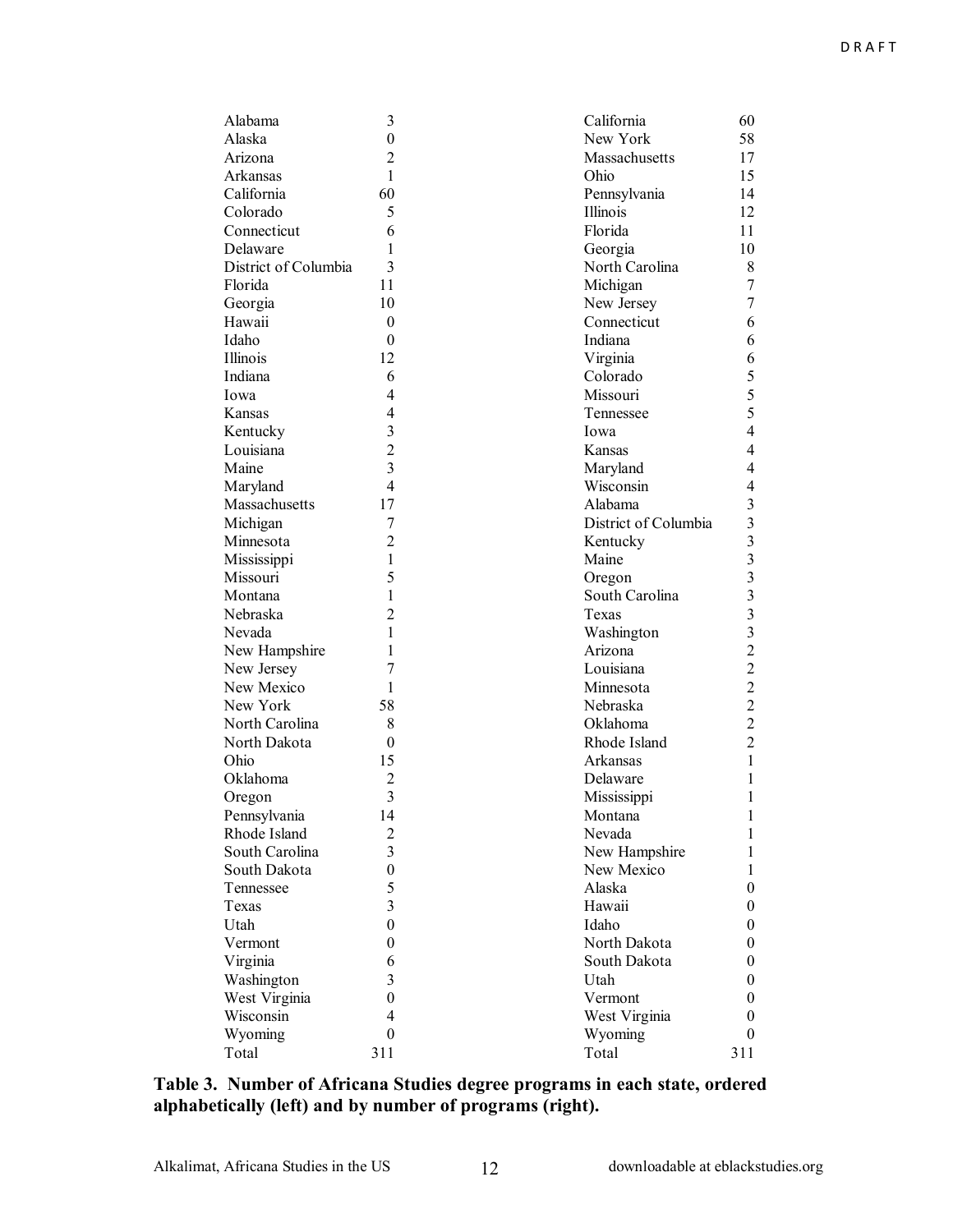| State | Programs | | State | Programs |
|---|---|---|---|---|
| Alabama | 3 | | California | 60 |
| Alaska | 0 | | New York | 58 |
| Arizona | 2 | | Massachusetts | 17 |
| Arkansas | 1 | | Ohio | 15 |
| California | 60 | | Pennsylvania | 14 |
| Colorado | 5 | | Illinois | 12 |
| Connecticut | 6 | | Florida | 11 |
| Delaware | 1 | | Georgia | 10 |
| District of Columbia | 3 | | North Carolina | 8 |
| Florida | 11 | | Michigan | 7 |
| Georgia | 10 | | New Jersey | 7 |
| Hawaii | 0 | | Connecticut | 6 |
| Idaho | 0 | | Indiana | 6 |
| Illinois | 12 | | Virginia | 6 |
| Indiana | 6 | | Colorado | 5 |
| Iowa | 4 | | Missouri | 5 |
| Kansas | 4 | | Tennessee | 5 |
| Kentucky | 3 | | Iowa | 4 |
| Louisiana | 2 | | Kansas | 4 |
| Maine | 3 | | Maryland | 4 |
| Maryland | 4 | | Wisconsin | 4 |
| Massachusetts | 17 | | Alabama | 3 |
| Michigan | 7 | | District of Columbia | 3 |
| Minnesota | 2 | | Kentucky | 3 |
| Mississippi | 1 | | Maine | 3 |
| Missouri | 5 | | Oregon | 3 |
| Montana | 1 | | South Carolina | 3 |
| Nebraska | 2 | | Texas | 3 |
| Nevada | 1 | | Washington | 3 |
| New Hampshire | 1 | | Arizona | 2 |
| New Jersey | 7 | | Louisiana | 2 |
| New Mexico | 1 | | Minnesota | 2 |
| New York | 58 | | Nebraska | 2 |
| North Carolina | 8 | | Oklahoma | 2 |
| North Dakota | 0 | | Rhode Island | 2 |
| Ohio | 15 | | Arkansas | 1 |
| Oklahoma | 2 | | Delaware | 1 |
| Oregon | 3 | | Mississippi | 1 |
| Pennsylvania | 14 | | Montana | 1 |
| Rhode Island | 2 | | Nevada | 1 |
| South Carolina | 3 | | New Hampshire | 1 |
| South Dakota | 0 | | New Mexico | 1 |
| Tennessee | 5 | | Alaska | 0 |
| Texas | 3 | | Hawaii | 0 |
| Utah | 0 | | Idaho | 0 |
| Vermont | 0 | | North Dakota | 0 |
| Virginia | 6 | | South Dakota | 0 |
| Washington | 3 | | Utah | 0 |
| West Virginia | 0 | | Vermont | 0 |
| Wisconsin | 4 | | West Virginia | 0 |
| Wyoming | 0 | | Wyoming | 0 |
| Total | 311 | | Total | 311 |

**Table 3. Number of Africana Studies degree programs in each state, ordered alphabetically (left) and by number of programs (right).**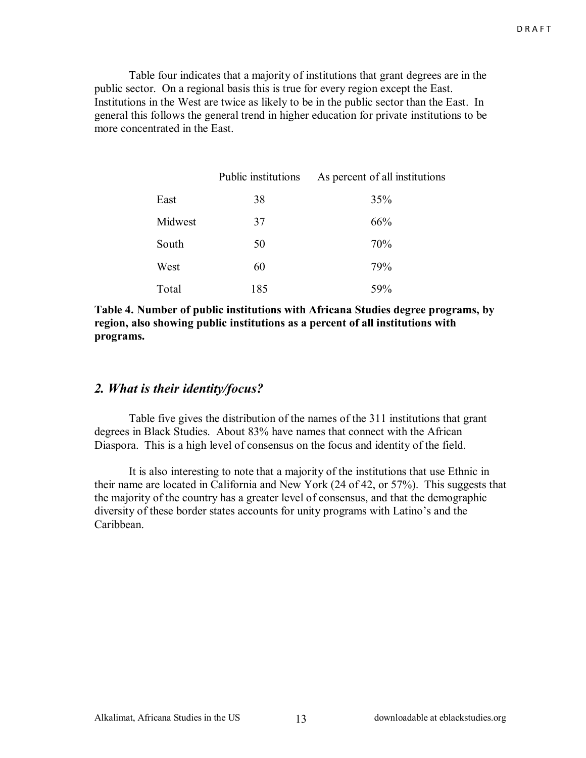Table four indicates that a majority of institutions that grant degrees are in the public sector. On a regional basis this is true for every region except the East. Institutions in the West are twice as likely to be in the public sector than the East. In general this follows the general trend in higher education for private institutions to be more concentrated in the East.

| | Public institutions | As percent of all institutions |
|---|---|---|
| East | 38 | 35% |
| Midwest | 37 | 66% |
| South | 50 | 70% |
| West | 60 | 79% |
| Total | 185 | 59% |

**Table 4. Number of public institutions with Africana Studies degree programs, by region, also showing public institutions as a percent of all institutions with programs.**

## *2. What is their identity/focus?*

Table five gives the distribution of the names of the 311 institutions that grant degrees in Black Studies. About 83% have names that connect with the African Diaspora. This is a high level of consensus on the focus and identity of the field.

It is also interesting to note that a majority of the institutions that use Ethnic in their name are located in California and New York (24 of 42, or 57%). This suggests that the majority of the country has a greater level of consensus, and that the demographic diversity of these border states accounts for unity programs with Latino's and the Caribbean.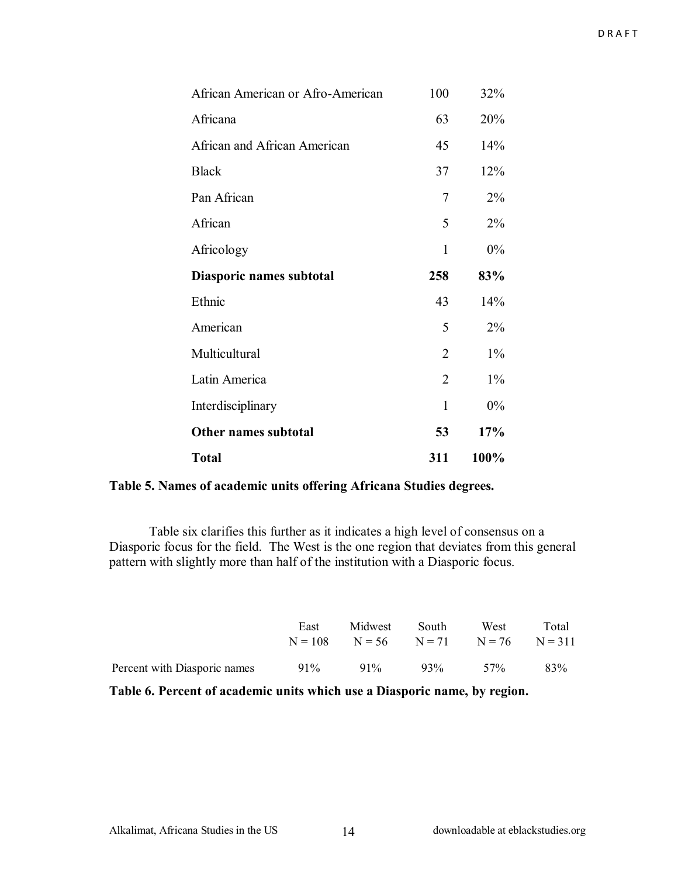| | | |
|---|---|---|
| African American or Afro-American | 100 | 32% |
| Africana | 63 | 20% |
| African and African American | 45 | 14% |
| Black | 37 | 12% |
| Pan African | 7 | 2% |
| African | 5 | 2% |
| Africology | 1 | 0% |
| **Diasporic names subtotal** | **258** | **83%** |
| Ethnic | 43 | 14% |
| American | 5 | 2% |
| Multicultural | 2 | 1% |
| Latin America | 2 | 1% |
| Interdisciplinary | 1 | 0% |
| **Other names subtotal** | **53** | **17%** |
| **Total** | **311** | **100%** |

**Table 5. Names of academic units offering Africana Studies degrees.**

Table six clarifies this further as it indicates a high level of consensus on a Diasporic focus for the field. The West is the one region that deviates from this general pattern with slightly more than half of the institution with a Diasporic focus.

| | East N = 108 | Midwest N = 56 | South N = 71 | West N = 76 | Total N = 311 |
|---|---|---|---|---|---|
| Percent with Diasporic names | 91% | 91% | 93% | 57% | 83% |

**Table 6. Percent of academic units which use a Diasporic name, by region.**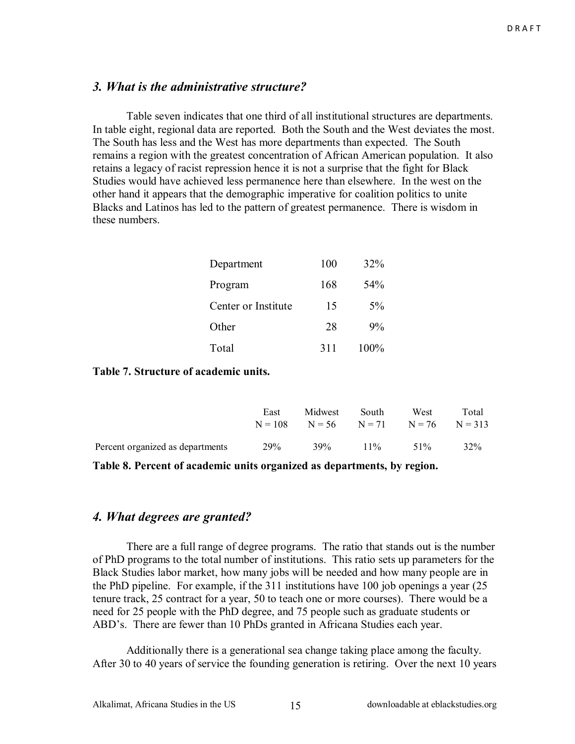### *3. What is the administrative structure?*

Table seven indicates that one third of all institutional structures are departments. In table eight, regional data are reported. Both the South and the West deviates the most. The South has less and the West has more departments than expected. The South remains a region with the greatest concentration of African American population. It also retains a legacy of racist repression hence it is not a surprise that the fight for Black Studies would have achieved less permanence here than elsewhere. In the west on the other hand it appears that the demographic imperative for coalition politics to unite Blacks and Latinos has led to the pattern of greatest permanence. There is wisdom in these numbers.

| | | |
|---|---|---|
| Department | 100 | 32% |
| Program | 168 | 54% |
| Center or Institute | 15 | 5% |
| Other | 28 | 9% |
| Total | 311 | 100% |

**Table 7. Structure of academic units.**

| | East N = 108 | Midwest N = 56 | South N = 71 | West N = 76 | Total N = 313 |
|---|---|---|---|---|---|
| Percent organized as departments | 29% | 39% | 11% | 51% | 32% |

**Table 8. Percent of academic units organized as departments, by region.**

### *4. What degrees are granted?*

There are a full range of degree programs. The ratio that stands out is the number of PhD programs to the total number of institutions. This ratio sets up parameters for the Black Studies labor market, how many jobs will be needed and how many people are in the PhD pipeline. For example, if the 311 institutions have 100 job openings a year (25 tenure track, 25 contract for a year, 50 to teach one or more courses). There would be a need for 25 people with the PhD degree, and 75 people such as graduate students or ABD's. There are fewer than 10 PhDs granted in Africana Studies each year.

Additionally there is a generational sea change taking place among the faculty. After 30 to 40 years of service the founding generation is retiring. Over the next 10 years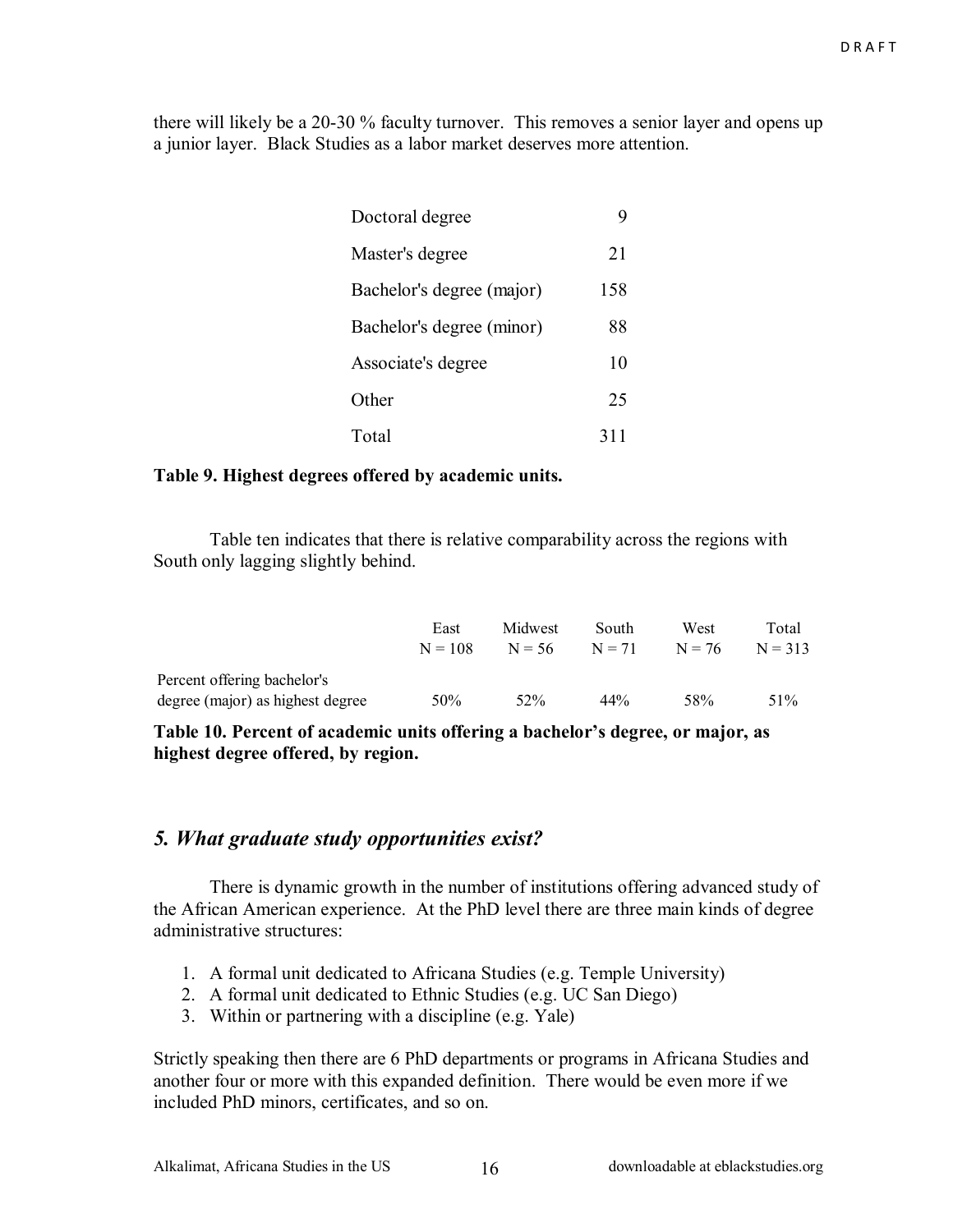there will likely be a 20-30 % faculty turnover. This removes a senior layer and opens up a junior layer. Black Studies as a labor market deserves more attention.

| | |
|---|---|
| Doctoral degree | 9 |
| Master's degree | 21 |
| Bachelor's degree (major) | 158 |
| Bachelor's degree (minor) | 88 |
| Associate's degree | 10 |
| Other | 25 |
| Total | 311 |

**Table 9. Highest degrees offered by academic units.**

Table ten indicates that there is relative comparability across the regions with South only lagging slightly behind.

| | East N = 108 | Midwest N = 56 | South N = 71 | West N = 76 | Total N = 313 |
|---|---|---|---|---|---|
| Percent offering bachelor's degree (major) as highest degree | 50% | 52% | 44% | 58% | 51% |

**Table 10. Percent of academic units offering a bachelor's degree, or major, as highest degree offered, by region.**

## *5. What graduate study opportunities exist?*

There is dynamic growth in the number of institutions offering advanced study of the African American experience. At the PhD level there are three main kinds of degree administrative structures:

1. A formal unit dedicated to Africana Studies (e.g. Temple University)
2. A formal unit dedicated to Ethnic Studies (e.g. UC San Diego)
3. Within or partnering with a discipline (e.g. Yale)

Strictly speaking then there are 6 PhD departments or programs in Africana Studies and another four or more with this expanded definition. There would be even more if we included PhD minors, certificates, and so on.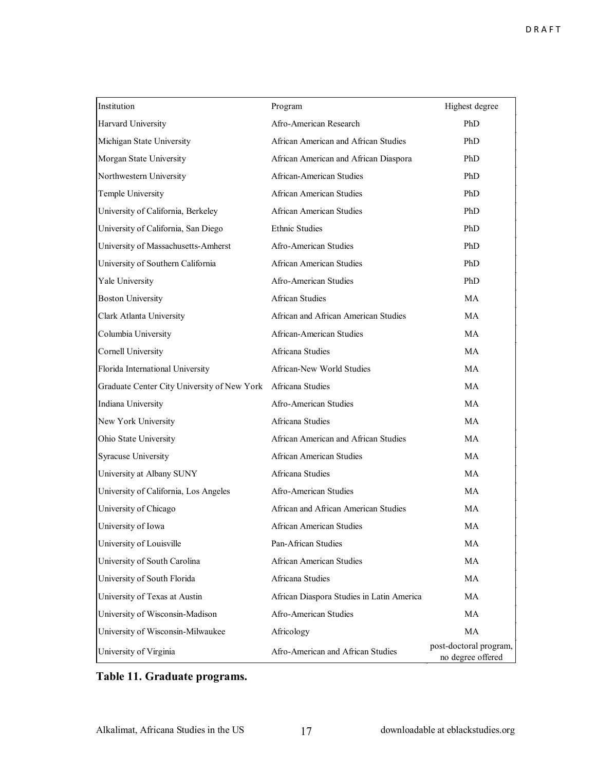| Institution | Program | Highest degree |
|---|---|---|
| Harvard University | Afro-American Research | PhD |
| Michigan State University | African American and African Studies | PhD |
| Morgan State University | African American and African Diaspora | PhD |
| Northwestern University | African-American Studies | PhD |
| Temple University | African American Studies | PhD |
| University of California, Berkeley | African American Studies | PhD |
| University of California, San Diego | Ethnic Studies | PhD |
| University of Massachusetts-Amherst | Afro-American Studies | PhD |
| University of Southern California | African American Studies | PhD |
| Yale University | Afro-American Studies | PhD |
| Boston University | African Studies | MA |
| Clark Atlanta University | African and African American Studies | MA |
| Columbia University | African-American Studies | MA |
| Cornell University | Africana Studies | MA |
| Florida International University | African-New World Studies | MA |
| Graduate Center City University of New York | Africana Studies | MA |
| Indiana University | Afro-American Studies | MA |
| New York University | Africana Studies | MA |
| Ohio State University | African American and African Studies | MA |
| Syracuse University | African American Studies | MA |
| University at Albany SUNY | Africana Studies | MA |
| University of California, Los Angeles | Afro-American Studies | MA |
| University of Chicago | African and African American Studies | MA |
| University of Iowa | African American Studies | MA |
| University of Louisville | Pan-African Studies | MA |
| University of South Carolina | African American Studies | MA |
| University of South Florida | Africana Studies | MA |
| University of Texas at Austin | African Diaspora Studies in Latin America | MA |
| University of Wisconsin-Madison | Afro-American Studies | MA |
| University of Wisconsin-Milwaukee | Africology | MA |
| University of Virginia | Afro-American and African Studies | post-doctoral program, no degree offered |

**Table 11. Graduate programs.**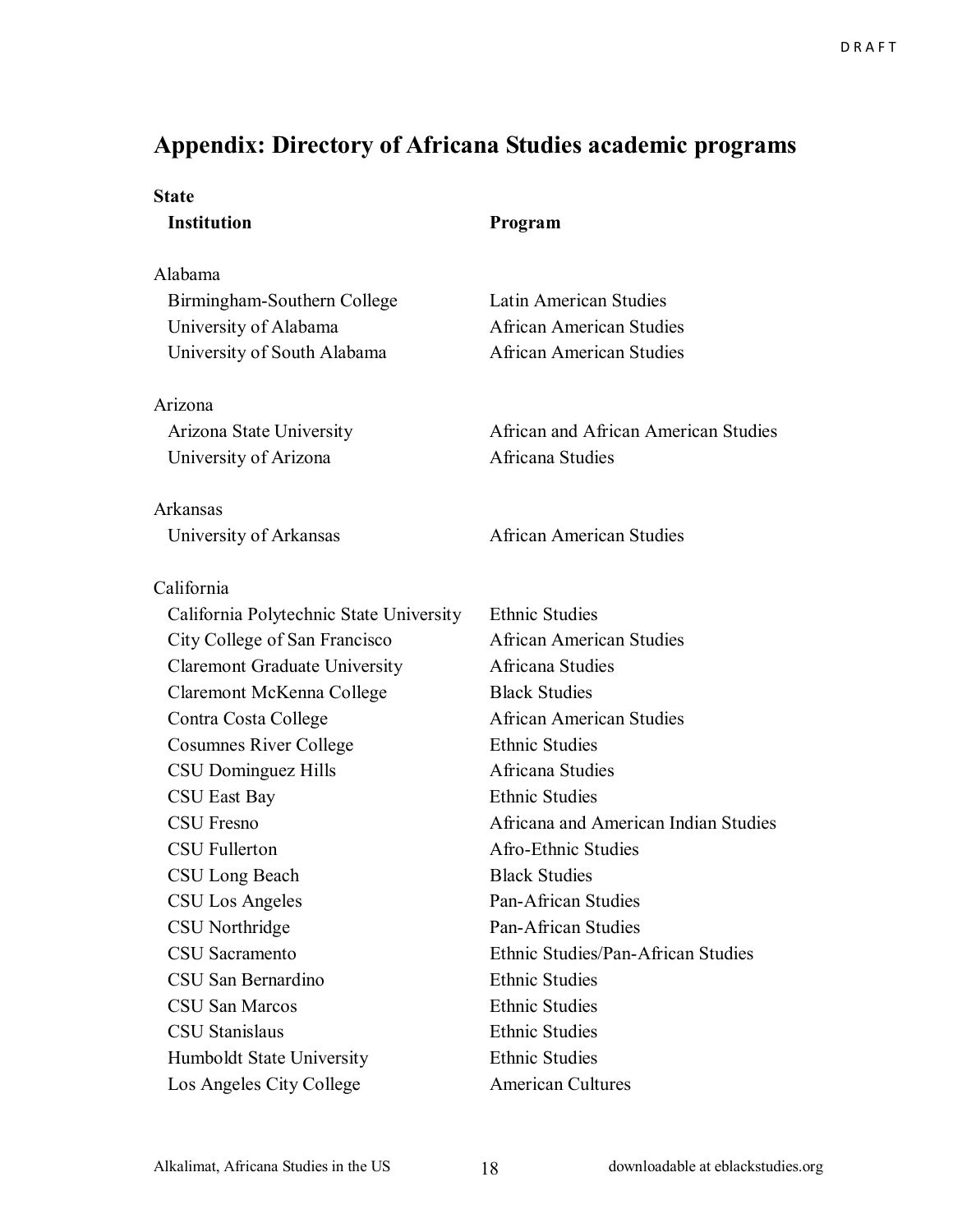## Appendix: Directory of Africana Studies academic programs

| State / Institution | Program |
|---|---|
| **Alabama** | |
| Birmingham-Southern College | Latin American Studies |
| University of Alabama | African American Studies |
| University of South Alabama | African American Studies |
| **Arizona** | |
| Arizona State University | African and African American Studies |
| University of Arizona | Africana Studies |
| **Arkansas** | |
| University of Arkansas | African American Studies |
| **California** | |
| California Polytechnic State University | Ethnic Studies |
| City College of San Francisco | African American Studies |
| Claremont Graduate University | Africana Studies |
| Claremont McKenna College | Black Studies |
| Contra Costa College | African American Studies |
| Cosumnes River College | Ethnic Studies |
| CSU Dominguez Hills | Africana Studies |
| CSU East Bay | Ethnic Studies |
| CSU Fresno | Africana and American Indian Studies |
| CSU Fullerton | Afro-Ethnic Studies |
| CSU Long Beach | Black Studies |
| CSU Los Angeles | Pan-African Studies |
| CSU Northridge | Pan-African Studies |
| CSU Sacramento | Ethnic Studies/Pan-African Studies |
| CSU San Bernardino | Ethnic Studies |
| CSU San Marcos | Ethnic Studies |
| CSU Stanislaus | Ethnic Studies |
| Humboldt State University | Ethnic Studies |
| Los Angeles City College | American Cultures |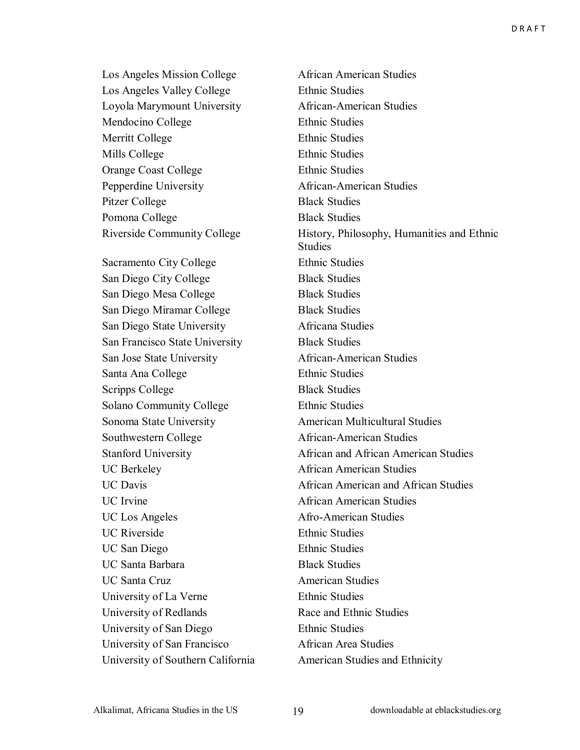| | |
|---|---|
| Los Angeles Mission College | African American Studies |
| Los Angeles Valley College | Ethnic Studies |
| Loyola Marymount University | African-American Studies |
| Mendocino College | Ethnic Studies |
| Merritt College | Ethnic Studies |
| Mills College | Ethnic Studies |
| Orange Coast College | Ethnic Studies |
| Pepperdine University | African-American Studies |
| Pitzer College | Black Studies |
| Pomona College | Black Studies |
| Riverside Community College | History, Philosophy, Humanities and Ethnic Studies |
| Sacramento City College | Ethnic Studies |
| San Diego City College | Black Studies |
| San Diego Mesa College | Black Studies |
| San Diego Miramar College | Black Studies |
| San Diego State University | Africana Studies |
| San Francisco State University | Black Studies |
| San Jose State University | African-American Studies |
| Santa Ana College | Ethnic Studies |
| Scripps College | Black Studies |
| Solano Community College | Ethnic Studies |
| Sonoma State University | American Multicultural Studies |
| Southwestern College | African-American Studies |
| Stanford University | African and African American Studies |
| UC Berkeley | African American Studies |
| UC Davis | African American and African Studies |
| UC Irvine | African American Studies |
| UC Los Angeles | Afro-American Studies |
| UC Riverside | Ethnic Studies |
| UC San Diego | Ethnic Studies |
| UC Santa Barbara | Black Studies |
| UC Santa Cruz | American Studies |
| University of La Verne | Ethnic Studies |
| University of Redlands | Race and Ethnic Studies |
| University of San Diego | Ethnic Studies |
| University of San Francisco | African Area Studies |
| University of Southern California | American Studies and Ethnicity |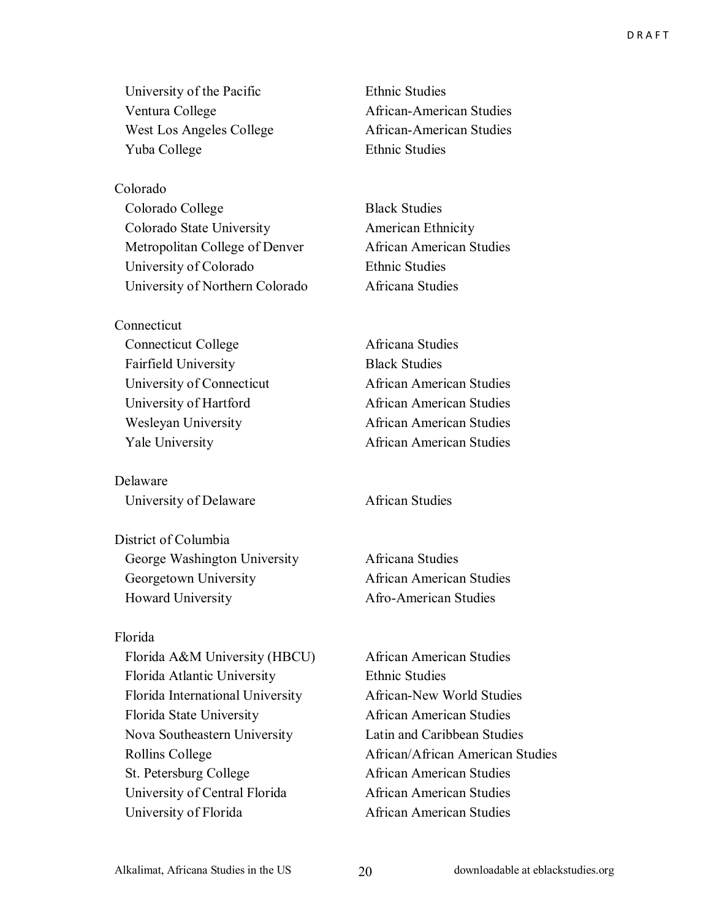| | |
|---|---|
| University of the Pacific | Ethnic Studies |
| Ventura College | African-American Studies |
| West Los Angeles College | African-American Studies |
| Yuba College | Ethnic Studies |

Colorado

| | |
|---|---|
| Colorado College | Black Studies |
| Colorado State University | American Ethnicity |
| Metropolitan College of Denver | African American Studies |
| University of Colorado | Ethnic Studies |
| University of Northern Colorado | Africana Studies |

Connecticut

| | |
|---|---|
| Connecticut College | Africana Studies |
| Fairfield University | Black Studies |
| University of Connecticut | African American Studies |
| University of Hartford | African American Studies |
| Wesleyan University | African American Studies |
| Yale University | African American Studies |

Delaware

| | |
|---|---|
| University of Delaware | African Studies |

District of Columbia

| | |
|---|---|
| George Washington University | Africana Studies |
| Georgetown University | African American Studies |
| Howard University | Afro-American Studies |

Florida

| | |
|---|---|
| Florida A&M University (HBCU) | African American Studies |
| Florida Atlantic University | Ethnic Studies |
| Florida International University | African-New World Studies |
| Florida State University | African American Studies |
| Nova Southeastern University | Latin and Caribbean Studies |
| Rollins College | African/African American Studies |
| St. Petersburg College | African American Studies |
| University of Central Florida | African American Studies |
| University of Florida | African American Studies |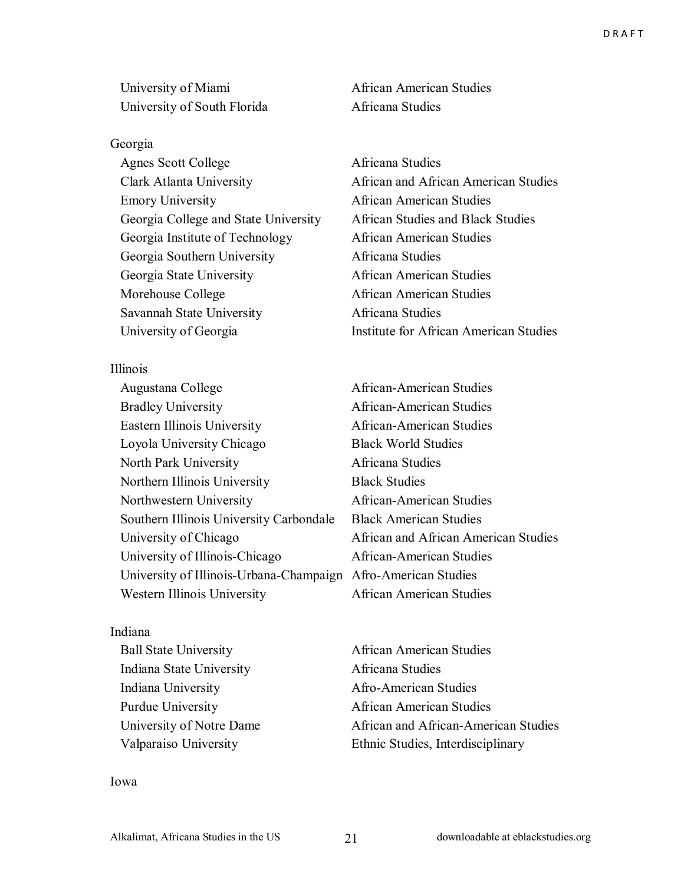University of Miami — African American Studies
University of South Florida — Africana Studies

Georgia

| Institution | Program |
|---|---|
| Agnes Scott College | Africana Studies |
| Clark Atlanta University | African and African American Studies |
| Emory University | African American Studies |
| Georgia College and State University | African Studies and Black Studies |
| Georgia Institute of Technology | African American Studies |
| Georgia Southern University | Africana Studies |
| Georgia State University | African American Studies |
| Morehouse College | African American Studies |
| Savannah State University | Africana Studies |
| University of Georgia | Institute for African American Studies |

Illinois

| Institution | Program |
|---|---|
| Augustana College | African-American Studies |
| Bradley University | African-American Studies |
| Eastern Illinois University | African-American Studies |
| Loyola University Chicago | Black World Studies |
| North Park University | Africana Studies |
| Northern Illinois University | Black Studies |
| Northwestern University | African-American Studies |
| Southern Illinois University Carbondale | Black American Studies |
| University of Chicago | African and African American Studies |
| University of Illinois-Chicago | African-American Studies |
| University of Illinois-Urbana-Champaign | Afro-American Studies |
| Western Illinois University | African American Studies |

Indiana

| Institution | Program |
|---|---|
| Ball State University | African American Studies |
| Indiana State University | Africana Studies |
| Indiana University | Afro-American Studies |
| Purdue University | African American Studies |
| University of Notre Dame | African and African-American Studies |
| Valparaiso University | Ethnic Studies, Interdisciplinary |

Iowa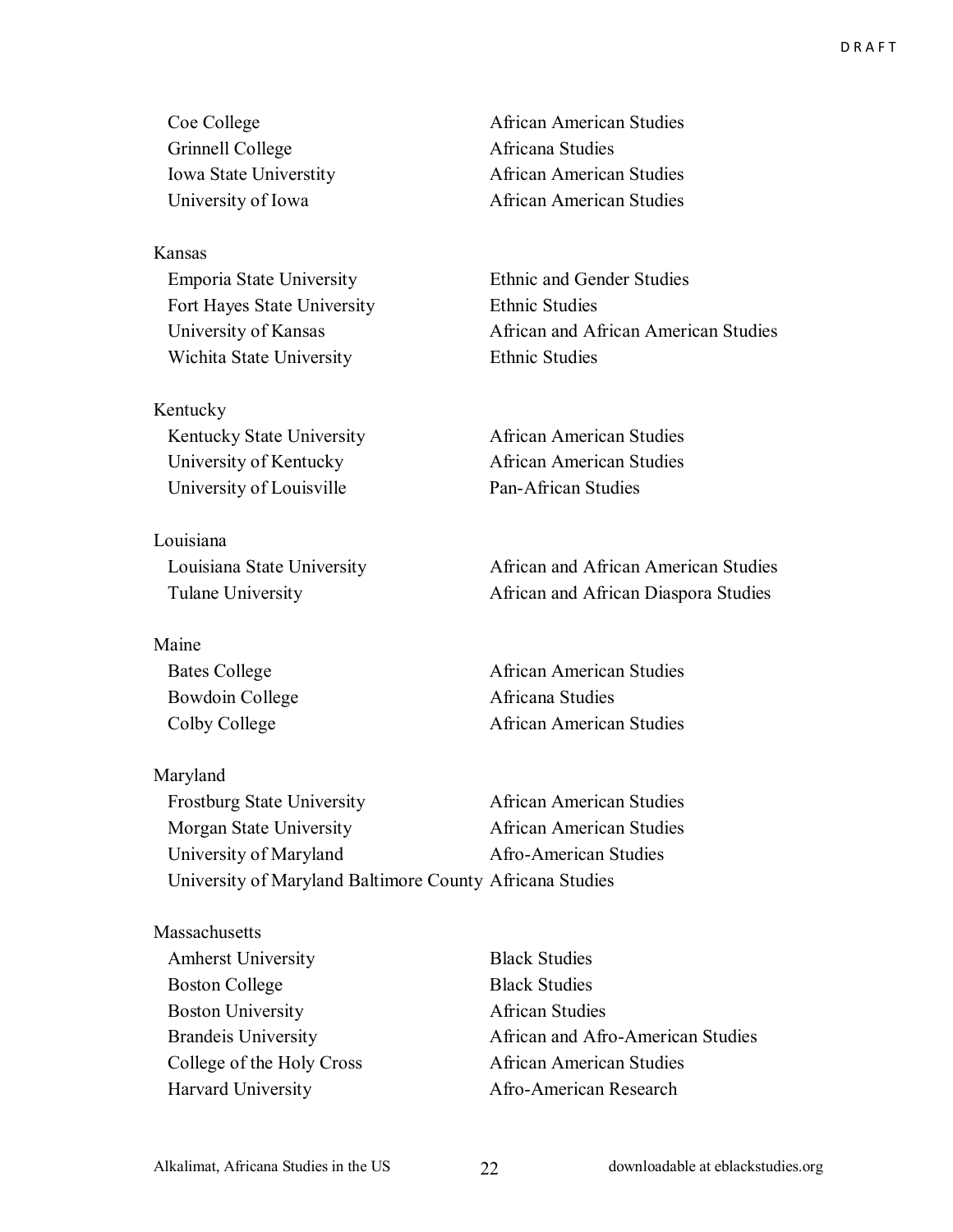| | |
|---|---|
| Coe College | African American Studies |
| Grinnell College | Africana Studies |
| Iowa State Universtity | African American Studies |
| University of Iowa | African American Studies |
| **Kansas** | |
| Emporia State University | Ethnic and Gender Studies |
| Fort Hayes State University | Ethnic Studies |
| University of Kansas | African and African American Studies |
| Wichita State University | Ethnic Studies |
| **Kentucky** | |
| Kentucky State University | African American Studies |
| University of Kentucky | African American Studies |
| University of Louisville | Pan-African Studies |
| **Louisiana** | |
| Louisiana State University | African and African American Studies |
| Tulane University | African and African Diaspora Studies |
| **Maine** | |
| Bates College | African American Studies |
| Bowdoin College | Africana Studies |
| Colby College | African American Studies |
| **Maryland** | |
| Frostburg State University | African American Studies |
| Morgan State University | African American Studies |
| University of Maryland | Afro-American Studies |
| University of Maryland Baltimore County | Africana Studies |
| **Massachusetts** | |
| Amherst University | Black Studies |
| Boston College | Black Studies |
| Boston University | African Studies |
| Brandeis University | African and Afro-American Studies |
| College of the Holy Cross | African American Studies |
| Harvard University | Afro-American Research |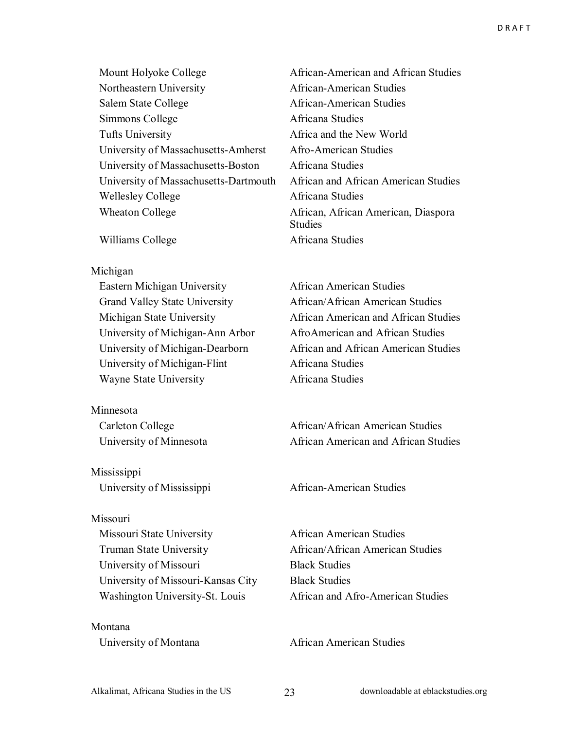| | |
|---|---|
| Mount Holyoke College | African-American and African Studies |
| Northeastern University | African-American Studies |
| Salem State College | African-American Studies |
| Simmons College | Africana Studies |
| Tufts University | Africa and the New World |
| University of Massachusetts-Amherst | Afro-American Studies |
| University of Massachusetts-Boston | Africana Studies |
| University of Massachusetts-Dartmouth | African and African American Studies |
| Wellesley College | Africana Studies |
| Wheaton College | African, African American, Diaspora Studies |
| Williams College | Africana Studies |

Michigan

| | |
|---|---|
| Eastern Michigan University | African American Studies |
| Grand Valley State University | African/African American Studies |
| Michigan State University | African American and African Studies |
| University of Michigan-Ann Arbor | AfroAmerican and African Studies |
| University of Michigan-Dearborn | African and African American Studies |
| University of Michigan-Flint | Africana Studies |
| Wayne State University | Africana Studies |

Minnesota

| | |
|---|---|
| Carleton College | African/African American Studies |
| University of Minnesota | African American and African Studies |

Mississippi

| | |
|---|---|
| University of Mississippi | African-American Studies |

Missouri

| | |
|---|---|
| Missouri State University | African American Studies |
| Truman State University | African/African American Studies |
| University of Missouri | Black Studies |
| University of Missouri-Kansas City | Black Studies |
| Washington University-St. Louis | African and Afro-American Studies |

Montana

| | |
|---|---|
| University of Montana | African American Studies |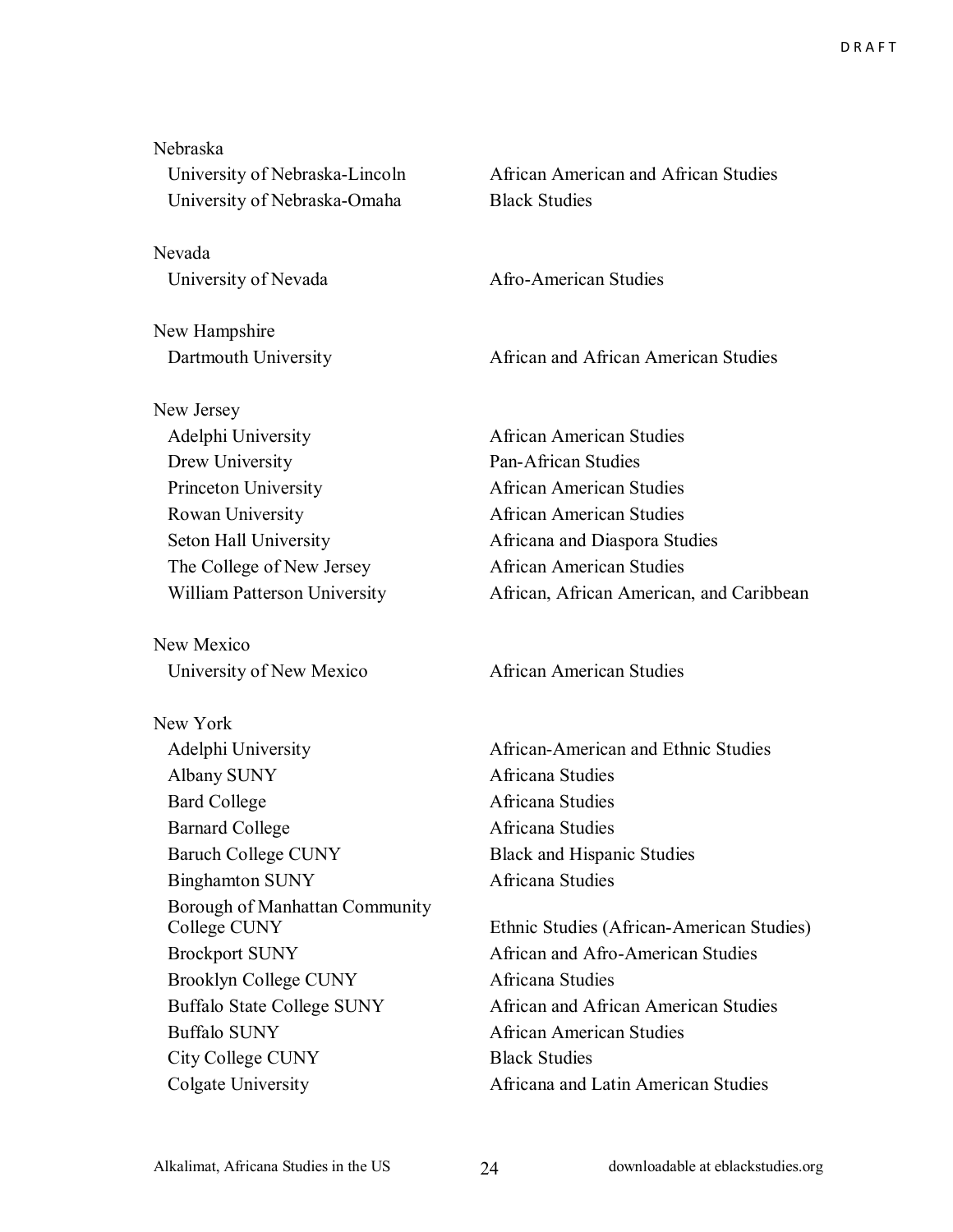| | |
|---|---|
| **Nebraska** | |
| University of Nebraska-Lincoln | African American and African Studies |
| University of Nebraska-Omaha | Black Studies |
| **Nevada** | |
| University of Nevada | Afro-American Studies |
| **New Hampshire** | |
| Dartmouth University | African and African American Studies |
| **New Jersey** | |
| Adelphi University | African American Studies |
| Drew University | Pan-African Studies |
| Princeton University | African American Studies |
| Rowan University | African American Studies |
| Seton Hall University | Africana and Diaspora Studies |
| The College of New Jersey | African American Studies |
| William Patterson University | African, African American, and Caribbean |
| **New Mexico** | |
| University of New Mexico | African American Studies |
| **New York** | |
| Adelphi University | African-American and Ethnic Studies |
| Albany SUNY | Africana Studies |
| Bard College | Africana Studies |
| Barnard College | Africana Studies |
| Baruch College CUNY | Black and Hispanic Studies |
| Binghamton SUNY | Africana Studies |
| Borough of Manhattan Community College CUNY | Ethnic Studies (African-American Studies) |
| Brockport SUNY | African and Afro-American Studies |
| Brooklyn College CUNY | Africana Studies |
| Buffalo State College SUNY | African and African American Studies |
| Buffalo SUNY | African American Studies |
| City College CUNY | Black Studies |
| Colgate University | Africana and Latin American Studies |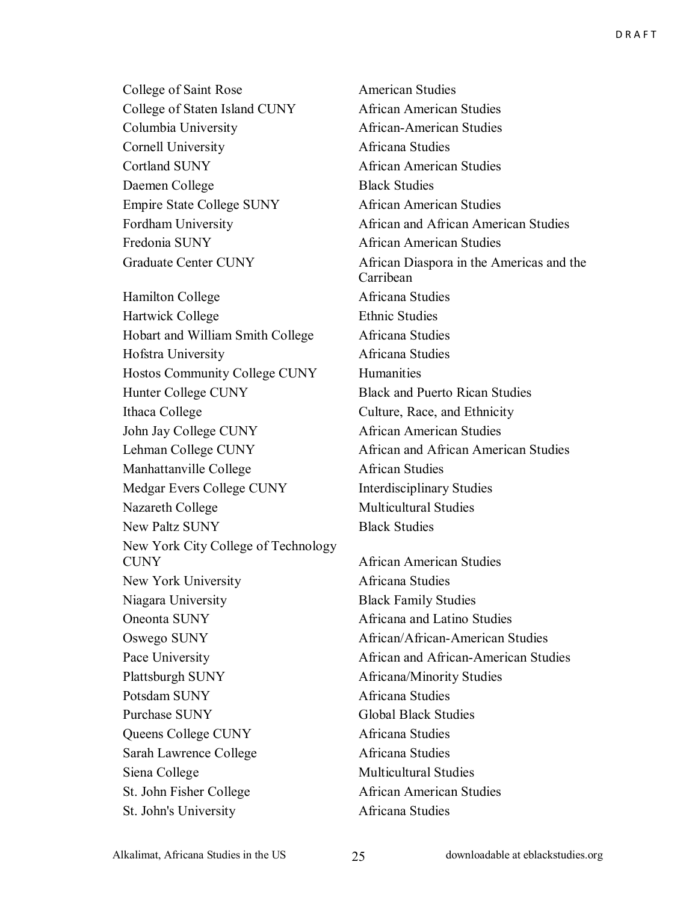| | |
|---|---|
| College of Saint Rose | American Studies |
| College of Staten Island CUNY | African American Studies |
| Columbia University | African-American Studies |
| Cornell University | Africana Studies |
| Cortland SUNY | African American Studies |
| Daemen College | Black Studies |
| Empire State College SUNY | African American Studies |
| Fordham University | African and African American Studies |
| Fredonia SUNY | African American Studies |
| Graduate Center CUNY | African Diaspora in the Americas and the Carribean |
| Hamilton College | Africana Studies |
| Hartwick College | Ethnic Studies |
| Hobart and William Smith College | Africana Studies |
| Hofstra University | Africana Studies |
| Hostos Community College CUNY | Humanities |
| Hunter College CUNY | Black and Puerto Rican Studies |
| Ithaca College | Culture, Race, and Ethnicity |
| John Jay College CUNY | African American Studies |
| Lehman College CUNY | African and African American Studies |
| Manhattanville College | African Studies |
| Medgar Evers College CUNY | Interdisciplinary Studies |
| Nazareth College | Multicultural Studies |
| New Paltz SUNY | Black Studies |
| New York City College of Technology CUNY | African American Studies |
| New York University | Africana Studies |
| Niagara University | Black Family Studies |
| Oneonta SUNY | Africana and Latino Studies |
| Oswego SUNY | African/African-American Studies |
| Pace University | African and African-American Studies |
| Plattsburgh SUNY | Africana/Minority Studies |
| Potsdam SUNY | Africana Studies |
| Purchase SUNY | Global Black Studies |
| Queens College CUNY | Africana Studies |
| Sarah Lawrence College | Africana Studies |
| Siena College | Multicultural Studies |
| St. John Fisher College | African American Studies |
| St. John's University | Africana Studies |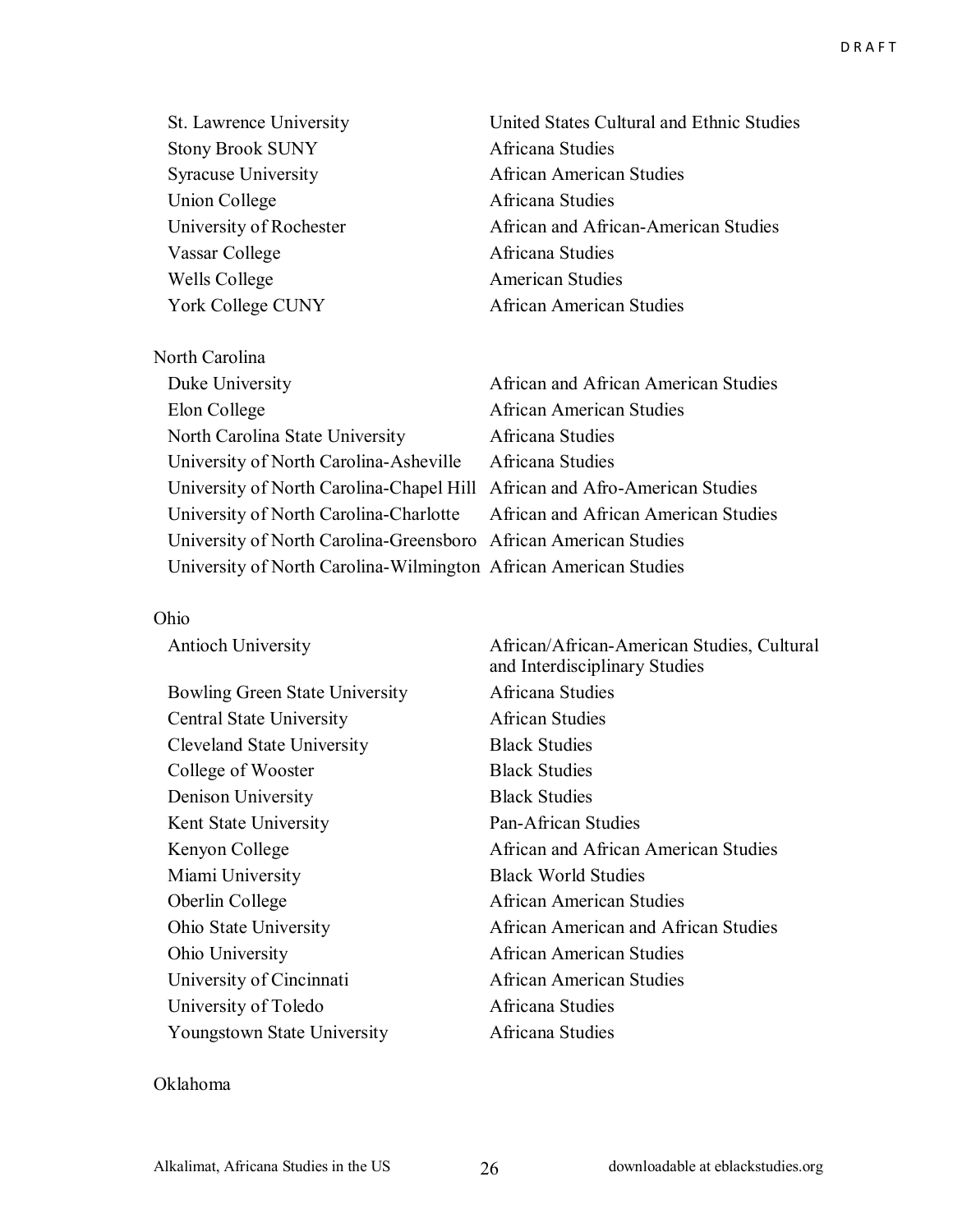| | |
|---|---|
| St. Lawrence University | United States Cultural and Ethnic Studies |
| Stony Brook SUNY | Africana Studies |
| Syracuse University | African American Studies |
| Union College | Africana Studies |
| University of Rochester | African and African-American Studies |
| Vassar College | Africana Studies |
| Wells College | American Studies |
| York College CUNY | African American Studies |

North Carolina

| | |
|---|---|
| Duke University | African and African American Studies |
| Elon College | African American Studies |
| North Carolina State University | Africana Studies |
| University of North Carolina-Asheville | Africana Studies |
| University of North Carolina-Chapel Hill | African and Afro-American Studies |
| University of North Carolina-Charlotte | African and African American Studies |
| University of North Carolina-Greensboro | African American Studies |
| University of North Carolina-Wilmington | African American Studies |

Ohio

| | |
|---|---|
| Antioch University | African/African-American Studies, Cultural and Interdisciplinary Studies |
| Bowling Green State University | Africana Studies |
| Central State University | African Studies |
| Cleveland State University | Black Studies |
| College of Wooster | Black Studies |
| Denison University | Black Studies |
| Kent State University | Pan-African Studies |
| Kenyon College | African and African American Studies |
| Miami University | Black World Studies |
| Oberlin College | African American Studies |
| Ohio State University | African American and African Studies |
| Ohio University | African American Studies |
| University of Cincinnati | African American Studies |
| University of Toledo | Africana Studies |
| Youngstown State University | Africana Studies |

Oklahoma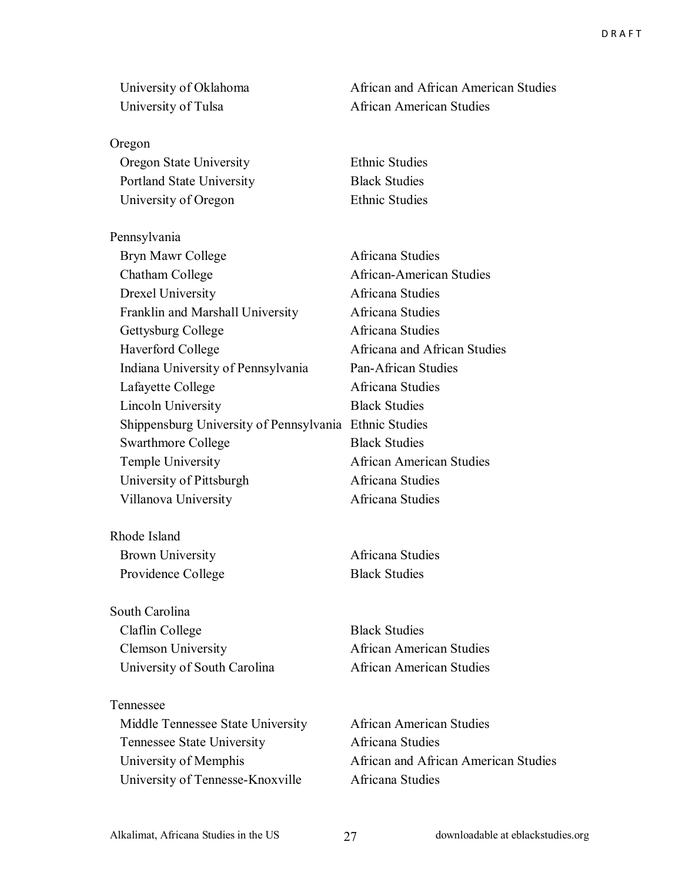| | |
|---|---|
| University of Oklahoma | African and African American Studies |
| University of Tulsa | African American Studies |
| | |
| **Oregon** | |
| Oregon State University | Ethnic Studies |
| Portland State University | Black Studies |
| University of Oregon | Ethnic Studies |
| | |
| **Pennsylvania** | |
| Bryn Mawr College | Africana Studies |
| Chatham College | African-American Studies |
| Drexel University | Africana Studies |
| Franklin and Marshall University | Africana Studies |
| Gettysburg College | Africana Studies |
| Haverford College | Africana and African Studies |
| Indiana University of Pennsylvania | Pan-African Studies |
| Lafayette College | Africana Studies |
| Lincoln University | Black Studies |
| Shippensburg University of Pennsylvania | Ethnic Studies |
| Swarthmore College | Black Studies |
| Temple University | African American Studies |
| University of Pittsburgh | Africana Studies |
| Villanova University | Africana Studies |
| | |
| **Rhode Island** | |
| Brown University | Africana Studies |
| Providence College | Black Studies |
| | |
| **South Carolina** | |
| Claflin College | Black Studies |
| Clemson University | African American Studies |
| University of South Carolina | African American Studies |
| | |
| **Tennessee** | |
| Middle Tennessee State University | African American Studies |
| Tennessee State University | Africana Studies |
| University of Memphis | African and African American Studies |
| University of Tennesse-Knoxville | Africana Studies |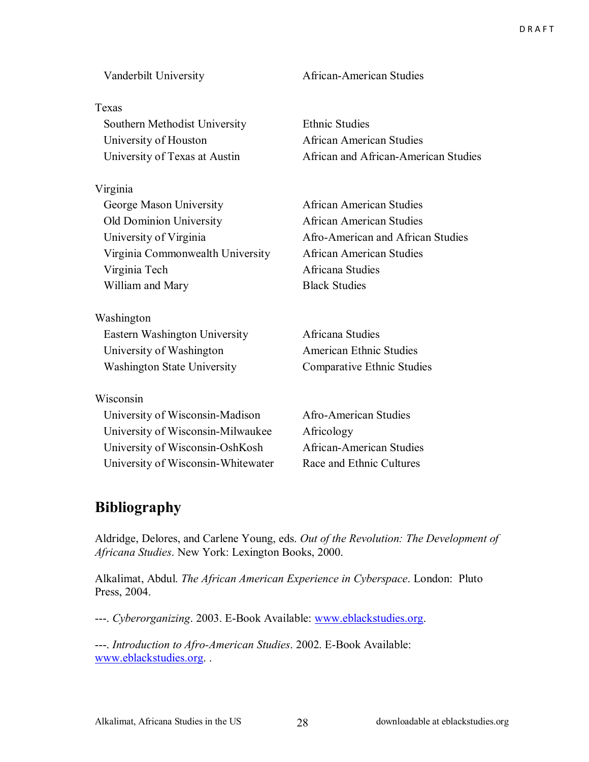| | |
|---|---|
| Vanderbilt University | African-American Studies |
| | |
| Texas | |
| Southern Methodist University | Ethnic Studies |
| University of Houston | African American Studies |
| University of Texas at Austin | African and African-American Studies |
| | |
| Virginia | |
| George Mason University | African American Studies |
| Old Dominion University | African American Studies |
| University of Virginia | Afro-American and African Studies |
| Virginia Commonwealth University | African American Studies |
| Virginia Tech | Africana Studies |
| William and Mary | Black Studies |
| | |
| Washington | |
| Eastern Washington University | Africana Studies |
| University of Washington | American Ethnic Studies |
| Washington State University | Comparative Ethnic Studies |
| | |
| Wisconsin | |
| University of Wisconsin-Madison | Afro-American Studies |
| University of Wisconsin-Milwaukee | Africology |
| University of Wisconsin-OshKosh | African-American Studies |
| University of Wisconsin-Whitewater | Race and Ethnic Cultures |

## Bibliography

Aldridge, Delores, and Carlene Young, eds. *Out of the Revolution: The Development of Africana Studies*. New York: Lexington Books, 2000.

Alkalimat, Abdul. *The African American Experience in Cyberspace*. London: Pluto Press, 2004.

---. *Cyberorganizing*. 2003. E-Book Available: www.eblackstudies.org.

---. *Introduction to Afro-American Studies*. 2002. E-Book Available: www.eblackstudies.org. .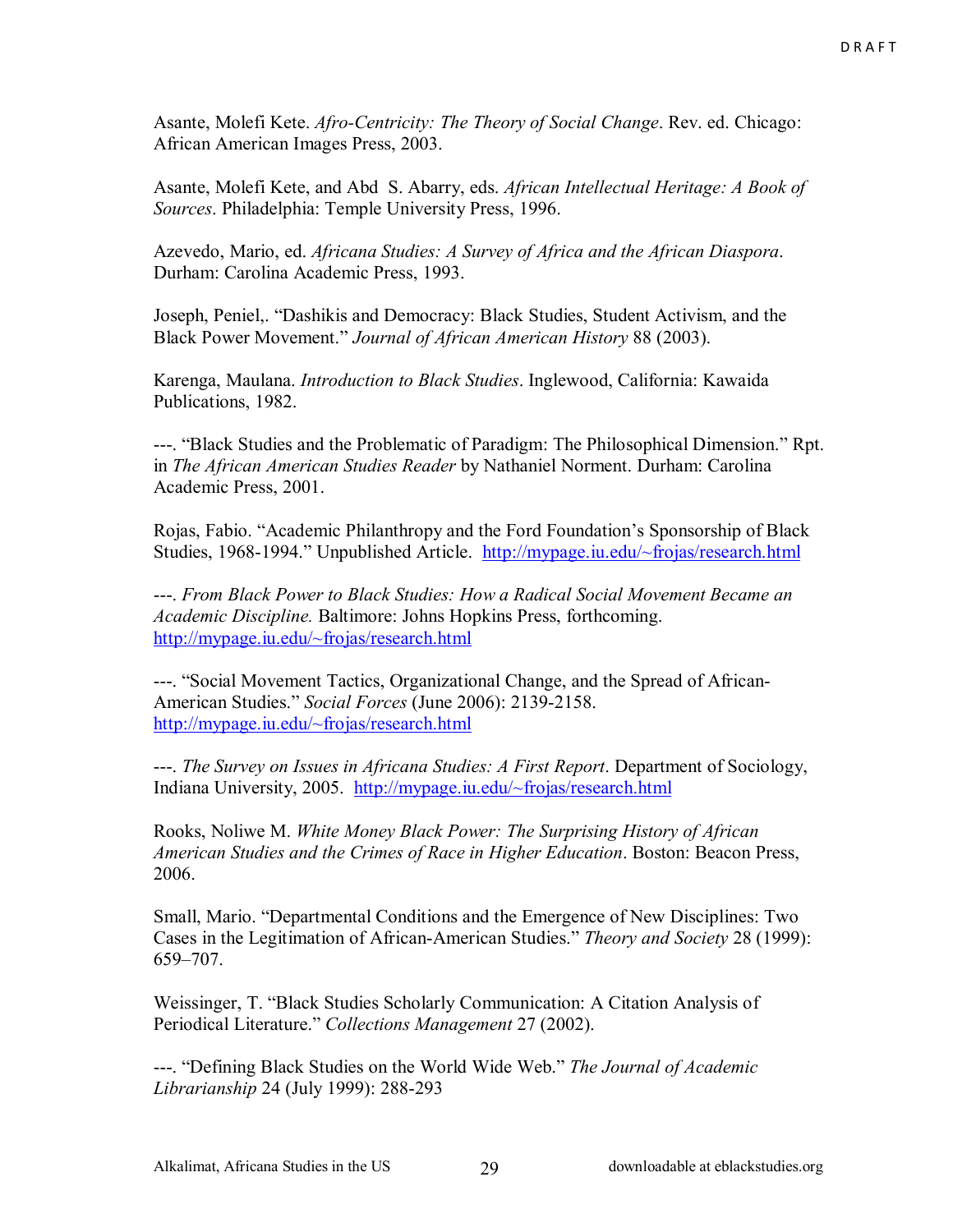Asante, Molefi Kete. *Afro-Centricity: The Theory of Social Change*. Rev. ed. Chicago: African American Images Press, 2003.

Asante, Molefi Kete, and Abd S. Abarry, eds. *African Intellectual Heritage: A Book of Sources*. Philadelphia: Temple University Press, 1996.

Azevedo, Mario, ed. *Africana Studies: A Survey of Africa and the African Diaspora*. Durham: Carolina Academic Press, 1993.

Joseph, Peniel,. "Dashikis and Democracy: Black Studies, Student Activism, and the Black Power Movement." *Journal of African American History* 88 (2003).

Karenga, Maulana. *Introduction to Black Studies*. Inglewood, California: Kawaida Publications, 1982.

---. "Black Studies and the Problematic of Paradigm: The Philosophical Dimension." Rpt. in *The African American Studies Reader* by Nathaniel Norment. Durham: Carolina Academic Press, 2001.

Rojas, Fabio. "Academic Philanthropy and the Ford Foundation's Sponsorship of Black Studies, 1968-1994." Unpublished Article. http://mypage.iu.edu/~frojas/research.html

---. *From Black Power to Black Studies: How a Radical Social Movement Became an Academic Discipline.* Baltimore: Johns Hopkins Press, forthcoming. http://mypage.iu.edu/~frojas/research.html

---. "Social Movement Tactics, Organizational Change, and the Spread of African-American Studies." *Social Forces* (June 2006): 2139-2158. http://mypage.iu.edu/~frojas/research.html

---. *The Survey on Issues in Africana Studies: A First Report*. Department of Sociology, Indiana University, 2005. http://mypage.iu.edu/~frojas/research.html

Rooks, Noliwe M. *White Money Black Power: The Surprising History of African American Studies and the Crimes of Race in Higher Education*. Boston: Beacon Press, 2006.

Small, Mario. "Departmental Conditions and the Emergence of New Disciplines: Two Cases in the Legitimation of African-American Studies." *Theory and Society* 28 (1999): 659–707.

Weissinger, T. "Black Studies Scholarly Communication: A Citation Analysis of Periodical Literature." *Collections Management* 27 (2002).

---. "Defining Black Studies on the World Wide Web." *The Journal of Academic Librarianship* 24 (July 1999): 288-293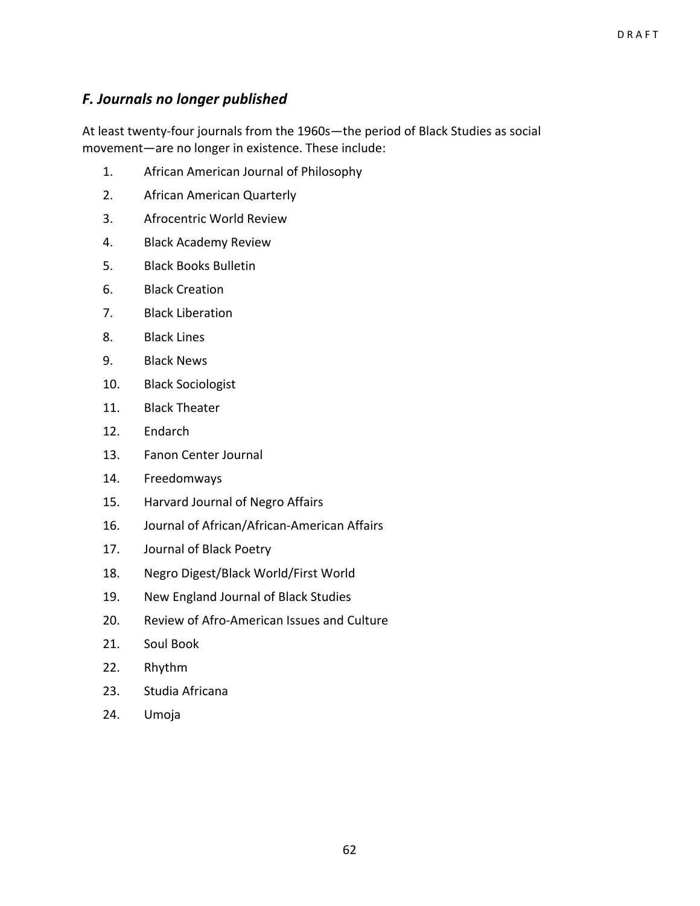### *F. Journals no longer published*

At least twenty-four journals from the 1960s—the period of Black Studies as social movement—are no longer in existence. These include:

1. African American Journal of Philosophy
2. African American Quarterly
3. Afrocentric World Review
4. Black Academy Review
5. Black Books Bulletin
6. Black Creation
7. Black Liberation
8. Black Lines
9. Black News
10. Black Sociologist
11. Black Theater
12. Endarch
13. Fanon Center Journal
14. Freedomways
15. Harvard Journal of Negro Affairs
16. Journal of African/African-American Affairs
17. Journal of Black Poetry
18. Negro Digest/Black World/First World
19. New England Journal of Black Studies
20. Review of Afro-American Issues and Culture
21. Soul Book
22. Rhythm
23. Studia Africana
24. Umoja